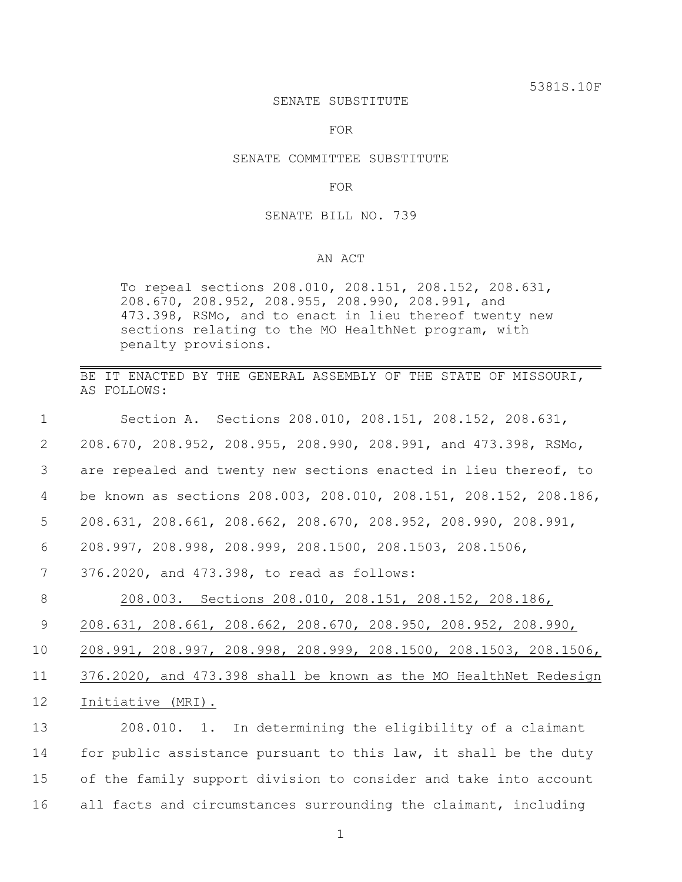5381S.10F

SENATE SUBSTITUTE

FOR

SENATE COMMITTEE SUBSTITUTE

FOR

SENATE BILL NO. 739

AN ACT

To repeal sections 208.010, 208.151, 208.152, 208.631, 208.670, 208.952, 208.955, 208.990, 208.991, and 473.398, RSMo, and to enact in lieu thereof twenty new sections relating to the MO HealthNet program, with penalty provisions.

---

BE IT ENACTED BY THE GENERAL ASSEMBLY OF THE STATE OF MISSOURI, AS FOLLOWS:

1 Section A. Sections 208.010, 208.151, 208.152, 208.631,
2 208.670, 208.952, 208.955, 208.990, 208.991, and 473.398, RSMo,
3 are repealed and twenty new sections enacted in lieu thereof, to
4 be known as sections 208.003, 208.010, 208.151, 208.152, 208.186,
5 208.631, 208.661, 208.662, 208.670, 208.952, 208.990, 208.991,
6 208.997, 208.998, 208.999, 208.1500, 208.1503, 208.1506,
7 376.2020, and 473.398, to read as follows:

8 <u>208.003. Sections 208.010, 208.151, 208.152, 208.186,</u>
9 <u>208.631, 208.661, 208.662, 208.670, 208.950, 208.952, 208.990,</u>
10 <u>208.991, 208.997, 208.998, 208.999, 208.1500, 208.1503, 208.1506,</u>
11 <u>376.2020, and 473.398 shall be known as the MO HealthNet Redesign</u>
12 <u>Initiative (MRI).</u>

13 208.010. 1. In determining the eligibility of a claimant
14 for public assistance pursuant to this law, it shall be the duty
15 of the family support division to consider and take into account
16 all facts and circumstances surrounding the claimant, including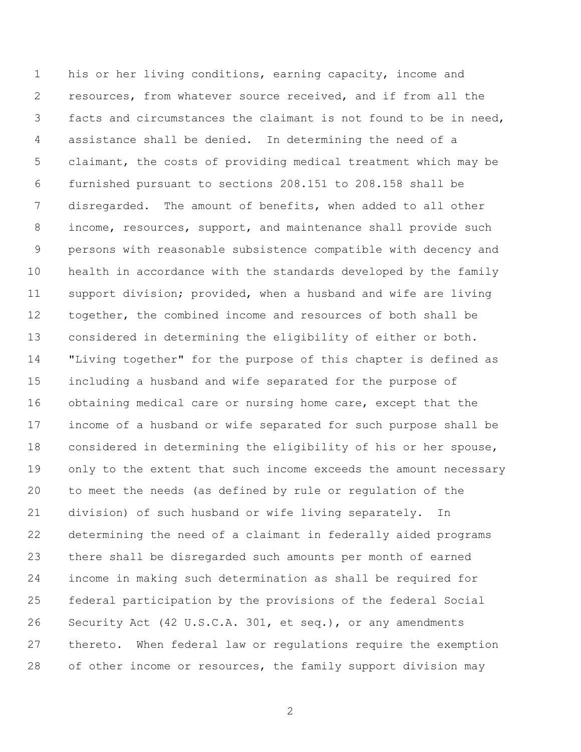his or her living conditions, earning capacity, income and resources, from whatever source received, and if from all the facts and circumstances the claimant is not found to be in need, assistance shall be denied. In determining the need of a claimant, the costs of providing medical treatment which may be furnished pursuant to sections 208.151 to 208.158 shall be disregarded. The amount of benefits, when added to all other income, resources, support, and maintenance shall provide such persons with reasonable subsistence compatible with decency and health in accordance with the standards developed by the family support division; provided, when a husband and wife are living together, the combined income and resources of both shall be considered in determining the eligibility of either or both. "Living together" for the purpose of this chapter is defined as including a husband and wife separated for the purpose of obtaining medical care or nursing home care, except that the income of a husband or wife separated for such purpose shall be considered in determining the eligibility of his or her spouse, only to the extent that such income exceeds the amount necessary to meet the needs (as defined by rule or regulation of the division) of such husband or wife living separately. In determining the need of a claimant in federally aided programs there shall be disregarded such amounts per month of earned income in making such determination as shall be required for federal participation by the provisions of the federal Social Security Act (42 U.S.C.A. 301, et seq.), or any amendments thereto. When federal law or regulations require the exemption of other income or resources, the family support division may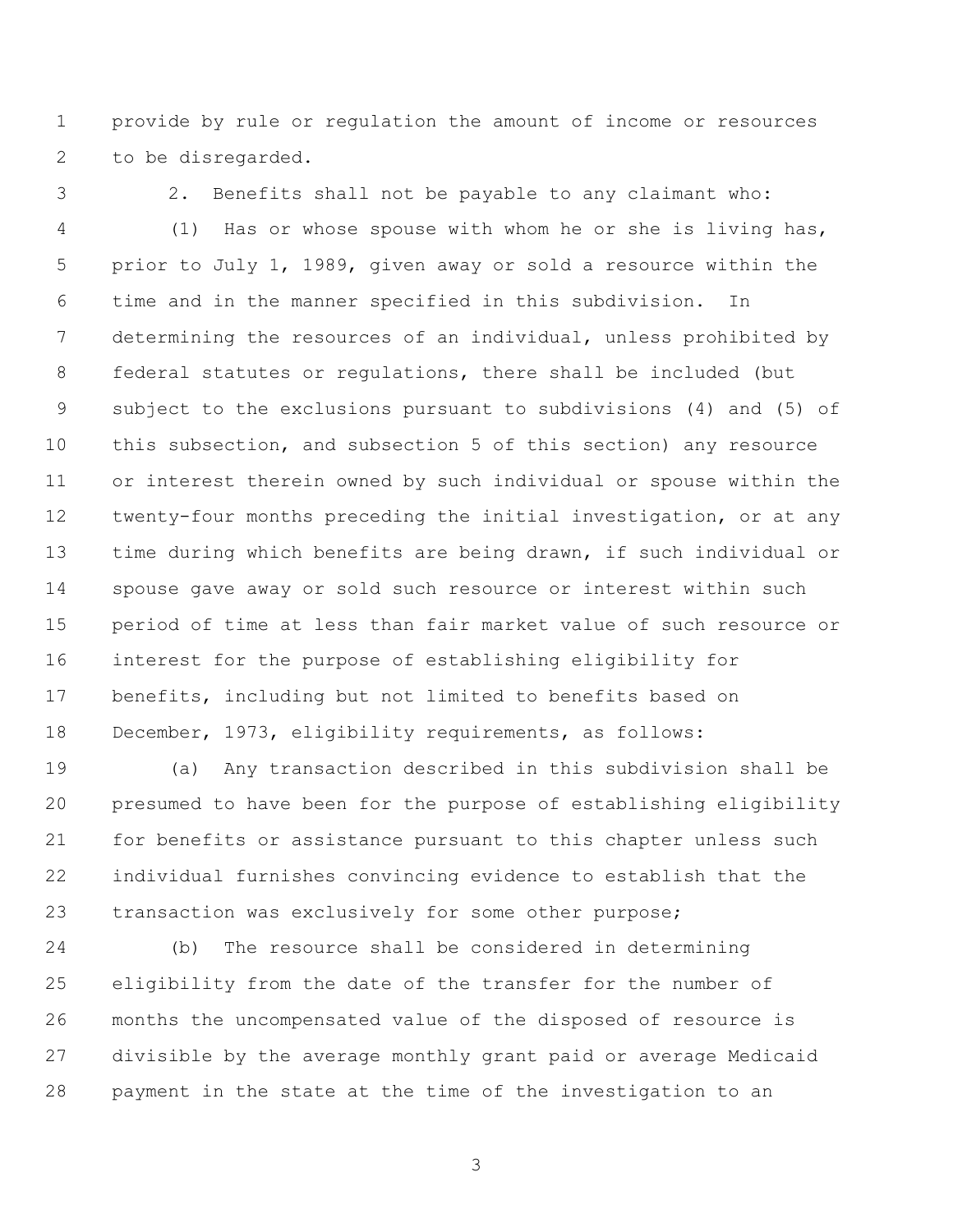provide by rule or regulation the amount of income or resources to be disregarded.

2. Benefits shall not be payable to any claimant who:

(1) Has or whose spouse with whom he or she is living has, prior to July 1, 1989, given away or sold a resource within the time and in the manner specified in this subdivision. In determining the resources of an individual, unless prohibited by federal statutes or regulations, there shall be included (but subject to the exclusions pursuant to subdivisions (4) and (5) of this subsection, and subsection 5 of this section) any resource or interest therein owned by such individual or spouse within the twenty-four months preceding the initial investigation, or at any time during which benefits are being drawn, if such individual or spouse gave away or sold such resource or interest within such period of time at less than fair market value of such resource or interest for the purpose of establishing eligibility for benefits, including but not limited to benefits based on December, 1973, eligibility requirements, as follows:

(a) Any transaction described in this subdivision shall be presumed to have been for the purpose of establishing eligibility for benefits or assistance pursuant to this chapter unless such individual furnishes convincing evidence to establish that the transaction was exclusively for some other purpose;

(b) The resource shall be considered in determining eligibility from the date of the transfer for the number of months the uncompensated value of the disposed of resource is divisible by the average monthly grant paid or average Medicaid payment in the state at the time of the investigation to an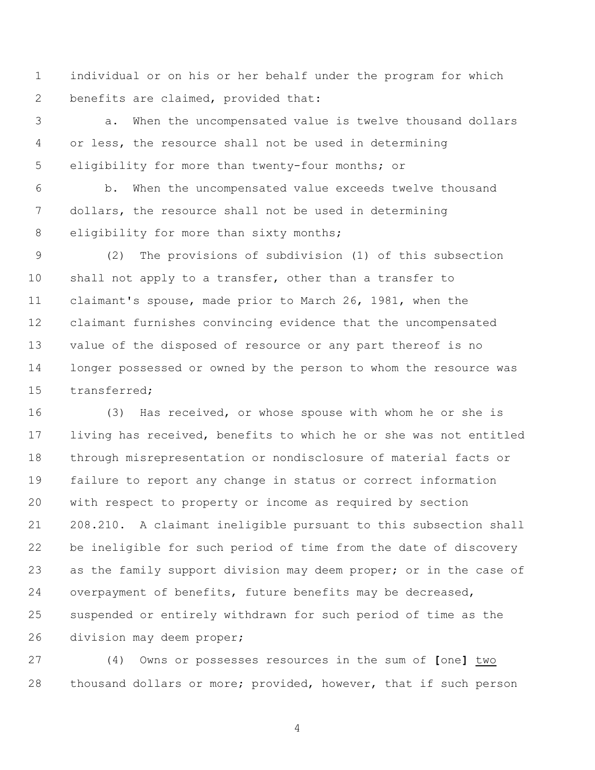individual or on his or her behalf under the program for which benefits are claimed, provided that:

a. When the uncompensated value is twelve thousand dollars or less, the resource shall not be used in determining eligibility for more than twenty-four months; or

b. When the uncompensated value exceeds twelve thousand dollars, the resource shall not be used in determining eligibility for more than sixty months;

(2) The provisions of subdivision (1) of this subsection shall not apply to a transfer, other than a transfer to claimant's spouse, made prior to March 26, 1981, when the claimant furnishes convincing evidence that the uncompensated value of the disposed of resource or any part thereof is no longer possessed or owned by the person to whom the resource was transferred;

(3) Has received, or whose spouse with whom he or she is living has received, benefits to which he or she was not entitled through misrepresentation or nondisclosure of material facts or failure to report any change in status or correct information with respect to property or income as required by section 208.210. A claimant ineligible pursuant to this subsection shall be ineligible for such period of time from the date of discovery as the family support division may deem proper; or in the case of overpayment of benefits, future benefits may be decreased, suspended or entirely withdrawn for such period of time as the division may deem proper;

(4) Owns or possesses resources in the sum of **[**one**]** <u>two</u> thousand dollars or more; provided, however, that if such person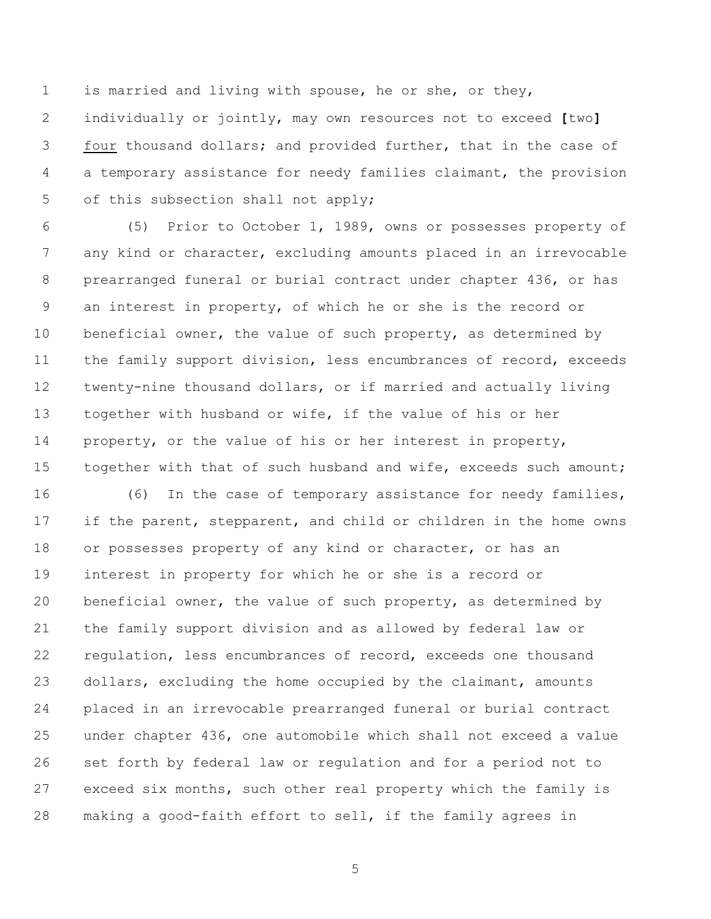is married and living with spouse, he or she, or they, individually or jointly, may own resources not to exceed [two] <u>four</u> thousand dollars; and provided further, that in the case of a temporary assistance for needy families claimant, the provision of this subsection shall not apply;

(5) Prior to October 1, 1989, owns or possesses property of any kind or character, excluding amounts placed in an irrevocable prearranged funeral or burial contract under chapter 436, or has an interest in property, of which he or she is the record or beneficial owner, the value of such property, as determined by the family support division, less encumbrances of record, exceeds twenty-nine thousand dollars, or if married and actually living together with husband or wife, if the value of his or her property, or the value of his or her interest in property, together with that of such husband and wife, exceeds such amount;

(6) In the case of temporary assistance for needy families, if the parent, stepparent, and child or children in the home owns or possesses property of any kind or character, or has an interest in property for which he or she is a record or beneficial owner, the value of such property, as determined by the family support division and as allowed by federal law or regulation, less encumbrances of record, exceeds one thousand dollars, excluding the home occupied by the claimant, amounts placed in an irrevocable prearranged funeral or burial contract under chapter 436, one automobile which shall not exceed a value set forth by federal law or regulation and for a period not to exceed six months, such other real property which the family is making a good-faith effort to sell, if the family agrees in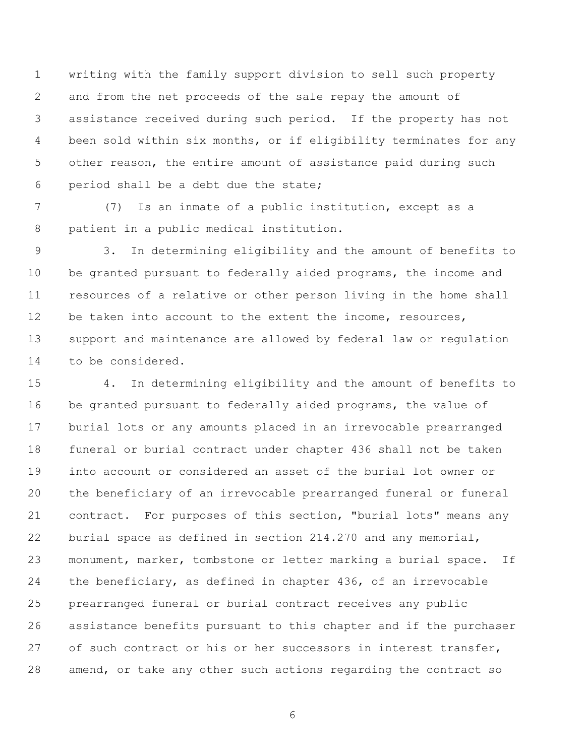writing with the family support division to sell such property and from the net proceeds of the sale repay the amount of assistance received during such period. If the property has not been sold within six months, or if eligibility terminates for any other reason, the entire amount of assistance paid during such period shall be a debt due the state;

(7) Is an inmate of a public institution, except as a patient in a public medical institution.

3. In determining eligibility and the amount of benefits to be granted pursuant to federally aided programs, the income and resources of a relative or other person living in the home shall be taken into account to the extent the income, resources, support and maintenance are allowed by federal law or regulation to be considered.

4. In determining eligibility and the amount of benefits to be granted pursuant to federally aided programs, the value of burial lots or any amounts placed in an irrevocable prearranged funeral or burial contract under chapter 436 shall not be taken into account or considered an asset of the burial lot owner or the beneficiary of an irrevocable prearranged funeral or funeral contract. For purposes of this section, "burial lots" means any burial space as defined in section 214.270 and any memorial, monument, marker, tombstone or letter marking a burial space. If the beneficiary, as defined in chapter 436, of an irrevocable prearranged funeral or burial contract receives any public assistance benefits pursuant to this chapter and if the purchaser of such contract or his or her successors in interest transfer, amend, or take any other such actions regarding the contract so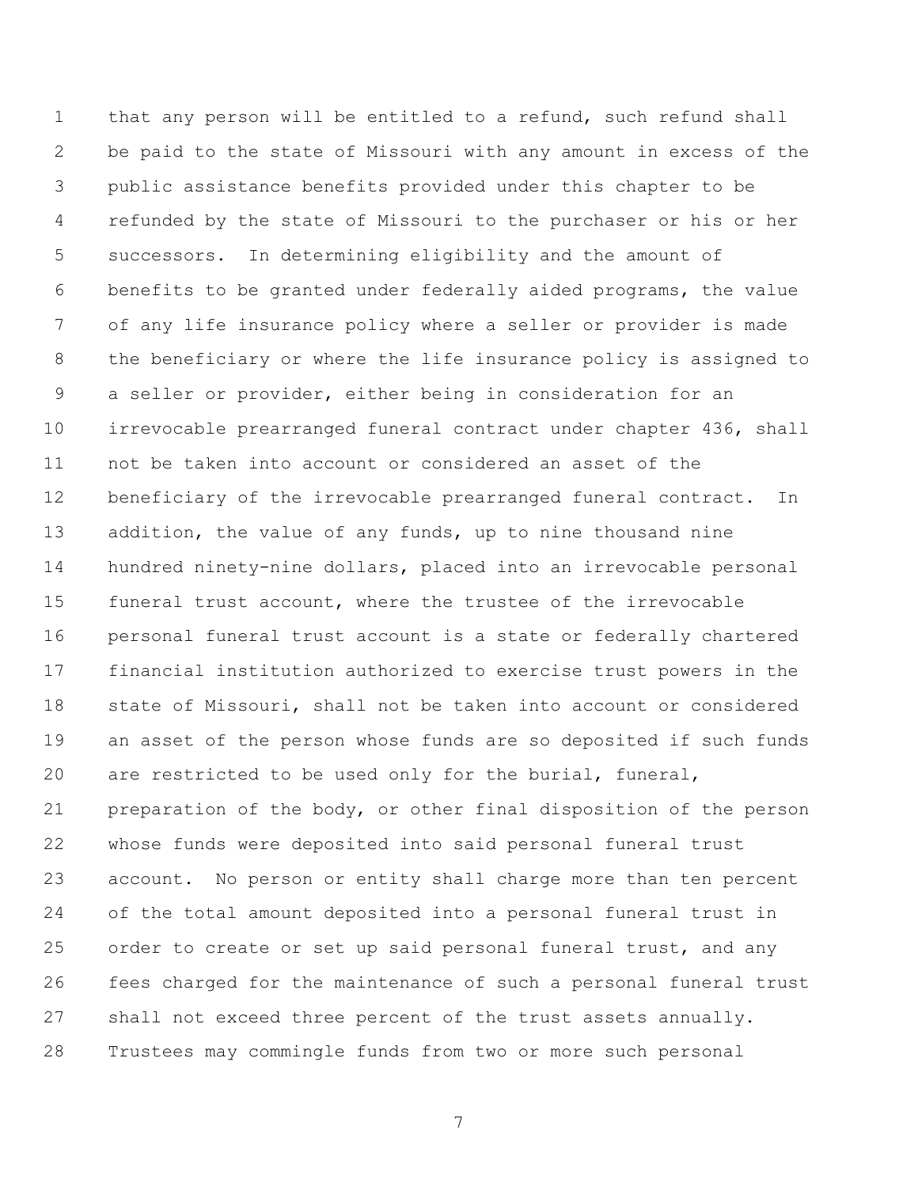that any person will be entitled to a refund, such refund shall be paid to the state of Missouri with any amount in excess of the public assistance benefits provided under this chapter to be refunded by the state of Missouri to the purchaser or his or her successors. In determining eligibility and the amount of benefits to be granted under federally aided programs, the value of any life insurance policy where a seller or provider is made the beneficiary or where the life insurance policy is assigned to a seller or provider, either being in consideration for an irrevocable prearranged funeral contract under chapter 436, shall not be taken into account or considered an asset of the beneficiary of the irrevocable prearranged funeral contract. In addition, the value of any funds, up to nine thousand nine hundred ninety-nine dollars, placed into an irrevocable personal funeral trust account, where the trustee of the irrevocable personal funeral trust account is a state or federally chartered financial institution authorized to exercise trust powers in the state of Missouri, shall not be taken into account or considered an asset of the person whose funds are so deposited if such funds are restricted to be used only for the burial, funeral, preparation of the body, or other final disposition of the person whose funds were deposited into said personal funeral trust account. No person or entity shall charge more than ten percent of the total amount deposited into a personal funeral trust in order to create or set up said personal funeral trust, and any fees charged for the maintenance of such a personal funeral trust shall not exceed three percent of the trust assets annually. Trustees may commingle funds from two or more such personal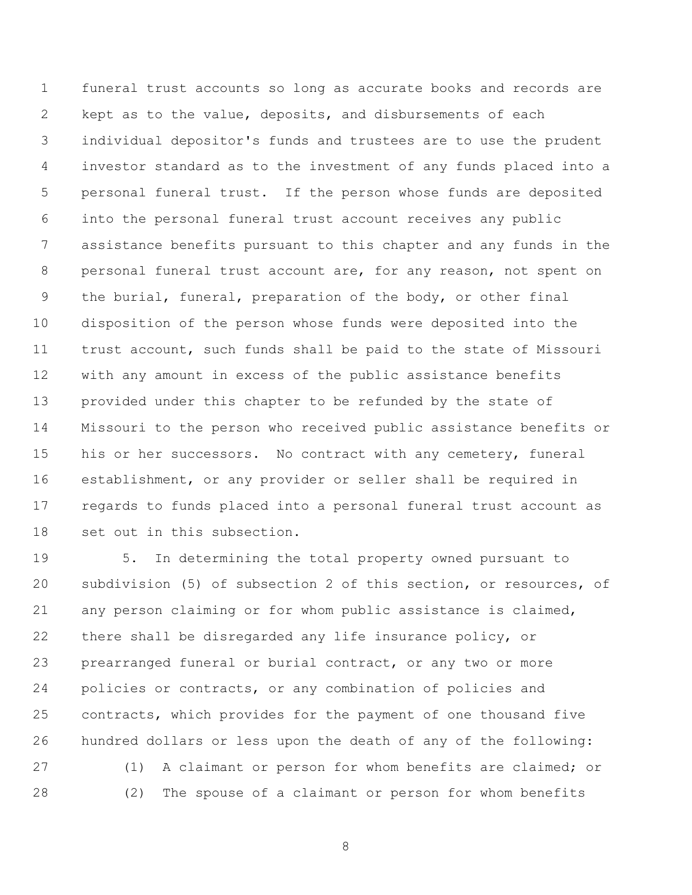funeral trust accounts so long as accurate books and records are kept as to the value, deposits, and disbursements of each individual depositor's funds and trustees are to use the prudent investor standard as to the investment of any funds placed into a personal funeral trust. If the person whose funds are deposited into the personal funeral trust account receives any public assistance benefits pursuant to this chapter and any funds in the personal funeral trust account are, for any reason, not spent on the burial, funeral, preparation of the body, or other final disposition of the person whose funds were deposited into the trust account, such funds shall be paid to the state of Missouri with any amount in excess of the public assistance benefits provided under this chapter to be refunded by the state of Missouri to the person who received public assistance benefits or his or her successors. No contract with any cemetery, funeral establishment, or any provider or seller shall be required in regards to funds placed into a personal funeral trust account as set out in this subsection.

5. In determining the total property owned pursuant to subdivision (5) of subsection 2 of this section, or resources, of any person claiming or for whom public assistance is claimed, there shall be disregarded any life insurance policy, or prearranged funeral or burial contract, or any two or more policies or contracts, or any combination of policies and contracts, which provides for the payment of one thousand five hundred dollars or less upon the death of any of the following:

(1) A claimant or person for whom benefits are claimed; or

(2) The spouse of a claimant or person for whom benefits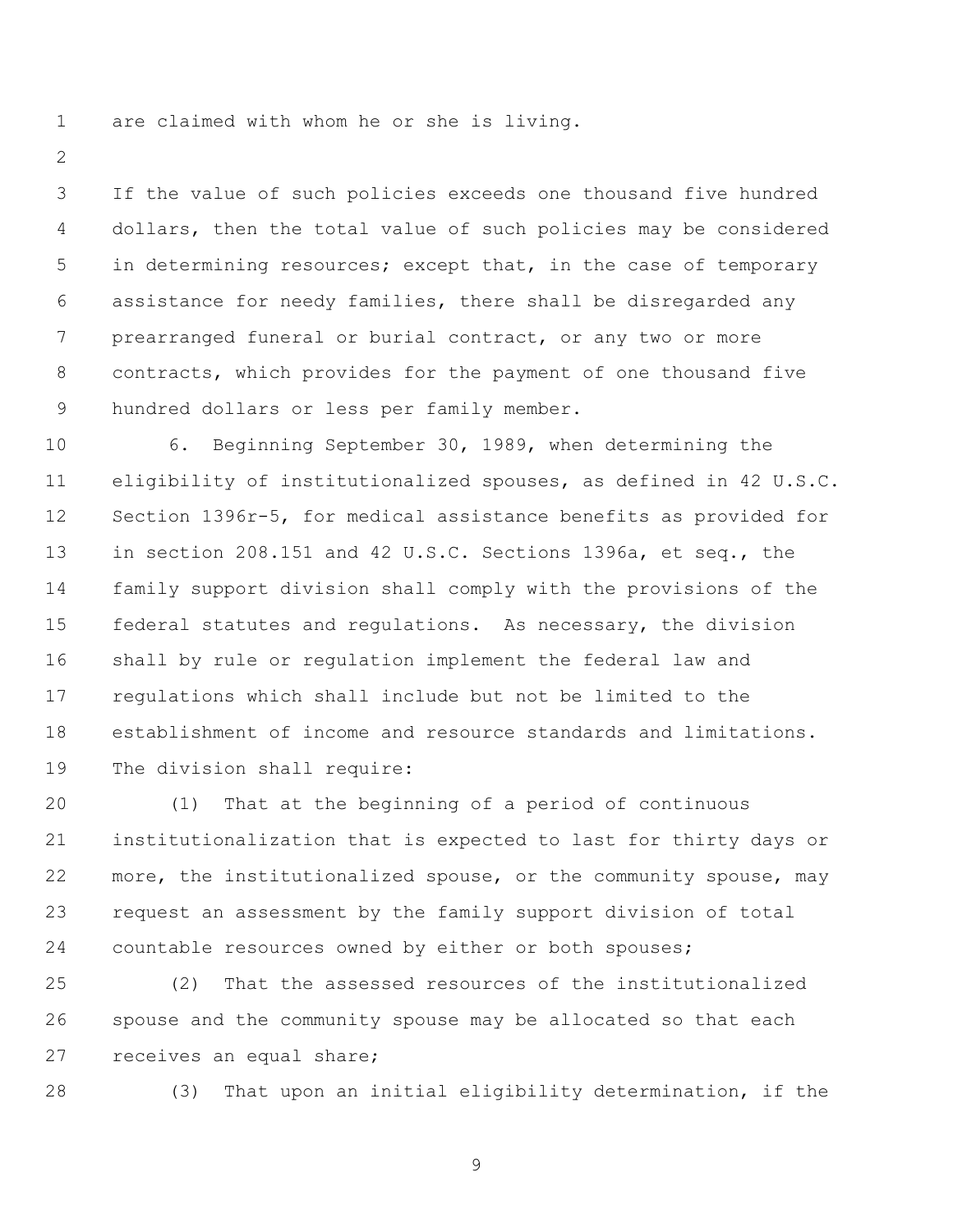are claimed with whom he or she is living.

If the value of such policies exceeds one thousand five hundred dollars, then the total value of such policies may be considered in determining resources; except that, in the case of temporary assistance for needy families, there shall be disregarded any prearranged funeral or burial contract, or any two or more contracts, which provides for the payment of one thousand five hundred dollars or less per family member.

6. Beginning September 30, 1989, when determining the eligibility of institutionalized spouses, as defined in 42 U.S.C. Section 1396r-5, for medical assistance benefits as provided for in section 208.151 and 42 U.S.C. Sections 1396a, et seq., the family support division shall comply with the provisions of the federal statutes and regulations. As necessary, the division shall by rule or regulation implement the federal law and regulations which shall include but not be limited to the establishment of income and resource standards and limitations. The division shall require:

(1) That at the beginning of a period of continuous institutionalization that is expected to last for thirty days or more, the institutionalized spouse, or the community spouse, may request an assessment by the family support division of total countable resources owned by either or both spouses;

(2) That the assessed resources of the institutionalized spouse and the community spouse may be allocated so that each receives an equal share;

(3) That upon an initial eligibility determination, if the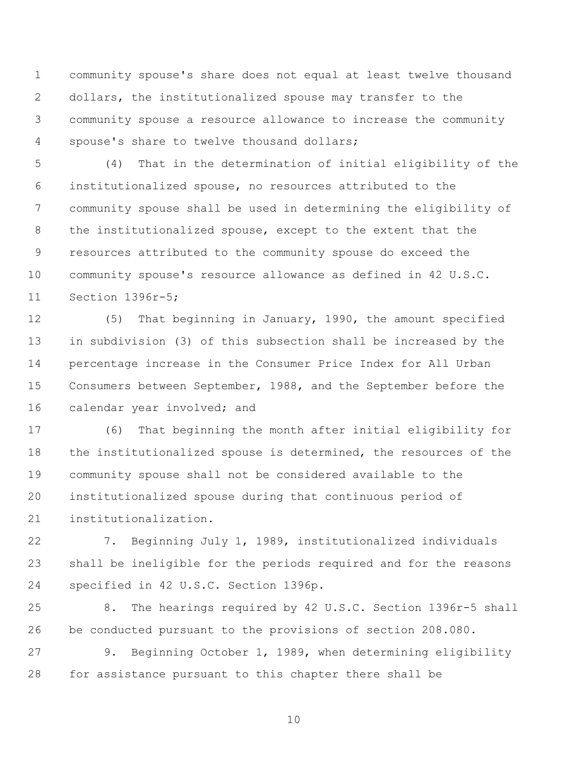community spouse's share does not equal at least twelve thousand dollars, the institutionalized spouse may transfer to the community spouse a resource allowance to increase the community spouse's share to twelve thousand dollars;

(4) That in the determination of initial eligibility of the institutionalized spouse, no resources attributed to the community spouse shall be used in determining the eligibility of the institutionalized spouse, except to the extent that the resources attributed to the community spouse do exceed the community spouse's resource allowance as defined in 42 U.S.C. Section 1396r-5;

(5) That beginning in January, 1990, the amount specified in subdivision (3) of this subsection shall be increased by the percentage increase in the Consumer Price Index for All Urban Consumers between September, 1988, and the September before the calendar year involved; and

(6) That beginning the month after initial eligibility for the institutionalized spouse is determined, the resources of the community spouse shall not be considered available to the institutionalized spouse during that continuous period of institutionalization.

7. Beginning July 1, 1989, institutionalized individuals shall be ineligible for the periods required and for the reasons specified in 42 U.S.C. Section 1396p.

8. The hearings required by 42 U.S.C. Section 1396r-5 shall be conducted pursuant to the provisions of section 208.080.

9. Beginning October 1, 1989, when determining eligibility for assistance pursuant to this chapter there shall be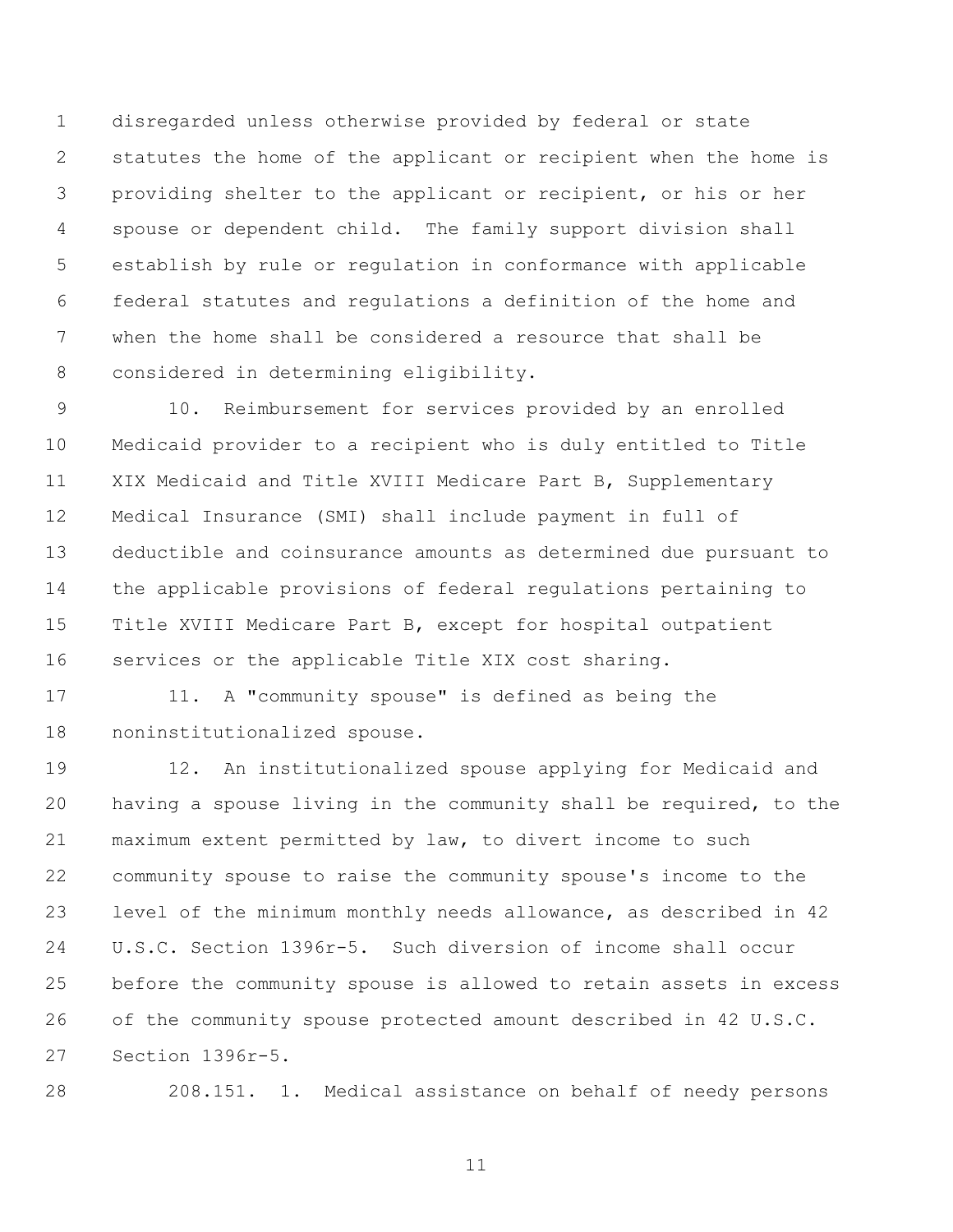disregarded unless otherwise provided by federal or state statutes the home of the applicant or recipient when the home is providing shelter to the applicant or recipient, or his or her spouse or dependent child. The family support division shall establish by rule or regulation in conformance with applicable federal statutes and regulations a definition of the home and when the home shall be considered a resource that shall be considered in determining eligibility.

10. Reimbursement for services provided by an enrolled Medicaid provider to a recipient who is duly entitled to Title XIX Medicaid and Title XVIII Medicare Part B, Supplementary Medical Insurance (SMI) shall include payment in full of deductible and coinsurance amounts as determined due pursuant to the applicable provisions of federal regulations pertaining to Title XVIII Medicare Part B, except for hospital outpatient services or the applicable Title XIX cost sharing.

11. A "community spouse" is defined as being the noninstitutionalized spouse.

12. An institutionalized spouse applying for Medicaid and having a spouse living in the community shall be required, to the maximum extent permitted by law, to divert income to such community spouse to raise the community spouse's income to the level of the minimum monthly needs allowance, as described in 42 U.S.C. Section 1396r-5. Such diversion of income shall occur before the community spouse is allowed to retain assets in excess of the community spouse protected amount described in 42 U.S.C. Section 1396r-5.

208.151. 1. Medical assistance on behalf of needy persons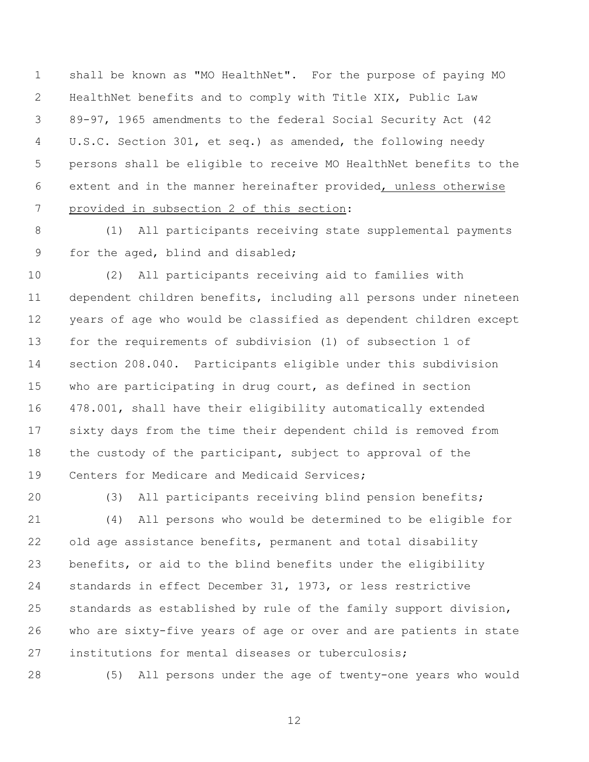shall be known as "MO HealthNet". For the purpose of paying MO HealthNet benefits and to comply with Title XIX, Public Law 89-97, 1965 amendments to the federal Social Security Act (42 U.S.C. Section 301, et seq.) as amended, the following needy persons shall be eligible to receive MO HealthNet benefits to the extent and in the manner hereinafter provided, unless otherwise provided in subsection 2 of this section:

(1) All participants receiving state supplemental payments for the aged, blind and disabled;

(2) All participants receiving aid to families with dependent children benefits, including all persons under nineteen years of age who would be classified as dependent children except for the requirements of subdivision (1) of subsection 1 of section 208.040. Participants eligible under this subdivision who are participating in drug court, as defined in section 478.001, shall have their eligibility automatically extended sixty days from the time their dependent child is removed from the custody of the participant, subject to approval of the Centers for Medicare and Medicaid Services;

(3) All participants receiving blind pension benefits;

(4) All persons who would be determined to be eligible for old age assistance benefits, permanent and total disability benefits, or aid to the blind benefits under the eligibility standards in effect December 31, 1973, or less restrictive standards as established by rule of the family support division, who are sixty-five years of age or over and are patients in state institutions for mental diseases or tuberculosis;

(5) All persons under the age of twenty-one years who would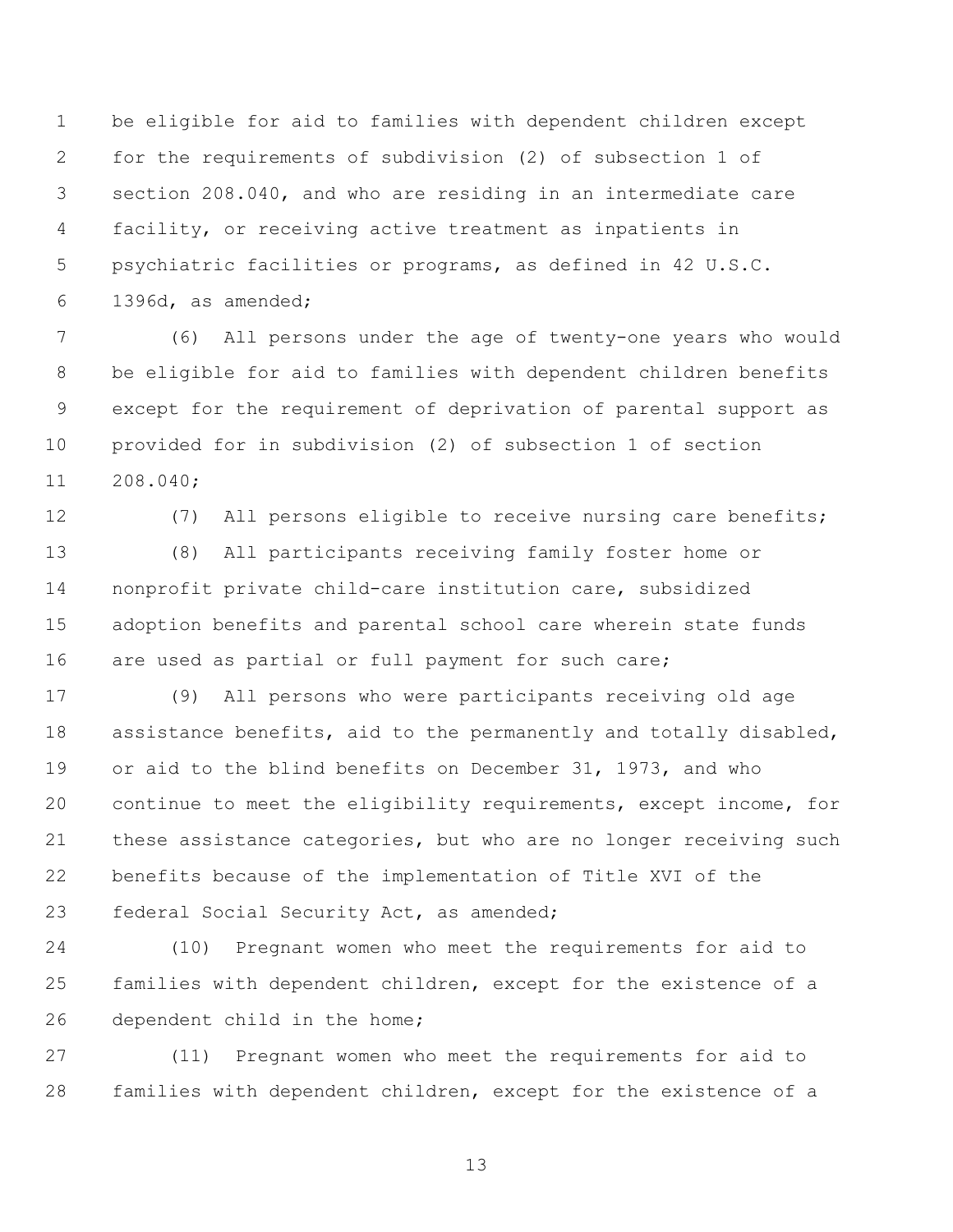be eligible for aid to families with dependent children except for the requirements of subdivision (2) of subsection 1 of section 208.040, and who are residing in an intermediate care facility, or receiving active treatment as inpatients in psychiatric facilities or programs, as defined in 42 U.S.C. 1396d, as amended;

(6) All persons under the age of twenty-one years who would be eligible for aid to families with dependent children benefits except for the requirement of deprivation of parental support as provided for in subdivision (2) of subsection 1 of section 208.040;

(7) All persons eligible to receive nursing care benefits;

(8) All participants receiving family foster home or nonprofit private child-care institution care, subsidized adoption benefits and parental school care wherein state funds are used as partial or full payment for such care;

(9) All persons who were participants receiving old age assistance benefits, aid to the permanently and totally disabled, or aid to the blind benefits on December 31, 1973, and who continue to meet the eligibility requirements, except income, for these assistance categories, but who are no longer receiving such benefits because of the implementation of Title XVI of the federal Social Security Act, as amended;

(10) Pregnant women who meet the requirements for aid to families with dependent children, except for the existence of a dependent child in the home;

(11) Pregnant women who meet the requirements for aid to families with dependent children, except for the existence of a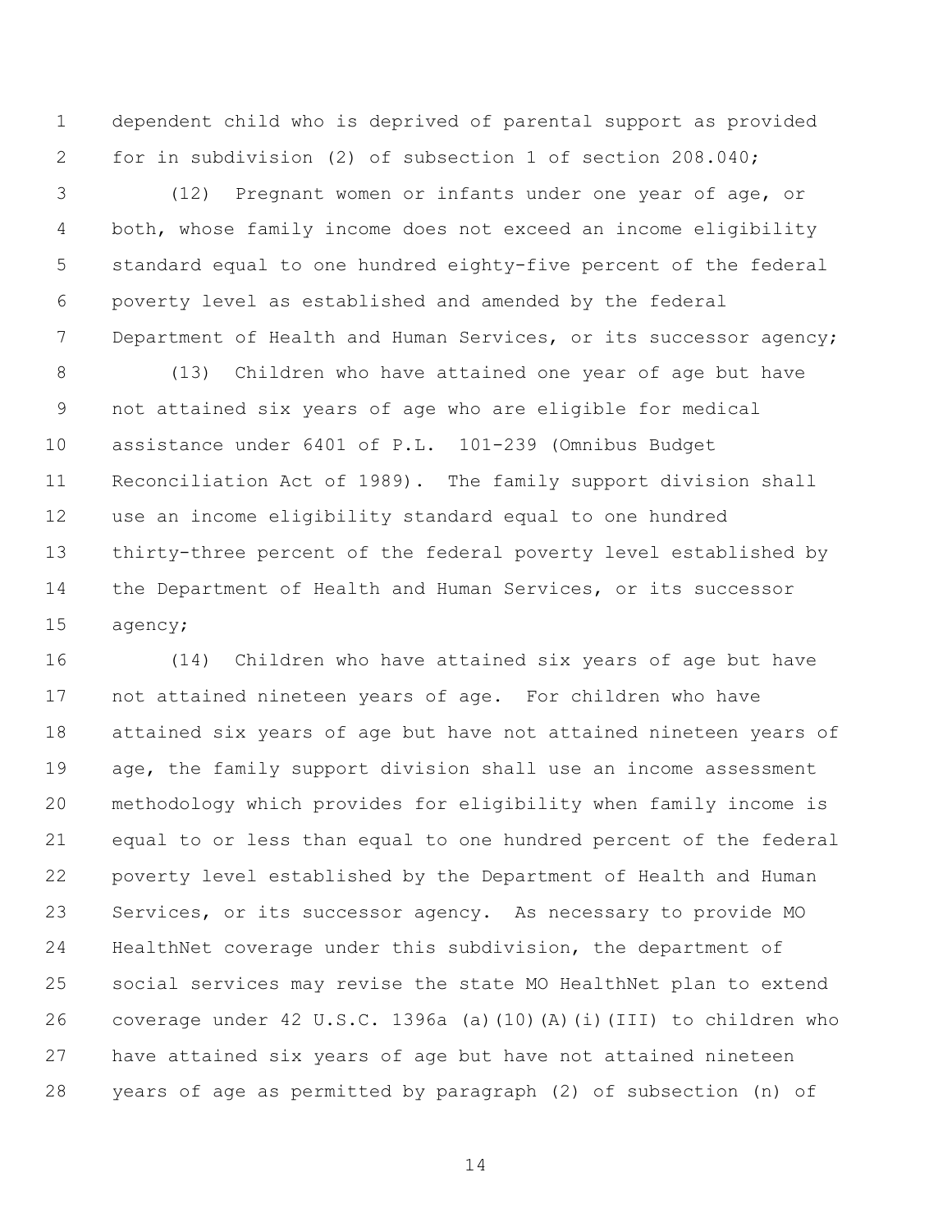dependent child who is deprived of parental support as provided for in subdivision (2) of subsection 1 of section 208.040;

(12) Pregnant women or infants under one year of age, or both, whose family income does not exceed an income eligibility standard equal to one hundred eighty-five percent of the federal poverty level as established and amended by the federal Department of Health and Human Services, or its successor agency;

(13) Children who have attained one year of age but have not attained six years of age who are eligible for medical assistance under 6401 of P.L. 101-239 (Omnibus Budget Reconciliation Act of 1989). The family support division shall use an income eligibility standard equal to one hundred thirty-three percent of the federal poverty level established by the Department of Health and Human Services, or its successor agency;

(14) Children who have attained six years of age but have not attained nineteen years of age. For children who have attained six years of age but have not attained nineteen years of age, the family support division shall use an income assessment methodology which provides for eligibility when family income is equal to or less than equal to one hundred percent of the federal poverty level established by the Department of Health and Human Services, or its successor agency. As necessary to provide MO HealthNet coverage under this subdivision, the department of social services may revise the state MO HealthNet plan to extend coverage under 42 U.S.C. 1396a (a)(10)(A)(i)(III) to children who have attained six years of age but have not attained nineteen years of age as permitted by paragraph (2) of subsection (n) of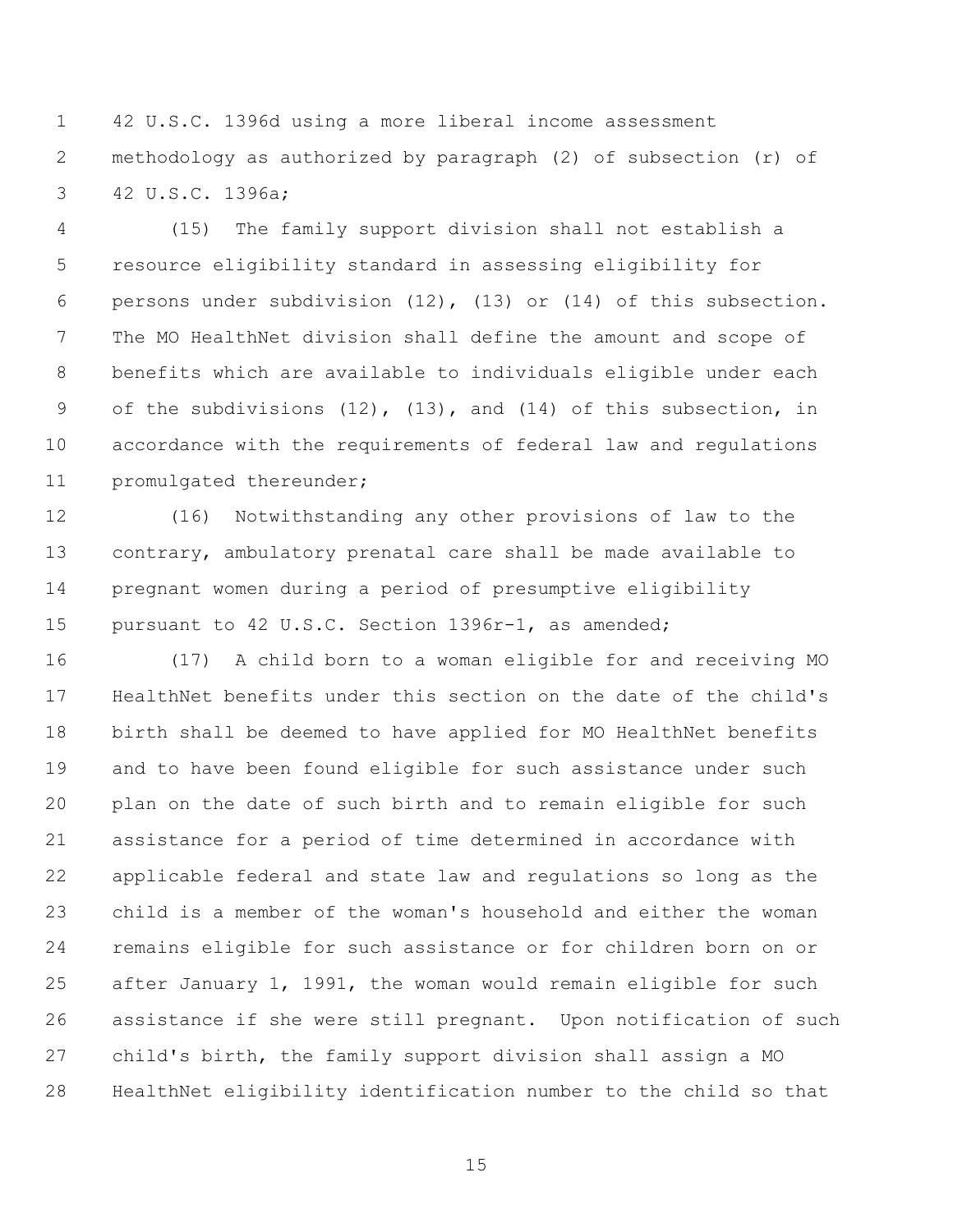42 U.S.C. 1396d using a more liberal income assessment methodology as authorized by paragraph (2) of subsection (r) of 42 U.S.C. 1396a;

(15) The family support division shall not establish a resource eligibility standard in assessing eligibility for persons under subdivision (12), (13) or (14) of this subsection. The MO HealthNet division shall define the amount and scope of benefits which are available to individuals eligible under each of the subdivisions (12), (13), and (14) of this subsection, in accordance with the requirements of federal law and regulations promulgated thereunder;

(16) Notwithstanding any other provisions of law to the contrary, ambulatory prenatal care shall be made available to pregnant women during a period of presumptive eligibility pursuant to 42 U.S.C. Section 1396r-1, as amended;

(17) A child born to a woman eligible for and receiving MO HealthNet benefits under this section on the date of the child's birth shall be deemed to have applied for MO HealthNet benefits and to have been found eligible for such assistance under such plan on the date of such birth and to remain eligible for such assistance for a period of time determined in accordance with applicable federal and state law and regulations so long as the child is a member of the woman's household and either the woman remains eligible for such assistance or for children born on or after January 1, 1991, the woman would remain eligible for such assistance if she were still pregnant. Upon notification of such child's birth, the family support division shall assign a MO HealthNet eligibility identification number to the child so that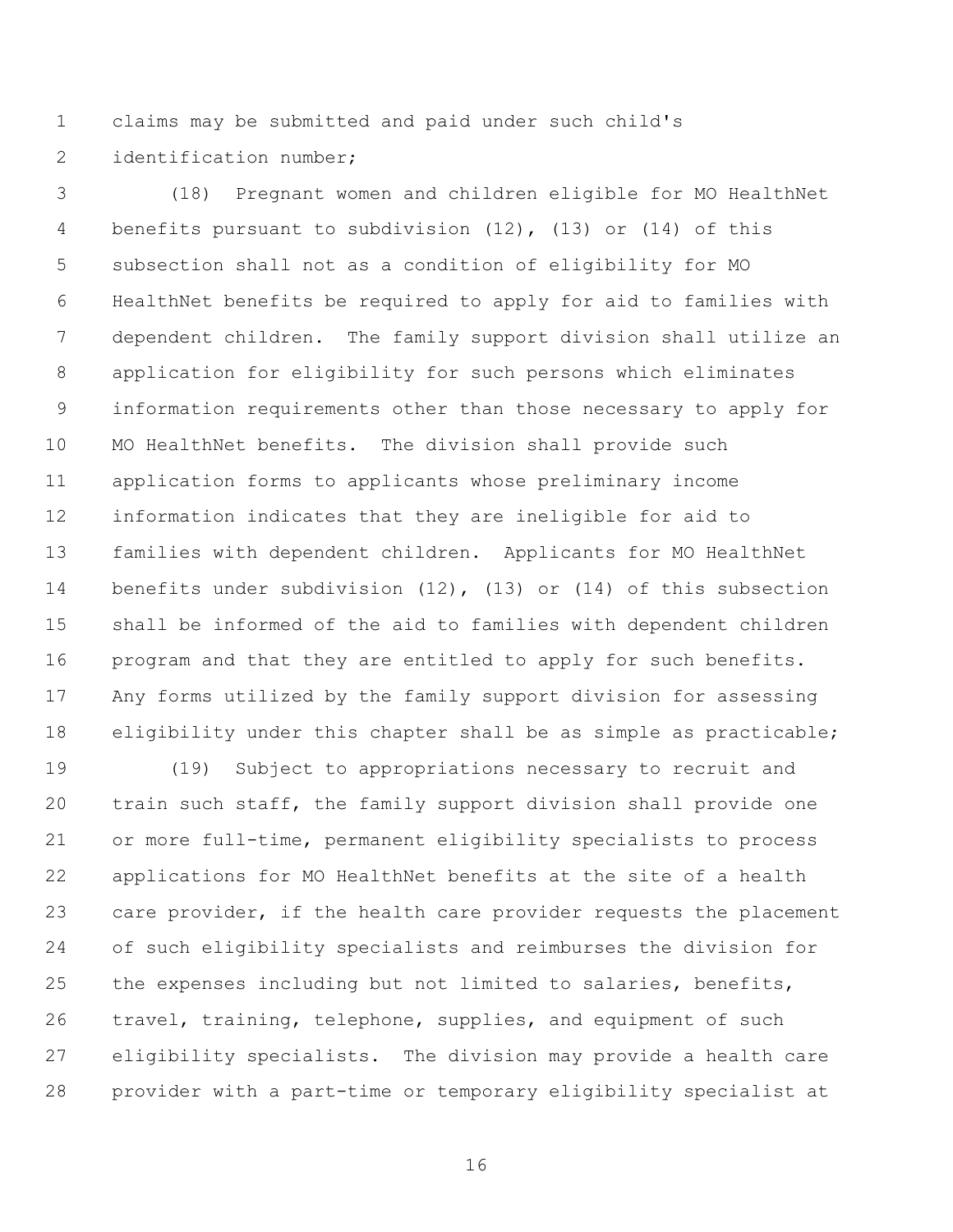claims may be submitted and paid under such child's identification number;

(18) Pregnant women and children eligible for MO HealthNet benefits pursuant to subdivision (12), (13) or (14) of this subsection shall not as a condition of eligibility for MO HealthNet benefits be required to apply for aid to families with dependent children. The family support division shall utilize an application for eligibility for such persons which eliminates information requirements other than those necessary to apply for MO HealthNet benefits. The division shall provide such application forms to applicants whose preliminary income information indicates that they are ineligible for aid to families with dependent children. Applicants for MO HealthNet benefits under subdivision (12), (13) or (14) of this subsection shall be informed of the aid to families with dependent children program and that they are entitled to apply for such benefits. Any forms utilized by the family support division for assessing eligibility under this chapter shall be as simple as practicable;

(19) Subject to appropriations necessary to recruit and train such staff, the family support division shall provide one or more full-time, permanent eligibility specialists to process applications for MO HealthNet benefits at the site of a health care provider, if the health care provider requests the placement of such eligibility specialists and reimburses the division for the expenses including but not limited to salaries, benefits, travel, training, telephone, supplies, and equipment of such eligibility specialists. The division may provide a health care provider with a part-time or temporary eligibility specialist at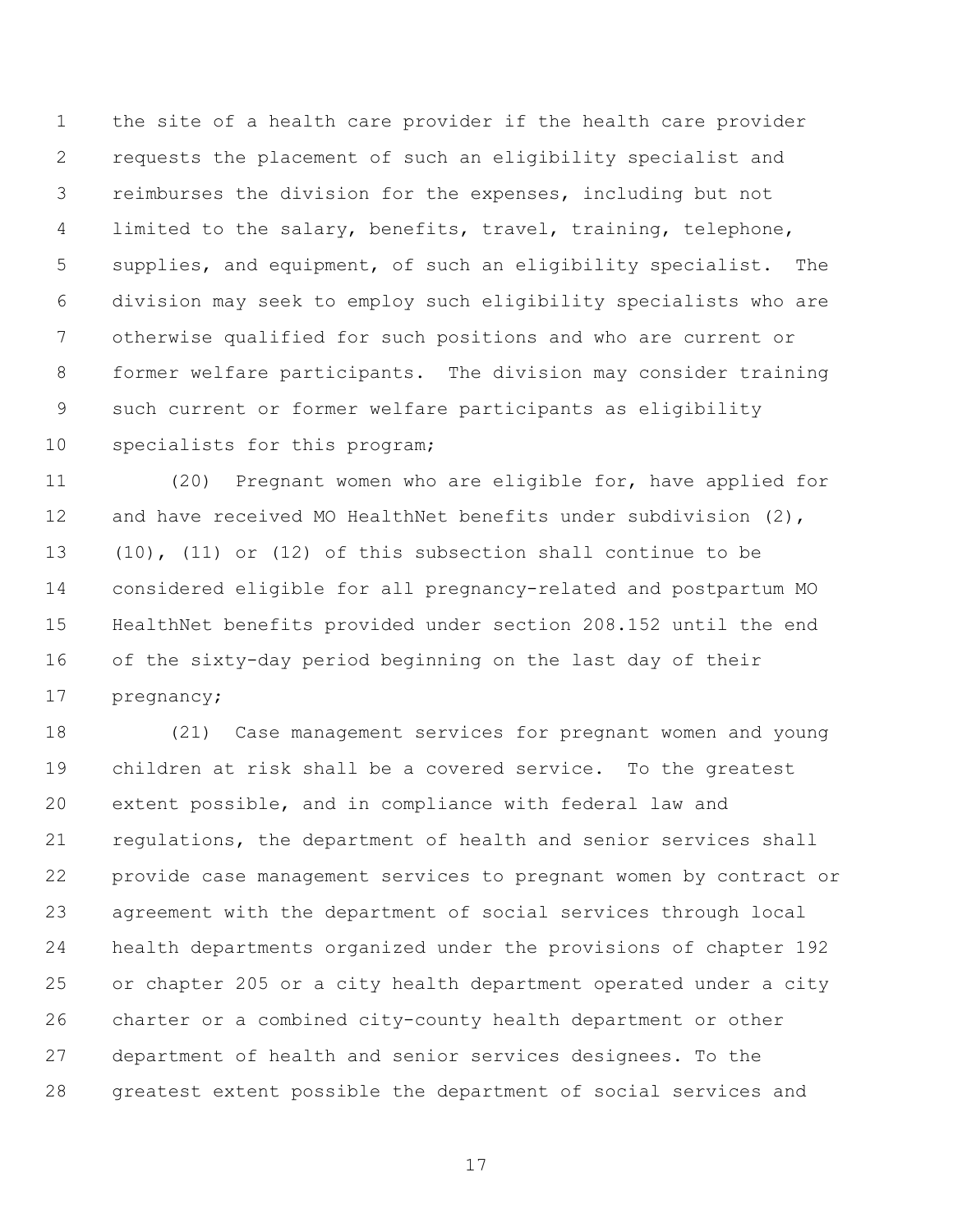the site of a health care provider if the health care provider requests the placement of such an eligibility specialist and reimburses the division for the expenses, including but not limited to the salary, benefits, travel, training, telephone, supplies, and equipment, of such an eligibility specialist. The division may seek to employ such eligibility specialists who are otherwise qualified for such positions and who are current or former welfare participants. The division may consider training such current or former welfare participants as eligibility specialists for this program;

(20) Pregnant women who are eligible for, have applied for and have received MO HealthNet benefits under subdivision (2), (10), (11) or (12) of this subsection shall continue to be considered eligible for all pregnancy-related and postpartum MO HealthNet benefits provided under section 208.152 until the end of the sixty-day period beginning on the last day of their pregnancy;

(21) Case management services for pregnant women and young children at risk shall be a covered service. To the greatest extent possible, and in compliance with federal law and regulations, the department of health and senior services shall provide case management services to pregnant women by contract or agreement with the department of social services through local health departments organized under the provisions of chapter 192 or chapter 205 or a city health department operated under a city charter or a combined city-county health department or other department of health and senior services designees. To the greatest extent possible the department of social services and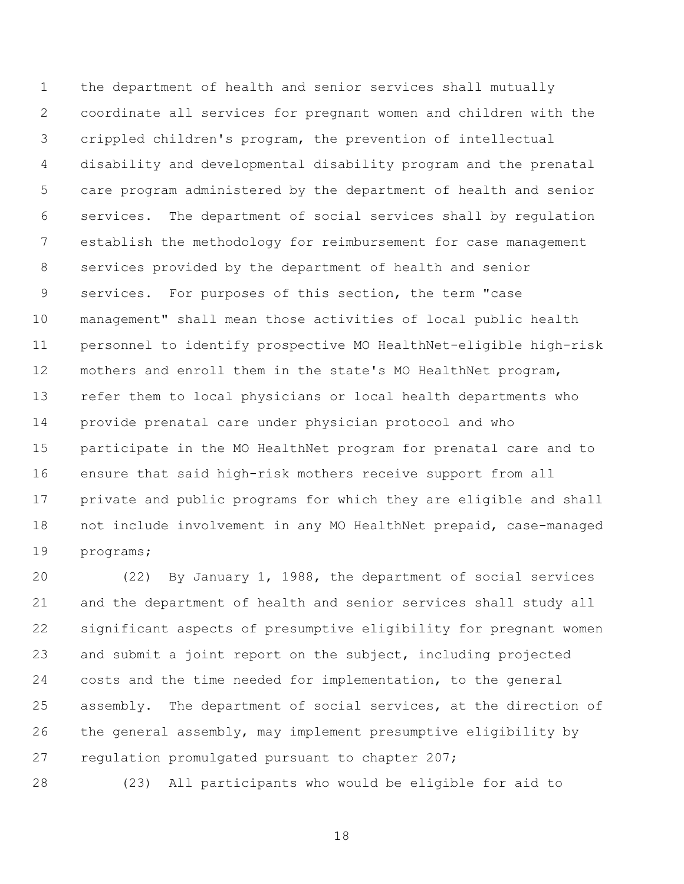the department of health and senior services shall mutually coordinate all services for pregnant women and children with the crippled children's program, the prevention of intellectual disability and developmental disability program and the prenatal care program administered by the department of health and senior services. The department of social services shall by regulation establish the methodology for reimbursement for case management services provided by the department of health and senior services. For purposes of this section, the term "case management" shall mean those activities of local public health personnel to identify prospective MO HealthNet-eligible high-risk mothers and enroll them in the state's MO HealthNet program, refer them to local physicians or local health departments who provide prenatal care under physician protocol and who participate in the MO HealthNet program for prenatal care and to ensure that said high-risk mothers receive support from all private and public programs for which they are eligible and shall not include involvement in any MO HealthNet prepaid, case-managed programs;

(22) By January 1, 1988, the department of social services and the department of health and senior services shall study all significant aspects of presumptive eligibility for pregnant women and submit a joint report on the subject, including projected costs and the time needed for implementation, to the general assembly. The department of social services, at the direction of the general assembly, may implement presumptive eligibility by regulation promulgated pursuant to chapter 207;

(23) All participants who would be eligible for aid to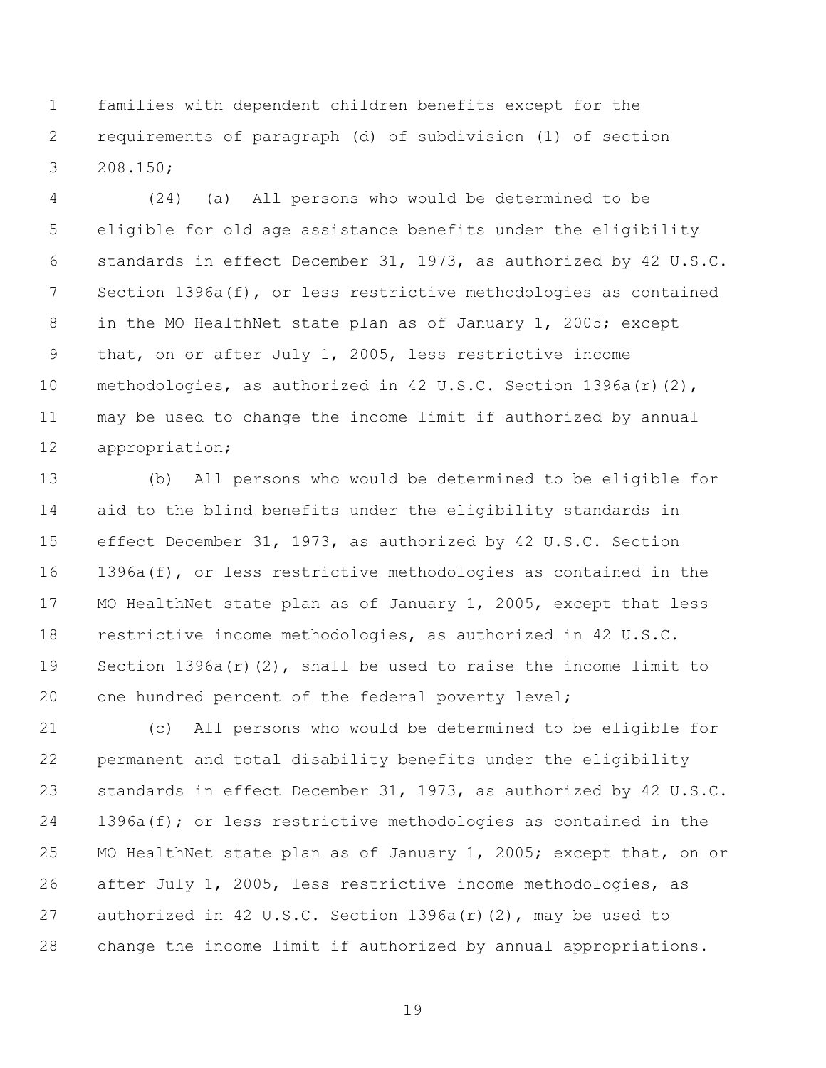families with dependent children benefits except for the requirements of paragraph (d) of subdivision (1) of section 208.150;

(24) (a) All persons who would be determined to be eligible for old age assistance benefits under the eligibility standards in effect December 31, 1973, as authorized by 42 U.S.C. Section 1396a(f), or less restrictive methodologies as contained in the MO HealthNet state plan as of January 1, 2005; except that, on or after July 1, 2005, less restrictive income methodologies, as authorized in 42 U.S.C. Section 1396a(r)(2), may be used to change the income limit if authorized by annual appropriation;

(b) All persons who would be determined to be eligible for aid to the blind benefits under the eligibility standards in effect December 31, 1973, as authorized by 42 U.S.C. Section 1396a(f), or less restrictive methodologies as contained in the MO HealthNet state plan as of January 1, 2005, except that less restrictive income methodologies, as authorized in 42 U.S.C. Section 1396a(r)(2), shall be used to raise the income limit to one hundred percent of the federal poverty level;

(c) All persons who would be determined to be eligible for permanent and total disability benefits under the eligibility standards in effect December 31, 1973, as authorized by 42 U.S.C. 1396a(f); or less restrictive methodologies as contained in the MO HealthNet state plan as of January 1, 2005; except that, on or after July 1, 2005, less restrictive income methodologies, as authorized in 42 U.S.C. Section 1396a(r)(2), may be used to change the income limit if authorized by annual appropriations.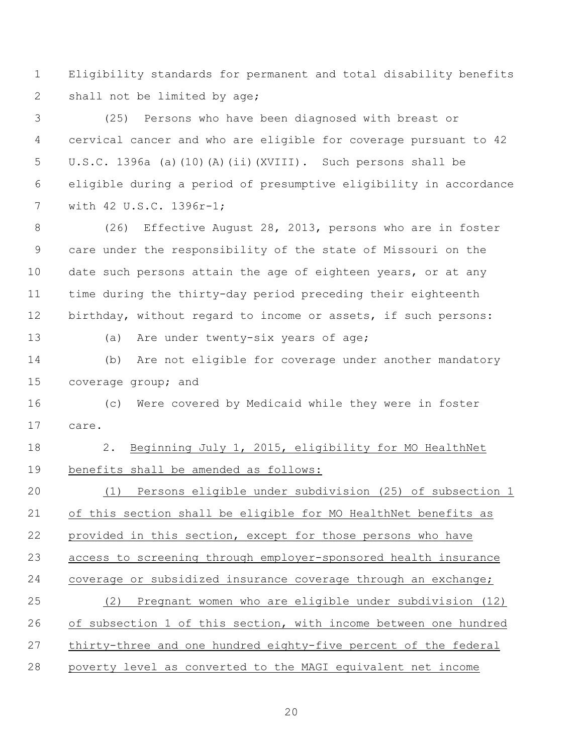Eligibility standards for permanent and total disability benefits shall not be limited by age;

(25) Persons who have been diagnosed with breast or cervical cancer and who are eligible for coverage pursuant to 42 U.S.C. 1396a (a)(10)(A)(ii)(XVIII). Such persons shall be eligible during a period of presumptive eligibility in accordance with 42 U.S.C. 1396r-1;

(26) Effective August 28, 2013, persons who are in foster care under the responsibility of the state of Missouri on the date such persons attain the age of eighteen years, or at any time during the thirty-day period preceding their eighteenth birthday, without regard to income or assets, if such persons:

(a) Are under twenty-six years of age;

(b) Are not eligible for coverage under another mandatory coverage group; and

(c) Were covered by Medicaid while they were in foster care.

2. <u>Beginning July 1, 2015, eligibility for MO HealthNet benefits shall be amended as follows:</u>

<u>(1) Persons eligible under subdivision (25) of subsection 1 of this section shall be eligible for MO HealthNet benefits as provided in this section, except for those persons who have access to screening through employer-sponsored health insurance coverage or subsidized insurance coverage through an exchange;</u>

<u>(2) Pregnant women who are eligible under subdivision (12) of subsection 1 of this section, with income between one hundred thirty-three and one hundred eighty-five percent of the federal poverty level as converted to the MAGI equivalent net income</u>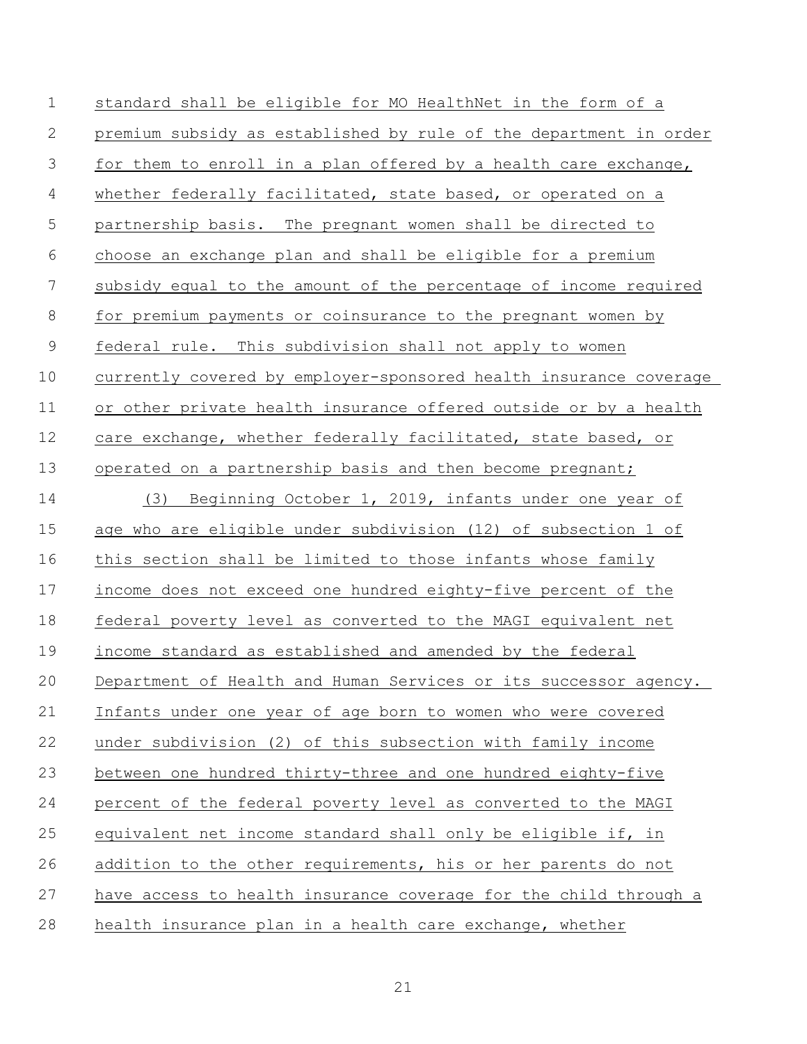standard shall be eligible for MO HealthNet in the form of a premium subsidy as established by rule of the department in order for them to enroll in a plan offered by a health care exchange, whether federally facilitated, state based, or operated on a partnership basis. The pregnant women shall be directed to choose an exchange plan and shall be eligible for a premium subsidy equal to the amount of the percentage of income required for premium payments or coinsurance to the pregnant women by federal rule. This subdivision shall not apply to women currently covered by employer-sponsored health insurance coverage or other private health insurance offered outside or by a health care exchange, whether federally facilitated, state based, or operated on a partnership basis and then become pregnant;

(3) Beginning October 1, 2019, infants under one year of age who are eligible under subdivision (12) of subsection 1 of this section shall be limited to those infants whose family income does not exceed one hundred eighty-five percent of the federal poverty level as converted to the MAGI equivalent net income standard as established and amended by the federal Department of Health and Human Services or its successor agency. Infants under one year of age born to women who were covered under subdivision (2) of this subsection with family income between one hundred thirty-three and one hundred eighty-five percent of the federal poverty level as converted to the MAGI equivalent net income standard shall only be eligible if, in addition to the other requirements, his or her parents do not have access to health insurance coverage for the child through a health insurance plan in a health care exchange, whether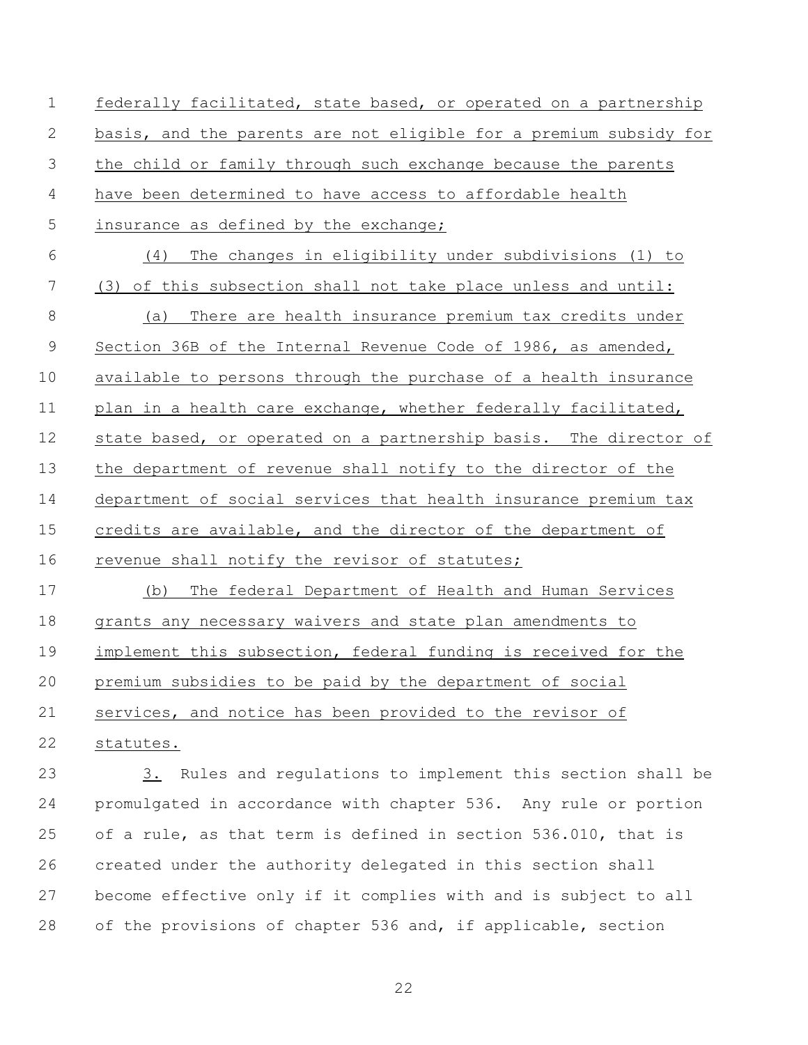federally facilitated, state based, or operated on a partnership basis, and the parents are not eligible for a premium subsidy for the child or family through such exchange because the parents have been determined to have access to affordable health insurance as defined by the exchange;

(4) The changes in eligibility under subdivisions (1) to (3) of this subsection shall not take place unless and until:

(a) There are health insurance premium tax credits under Section 36B of the Internal Revenue Code of 1986, as amended, available to persons through the purchase of a health insurance plan in a health care exchange, whether federally facilitated, state based, or operated on a partnership basis. The director of the department of revenue shall notify to the director of the department of social services that health insurance premium tax credits are available, and the director of the department of revenue shall notify the revisor of statutes;

(b) The federal Department of Health and Human Services grants any necessary waivers and state plan amendments to implement this subsection, federal funding is received for the premium subsidies to be paid by the department of social services, and notice has been provided to the revisor of statutes.

3. Rules and regulations to implement this section shall be promulgated in accordance with chapter 536. Any rule or portion of a rule, as that term is defined in section 536.010, that is created under the authority delegated in this section shall become effective only if it complies with and is subject to all of the provisions of chapter 536 and, if applicable, section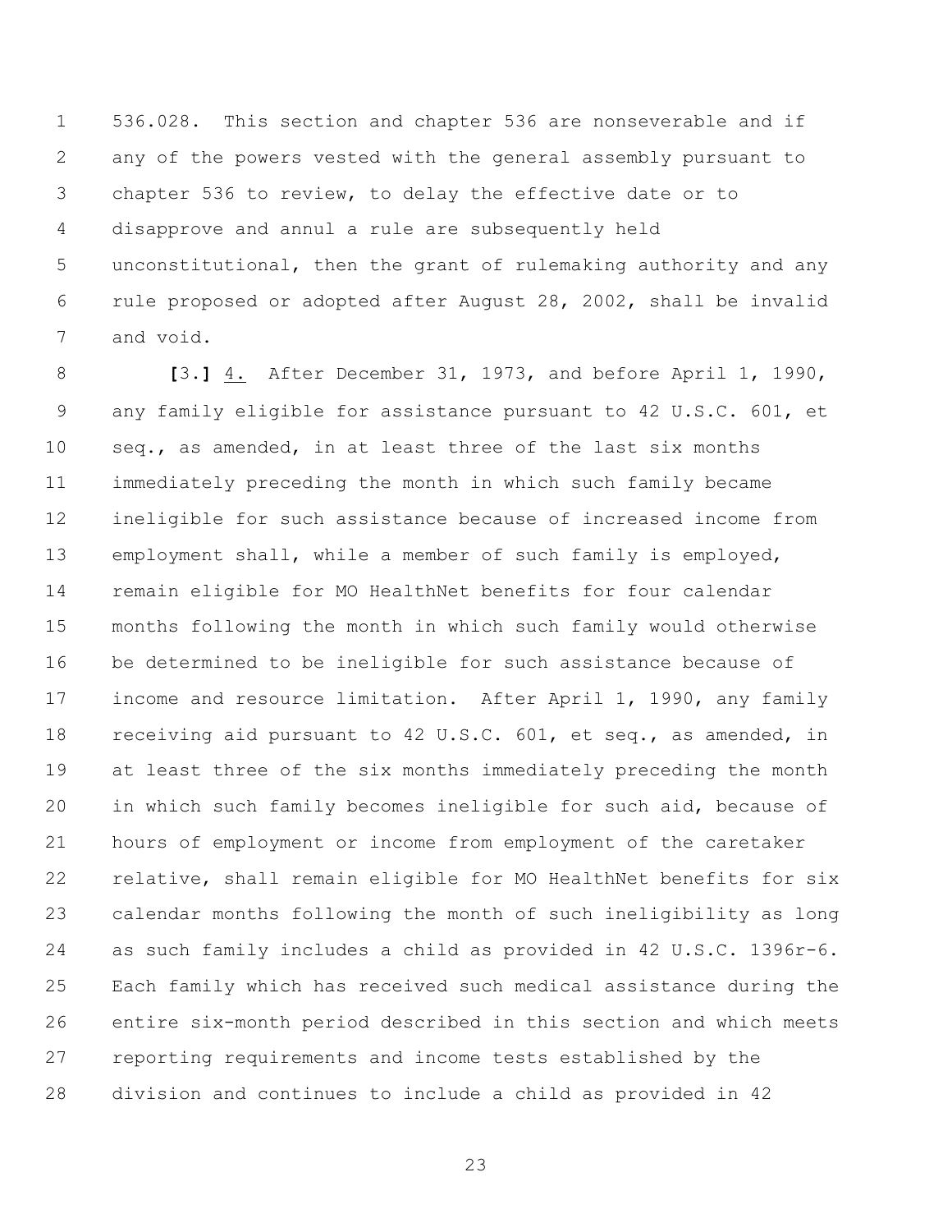536.028. This section and chapter 536 are nonseverable and if any of the powers vested with the general assembly pursuant to chapter 536 to review, to delay the effective date or to disapprove and annul a rule are subsequently held unconstitutional, then the grant of rulemaking authority and any rule proposed or adopted after August 28, 2002, shall be invalid and void.

**[**3.**]** 4. After December 31, 1973, and before April 1, 1990, any family eligible for assistance pursuant to 42 U.S.C. 601, et seq., as amended, in at least three of the last six months immediately preceding the month in which such family became ineligible for such assistance because of increased income from employment shall, while a member of such family is employed, remain eligible for MO HealthNet benefits for four calendar months following the month in which such family would otherwise be determined to be ineligible for such assistance because of income and resource limitation. After April 1, 1990, any family receiving aid pursuant to 42 U.S.C. 601, et seq., as amended, in at least three of the six months immediately preceding the month in which such family becomes ineligible for such aid, because of hours of employment or income from employment of the caretaker relative, shall remain eligible for MO HealthNet benefits for six calendar months following the month of such ineligibility as long as such family includes a child as provided in 42 U.S.C. 1396r-6. Each family which has received such medical assistance during the entire six-month period described in this section and which meets reporting requirements and income tests established by the division and continues to include a child as provided in 42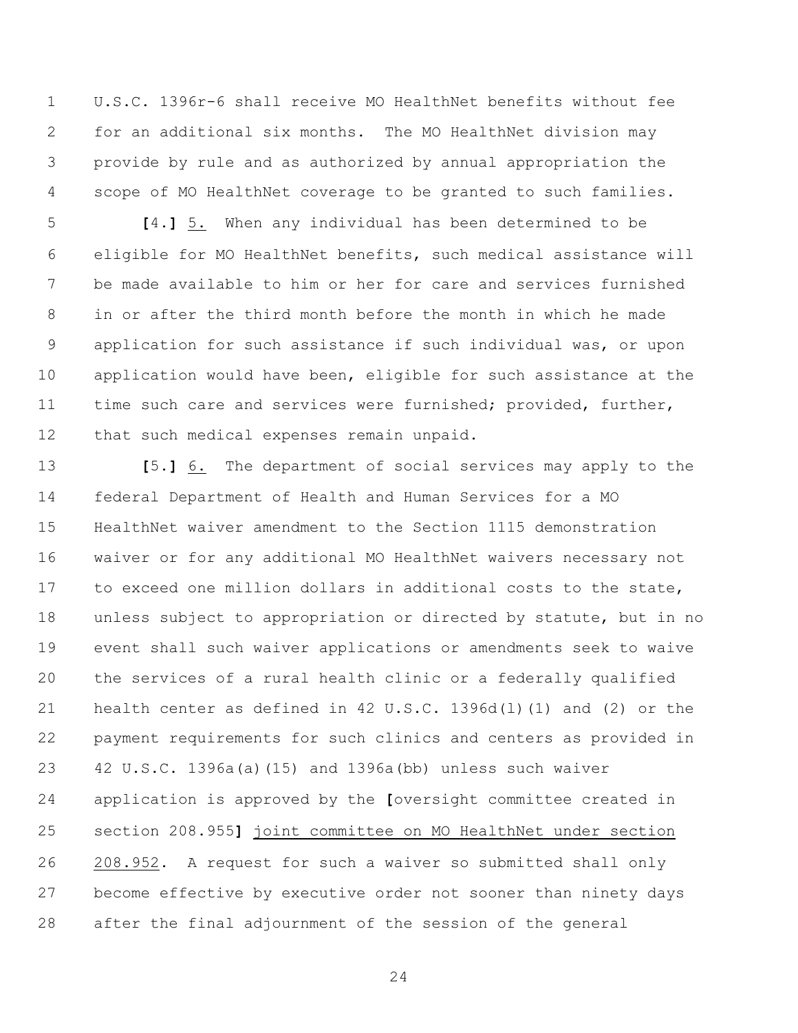U.S.C. 1396r-6 shall receive MO HealthNet benefits without fee for an additional six months. The MO HealthNet division may provide by rule and as authorized by annual appropriation the scope of MO HealthNet coverage to be granted to such families.

**[**4.**]** 5. When any individual has been determined to be eligible for MO HealthNet benefits, such medical assistance will be made available to him or her for care and services furnished in or after the third month before the month in which he made application for such assistance if such individual was, or upon application would have been, eligible for such assistance at the time such care and services were furnished; provided, further, that such medical expenses remain unpaid.

**[**5.**]** 6. The department of social services may apply to the federal Department of Health and Human Services for a MO HealthNet waiver amendment to the Section 1115 demonstration waiver or for any additional MO HealthNet waivers necessary not to exceed one million dollars in additional costs to the state, unless subject to appropriation or directed by statute, but in no event shall such waiver applications or amendments seek to waive the services of a rural health clinic or a federally qualified health center as defined in 42 U.S.C. 1396d(l)(1) and (2) or the payment requirements for such clinics and centers as provided in 42 U.S.C. 1396a(a)(15) and 1396a(bb) unless such waiver application is approved by the **[**oversight committee created in section 208.955**]** joint committee on MO HealthNet under section 208.952. A request for such a waiver so submitted shall only become effective by executive order not sooner than ninety days after the final adjournment of the session of the general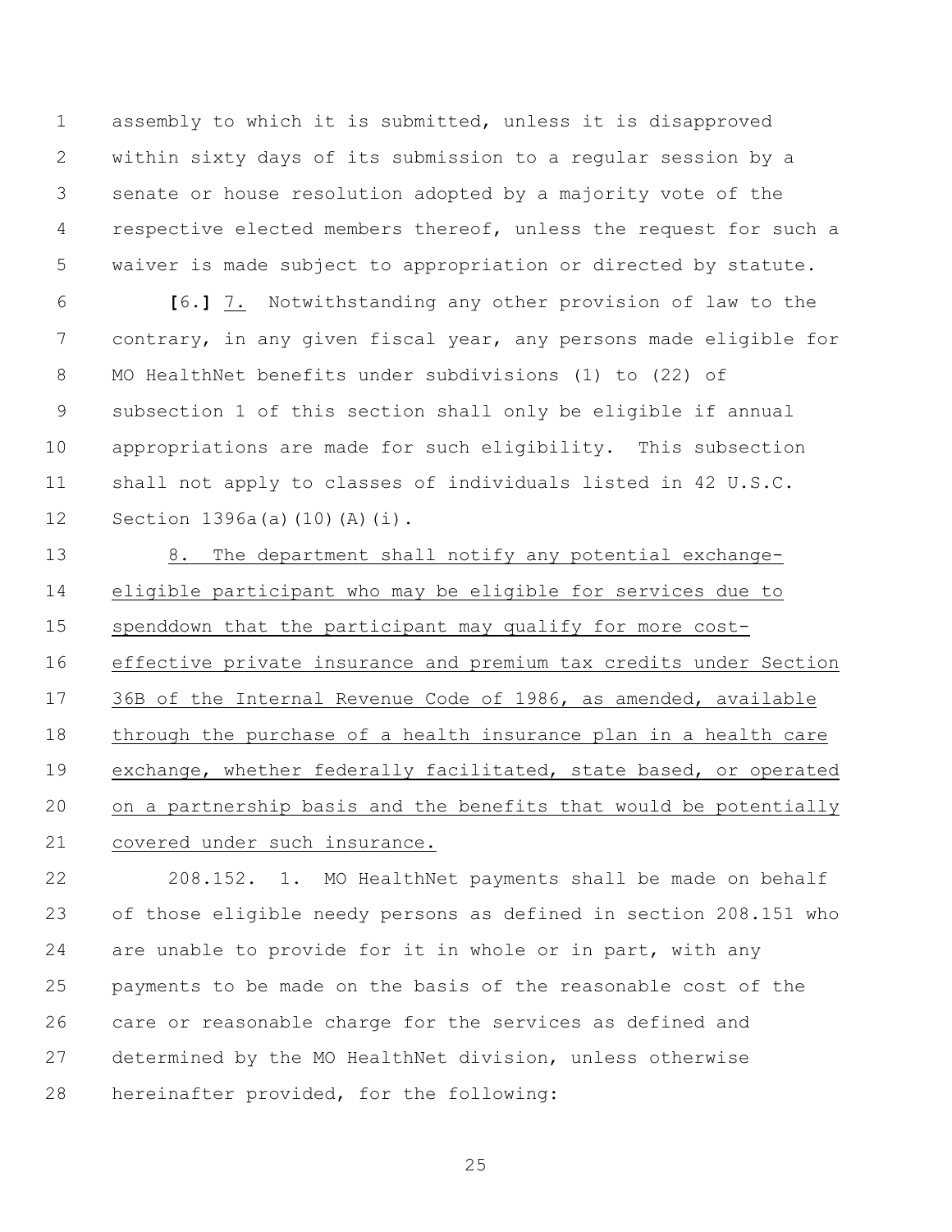assembly to which it is submitted, unless it is disapproved within sixty days of its submission to a regular session by a senate or house resolution adopted by a majority vote of the respective elected members thereof, unless the request for such a waiver is made subject to appropriation or directed by statute.

**[**6.**]** <u>7.</u> Notwithstanding any other provision of law to the contrary, in any given fiscal year, any persons made eligible for MO HealthNet benefits under subdivisions (1) to (22) of subsection 1 of this section shall only be eligible if annual appropriations are made for such eligibility. This subsection shall not apply to classes of individuals listed in 42 U.S.C. Section 1396a(a)(10)(A)(i).

<u>8. The department shall notify any potential exchange-eligible participant who may be eligible for services due to spenddown that the participant may qualify for more cost-effective private insurance and premium tax credits under Section 36B of the Internal Revenue Code of 1986, as amended, available through the purchase of a health insurance plan in a health care exchange, whether federally facilitated, state based, or operated on a partnership basis and the benefits that would be potentially covered under such insurance.</u>

208.152. 1. MO HealthNet payments shall be made on behalf of those eligible needy persons as defined in section 208.151 who are unable to provide for it in whole or in part, with any payments to be made on the basis of the reasonable cost of the care or reasonable charge for the services as defined and determined by the MO HealthNet division, unless otherwise hereinafter provided, for the following: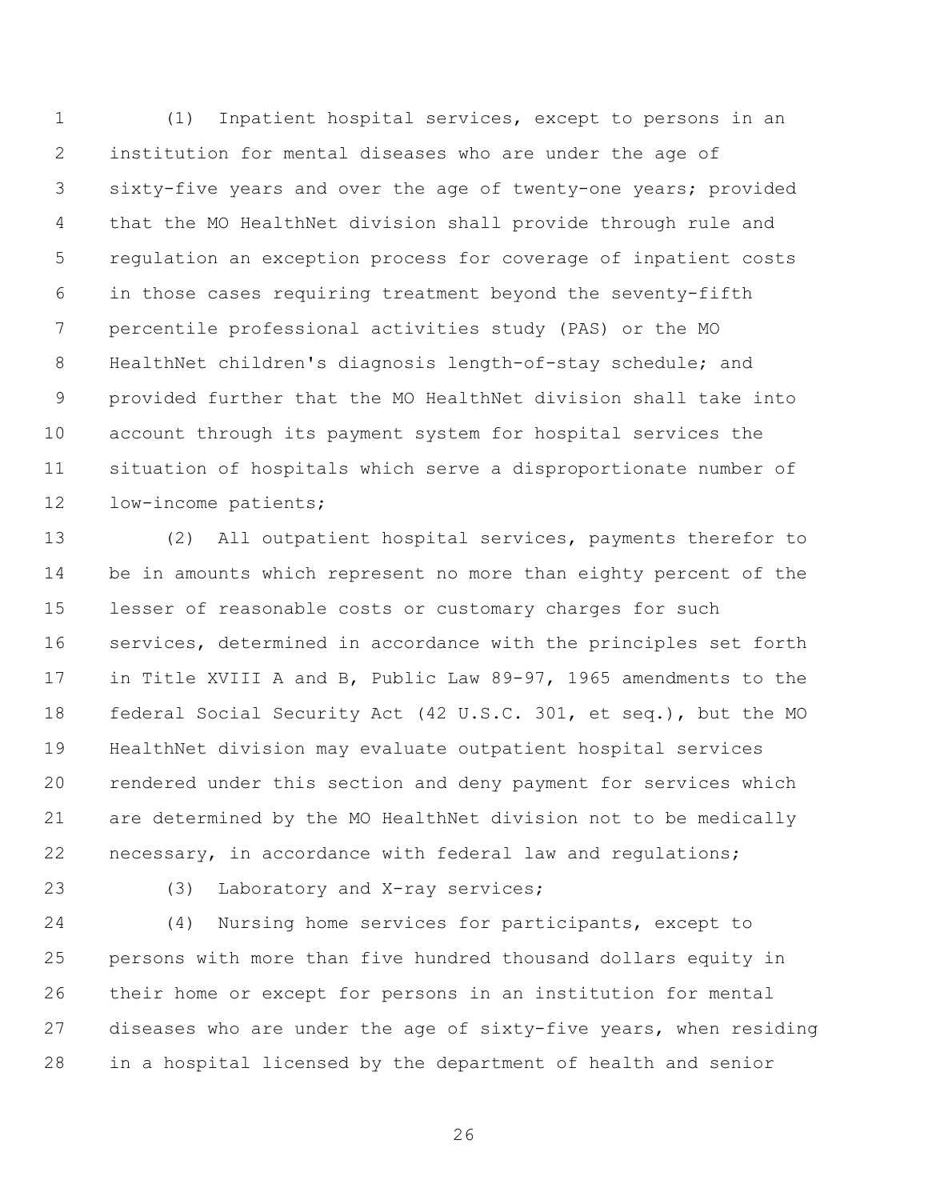(1) Inpatient hospital services, except to persons in an institution for mental diseases who are under the age of sixty-five years and over the age of twenty-one years; provided that the MO HealthNet division shall provide through rule and regulation an exception process for coverage of inpatient costs in those cases requiring treatment beyond the seventy-fifth percentile professional activities study (PAS) or the MO HealthNet children's diagnosis length-of-stay schedule; and provided further that the MO HealthNet division shall take into account through its payment system for hospital services the situation of hospitals which serve a disproportionate number of low-income patients;

(2) All outpatient hospital services, payments therefor to be in amounts which represent no more than eighty percent of the lesser of reasonable costs or customary charges for such services, determined in accordance with the principles set forth in Title XVIII A and B, Public Law 89-97, 1965 amendments to the federal Social Security Act (42 U.S.C. 301, et seq.), but the MO HealthNet division may evaluate outpatient hospital services rendered under this section and deny payment for services which are determined by the MO HealthNet division not to be medically necessary, in accordance with federal law and regulations;

(3) Laboratory and X-ray services;

(4) Nursing home services for participants, except to persons with more than five hundred thousand dollars equity in their home or except for persons in an institution for mental diseases who are under the age of sixty-five years, when residing in a hospital licensed by the department of health and senior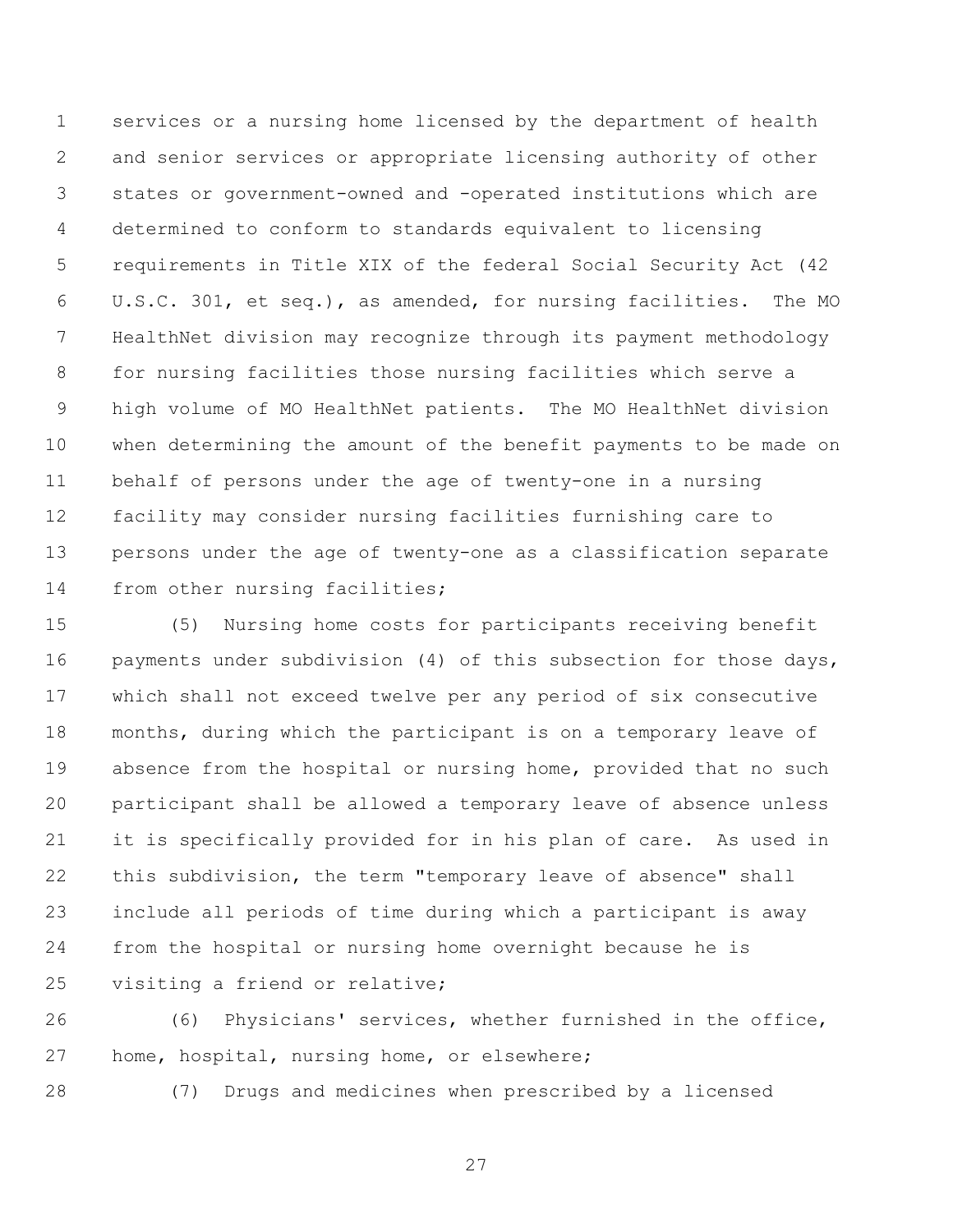services or a nursing home licensed by the department of health and senior services or appropriate licensing authority of other states or government-owned and -operated institutions which are determined to conform to standards equivalent to licensing requirements in Title XIX of the federal Social Security Act (42 U.S.C. 301, et seq.), as amended, for nursing facilities. The MO HealthNet division may recognize through its payment methodology for nursing facilities those nursing facilities which serve a high volume of MO HealthNet patients. The MO HealthNet division when determining the amount of the benefit payments to be made on behalf of persons under the age of twenty-one in a nursing facility may consider nursing facilities furnishing care to persons under the age of twenty-one as a classification separate from other nursing facilities;

(5) Nursing home costs for participants receiving benefit payments under subdivision (4) of this subsection for those days, which shall not exceed twelve per any period of six consecutive months, during which the participant is on a temporary leave of absence from the hospital or nursing home, provided that no such participant shall be allowed a temporary leave of absence unless it is specifically provided for in his plan of care. As used in this subdivision, the term "temporary leave of absence" shall include all periods of time during which a participant is away from the hospital or nursing home overnight because he is visiting a friend or relative;

(6) Physicians' services, whether furnished in the office, home, hospital, nursing home, or elsewhere;

(7) Drugs and medicines when prescribed by a licensed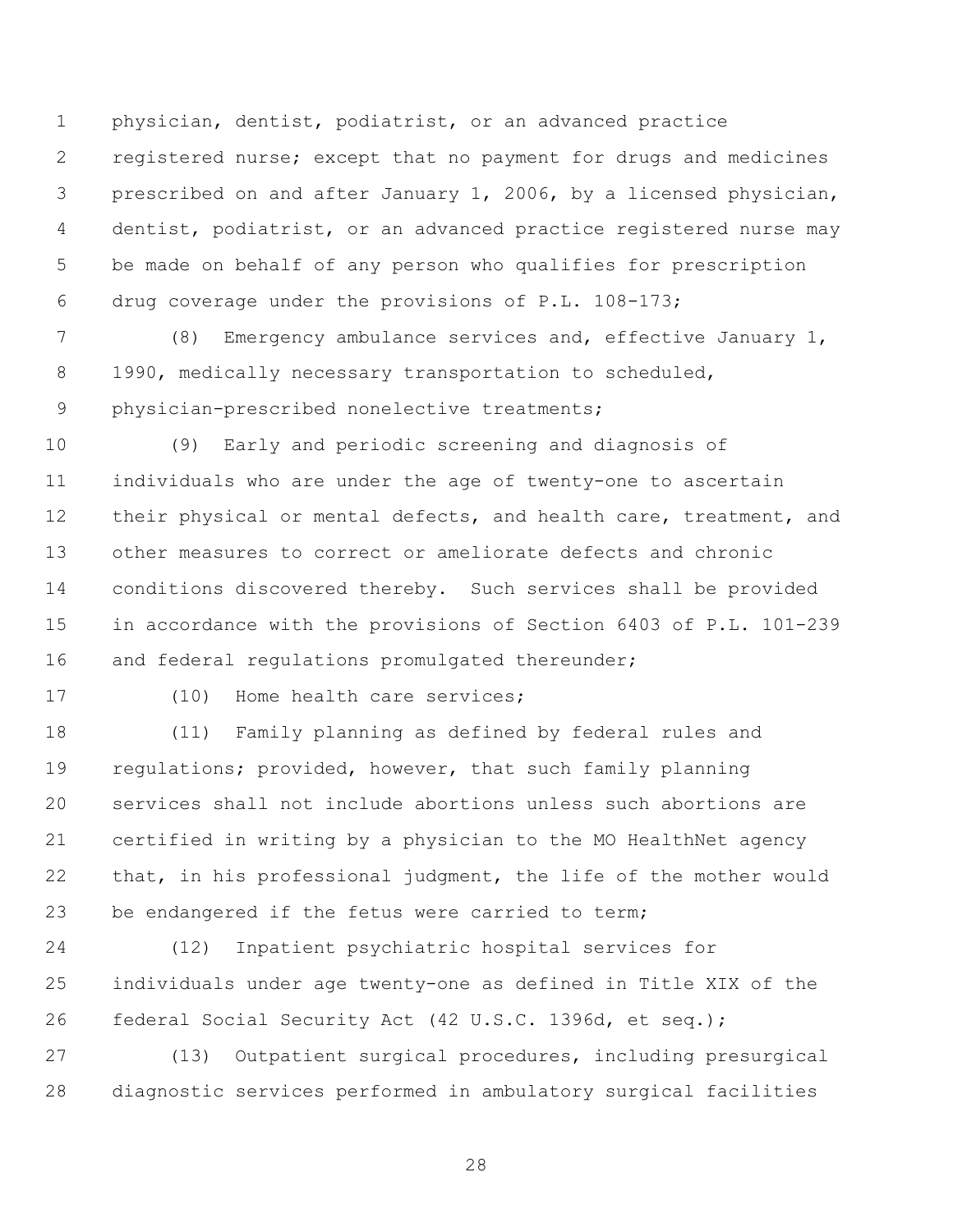physician, dentist, podiatrist, or an advanced practice registered nurse; except that no payment for drugs and medicines prescribed on and after January 1, 2006, by a licensed physician, dentist, podiatrist, or an advanced practice registered nurse may be made on behalf of any person who qualifies for prescription drug coverage under the provisions of P.L. 108-173;

(8) Emergency ambulance services and, effective January 1, 1990, medically necessary transportation to scheduled, physician-prescribed nonelective treatments;

(9) Early and periodic screening and diagnosis of individuals who are under the age of twenty-one to ascertain their physical or mental defects, and health care, treatment, and other measures to correct or ameliorate defects and chronic conditions discovered thereby. Such services shall be provided in accordance with the provisions of Section 6403 of P.L. 101-239 and federal regulations promulgated thereunder;

(10) Home health care services;

(11) Family planning as defined by federal rules and regulations; provided, however, that such family planning services shall not include abortions unless such abortions are certified in writing by a physician to the MO HealthNet agency that, in his professional judgment, the life of the mother would be endangered if the fetus were carried to term;

(12) Inpatient psychiatric hospital services for individuals under age twenty-one as defined in Title XIX of the federal Social Security Act (42 U.S.C. 1396d, et seq.);

(13) Outpatient surgical procedures, including presurgical diagnostic services performed in ambulatory surgical facilities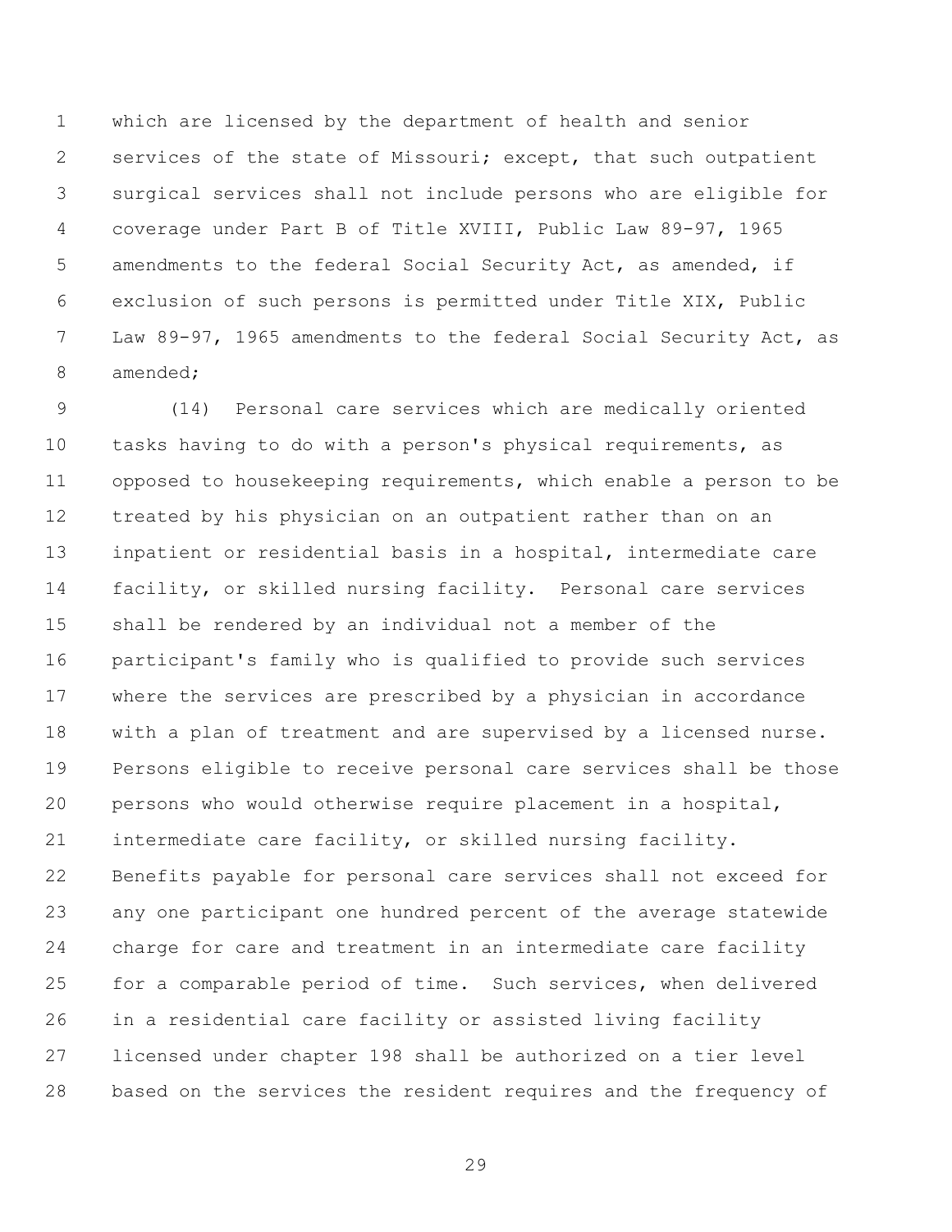which are licensed by the department of health and senior services of the state of Missouri; except, that such outpatient surgical services shall not include persons who are eligible for coverage under Part B of Title XVIII, Public Law 89-97, 1965 amendments to the federal Social Security Act, as amended, if exclusion of such persons is permitted under Title XIX, Public Law 89-97, 1965 amendments to the federal Social Security Act, as amended;

(14) Personal care services which are medically oriented tasks having to do with a person's physical requirements, as opposed to housekeeping requirements, which enable a person to be treated by his physician on an outpatient rather than on an inpatient or residential basis in a hospital, intermediate care facility, or skilled nursing facility. Personal care services shall be rendered by an individual not a member of the participant's family who is qualified to provide such services where the services are prescribed by a physician in accordance with a plan of treatment and are supervised by a licensed nurse. Persons eligible to receive personal care services shall be those persons who would otherwise require placement in a hospital, intermediate care facility, or skilled nursing facility. Benefits payable for personal care services shall not exceed for any one participant one hundred percent of the average statewide charge for care and treatment in an intermediate care facility for a comparable period of time. Such services, when delivered in a residential care facility or assisted living facility licensed under chapter 198 shall be authorized on a tier level based on the services the resident requires and the frequency of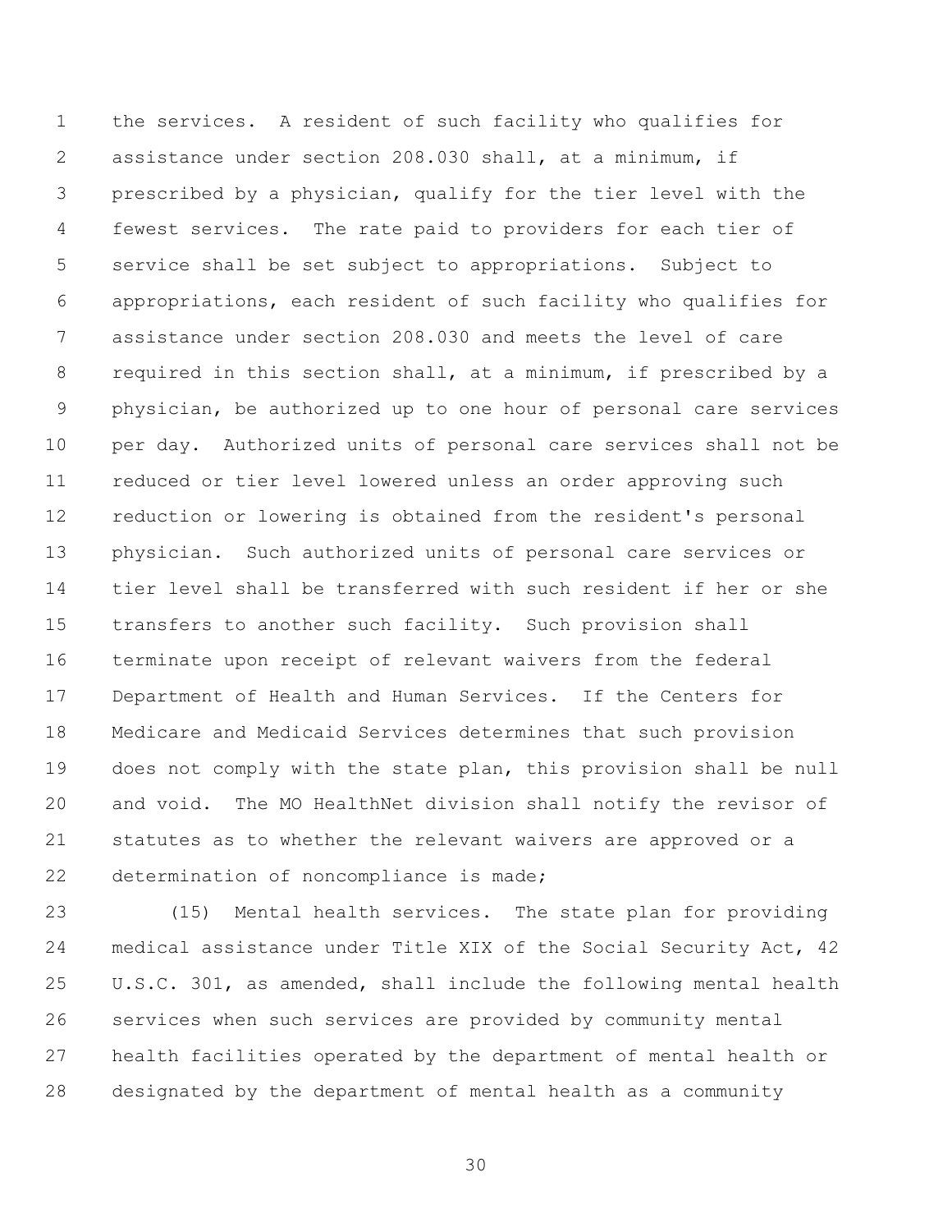the services. A resident of such facility who qualifies for assistance under section 208.030 shall, at a minimum, if prescribed by a physician, qualify for the tier level with the fewest services. The rate paid to providers for each tier of service shall be set subject to appropriations. Subject to appropriations, each resident of such facility who qualifies for assistance under section 208.030 and meets the level of care required in this section shall, at a minimum, if prescribed by a physician, be authorized up to one hour of personal care services per day. Authorized units of personal care services shall not be reduced or tier level lowered unless an order approving such reduction or lowering is obtained from the resident's personal physician. Such authorized units of personal care services or tier level shall be transferred with such resident if her or she transfers to another such facility. Such provision shall terminate upon receipt of relevant waivers from the federal Department of Health and Human Services. If the Centers for Medicare and Medicaid Services determines that such provision does not comply with the state plan, this provision shall be null and void. The MO HealthNet division shall notify the revisor of statutes as to whether the relevant waivers are approved or a determination of noncompliance is made;

(15) Mental health services. The state plan for providing medical assistance under Title XIX of the Social Security Act, 42 U.S.C. 301, as amended, shall include the following mental health services when such services are provided by community mental health facilities operated by the department of mental health or designated by the department of mental health as a community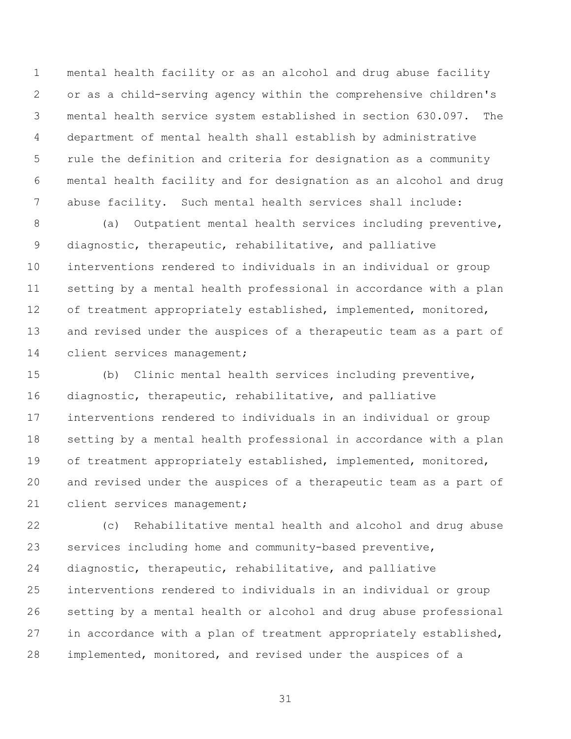mental health facility or as an alcohol and drug abuse facility or as a child-serving agency within the comprehensive children's mental health service system established in section 630.097. The department of mental health shall establish by administrative rule the definition and criteria for designation as a community mental health facility and for designation as an alcohol and drug abuse facility. Such mental health services shall include:

(a) Outpatient mental health services including preventive, diagnostic, therapeutic, rehabilitative, and palliative interventions rendered to individuals in an individual or group setting by a mental health professional in accordance with a plan of treatment appropriately established, implemented, monitored, and revised under the auspices of a therapeutic team as a part of client services management;

(b) Clinic mental health services including preventive, diagnostic, therapeutic, rehabilitative, and palliative interventions rendered to individuals in an individual or group setting by a mental health professional in accordance with a plan of treatment appropriately established, implemented, monitored, and revised under the auspices of a therapeutic team as a part of client services management;

(c) Rehabilitative mental health and alcohol and drug abuse services including home and community-based preventive, diagnostic, therapeutic, rehabilitative, and palliative interventions rendered to individuals in an individual or group setting by a mental health or alcohol and drug abuse professional in accordance with a plan of treatment appropriately established, implemented, monitored, and revised under the auspices of a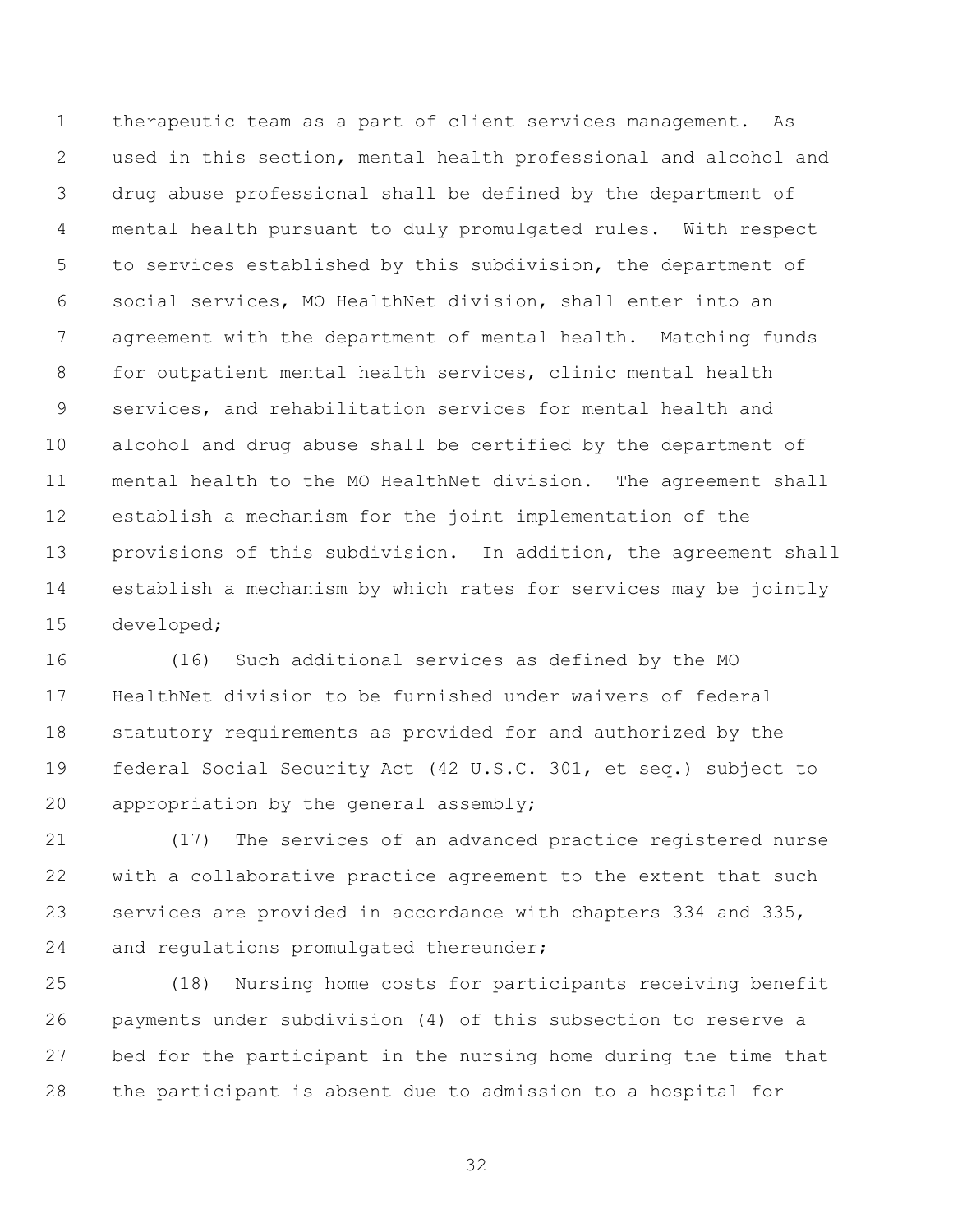therapeutic team as a part of client services management. As used in this section, mental health professional and alcohol and drug abuse professional shall be defined by the department of mental health pursuant to duly promulgated rules. With respect to services established by this subdivision, the department of social services, MO HealthNet division, shall enter into an agreement with the department of mental health. Matching funds for outpatient mental health services, clinic mental health services, and rehabilitation services for mental health and alcohol and drug abuse shall be certified by the department of mental health to the MO HealthNet division. The agreement shall establish a mechanism for the joint implementation of the provisions of this subdivision. In addition, the agreement shall establish a mechanism by which rates for services may be jointly developed;

(16) Such additional services as defined by the MO HealthNet division to be furnished under waivers of federal statutory requirements as provided for and authorized by the federal Social Security Act (42 U.S.C. 301, et seq.) subject to appropriation by the general assembly;

(17) The services of an advanced practice registered nurse with a collaborative practice agreement to the extent that such services are provided in accordance with chapters 334 and 335, and regulations promulgated thereunder;

(18) Nursing home costs for participants receiving benefit payments under subdivision (4) of this subsection to reserve a bed for the participant in the nursing home during the time that the participant is absent due to admission to a hospital for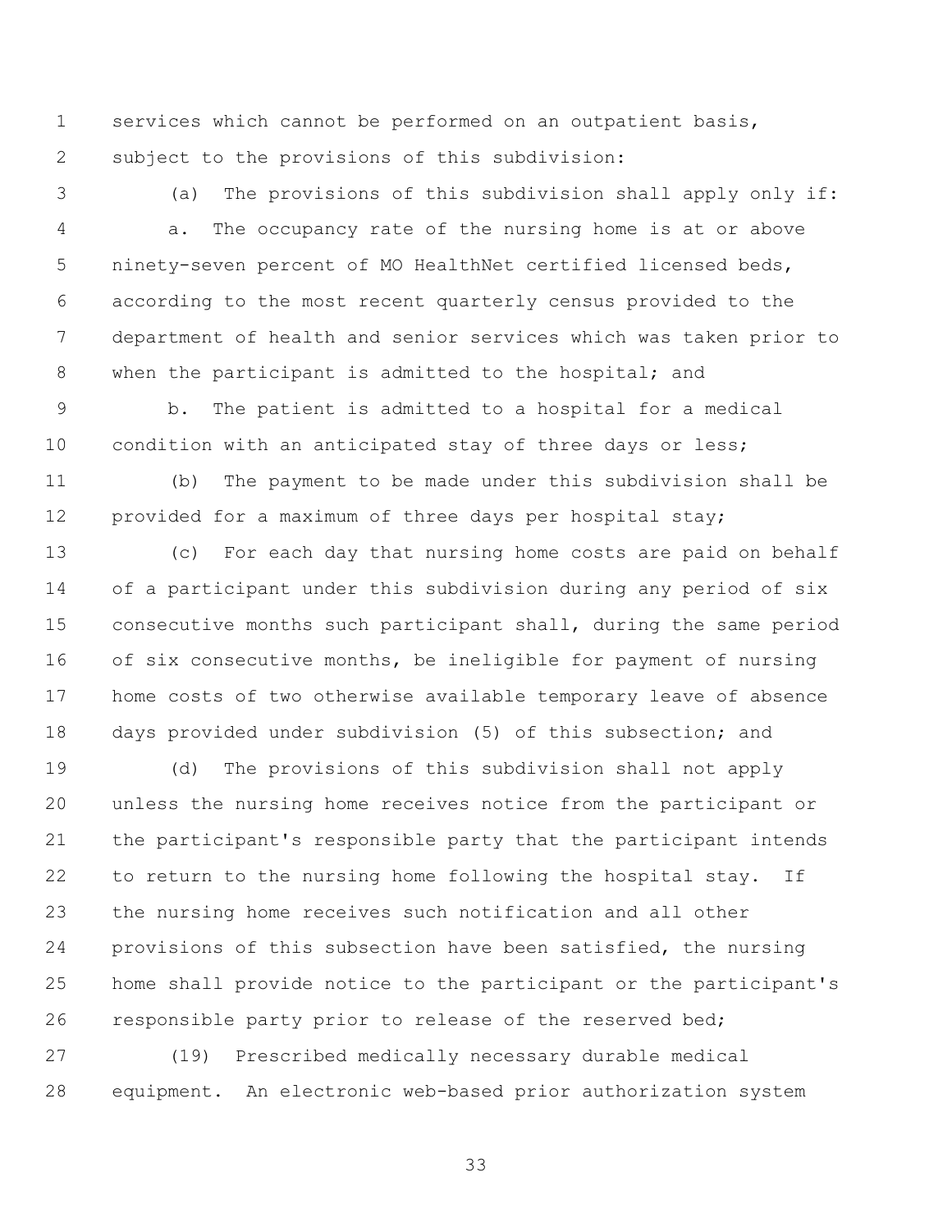services which cannot be performed on an outpatient basis, subject to the provisions of this subdivision:

(a) The provisions of this subdivision shall apply only if:

a. The occupancy rate of the nursing home is at or above ninety-seven percent of MO HealthNet certified licensed beds, according to the most recent quarterly census provided to the department of health and senior services which was taken prior to when the participant is admitted to the hospital; and

b. The patient is admitted to a hospital for a medical condition with an anticipated stay of three days or less;

(b) The payment to be made under this subdivision shall be provided for a maximum of three days per hospital stay;

(c) For each day that nursing home costs are paid on behalf of a participant under this subdivision during any period of six consecutive months such participant shall, during the same period of six consecutive months, be ineligible for payment of nursing home costs of two otherwise available temporary leave of absence days provided under subdivision (5) of this subsection; and

(d) The provisions of this subdivision shall not apply unless the nursing home receives notice from the participant or the participant's responsible party that the participant intends to return to the nursing home following the hospital stay. If the nursing home receives such notification and all other provisions of this subsection have been satisfied, the nursing home shall provide notice to the participant or the participant's responsible party prior to release of the reserved bed;

(19) Prescribed medically necessary durable medical equipment. An electronic web-based prior authorization system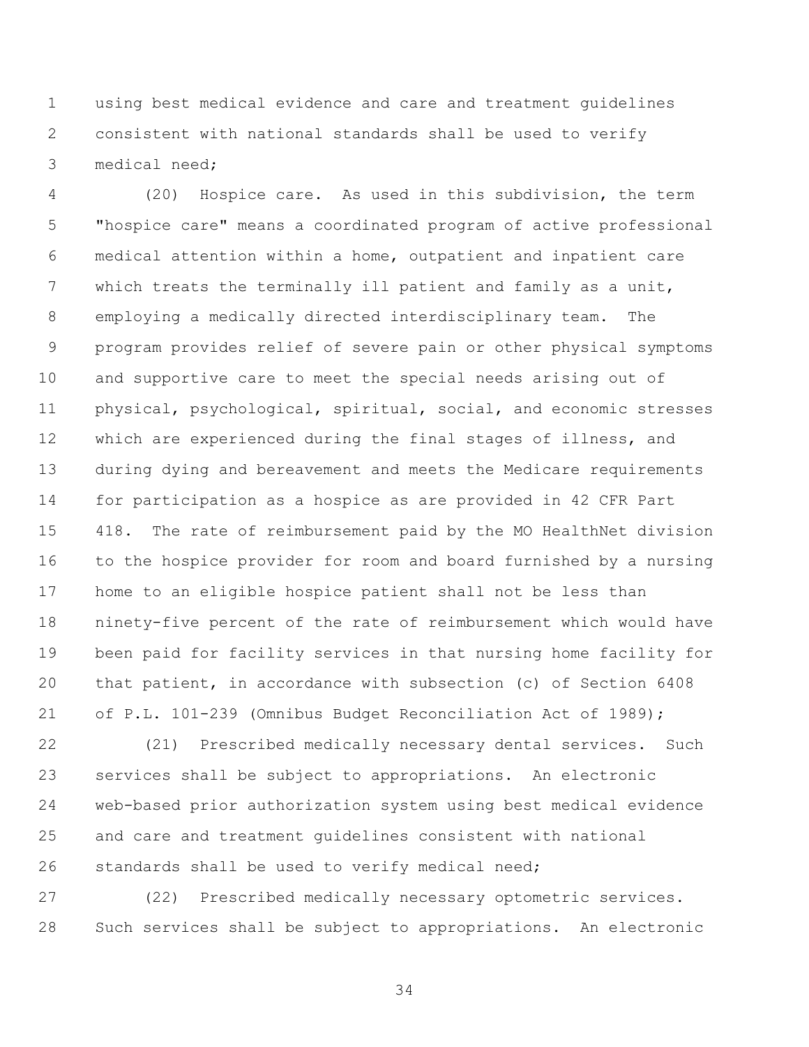using best medical evidence and care and treatment guidelines consistent with national standards shall be used to verify medical need;

(20) Hospice care. As used in this subdivision, the term "hospice care" means a coordinated program of active professional medical attention within a home, outpatient and inpatient care which treats the terminally ill patient and family as a unit, employing a medically directed interdisciplinary team. The program provides relief of severe pain or other physical symptoms and supportive care to meet the special needs arising out of physical, psychological, spiritual, social, and economic stresses which are experienced during the final stages of illness, and during dying and bereavement and meets the Medicare requirements for participation as a hospice as are provided in 42 CFR Part 418. The rate of reimbursement paid by the MO HealthNet division to the hospice provider for room and board furnished by a nursing home to an eligible hospice patient shall not be less than ninety-five percent of the rate of reimbursement which would have been paid for facility services in that nursing home facility for that patient, in accordance with subsection (c) of Section 6408 of P.L. 101-239 (Omnibus Budget Reconciliation Act of 1989);

(21) Prescribed medically necessary dental services. Such services shall be subject to appropriations. An electronic web-based prior authorization system using best medical evidence and care and treatment guidelines consistent with national standards shall be used to verify medical need;

(22) Prescribed medically necessary optometric services. Such services shall be subject to appropriations. An electronic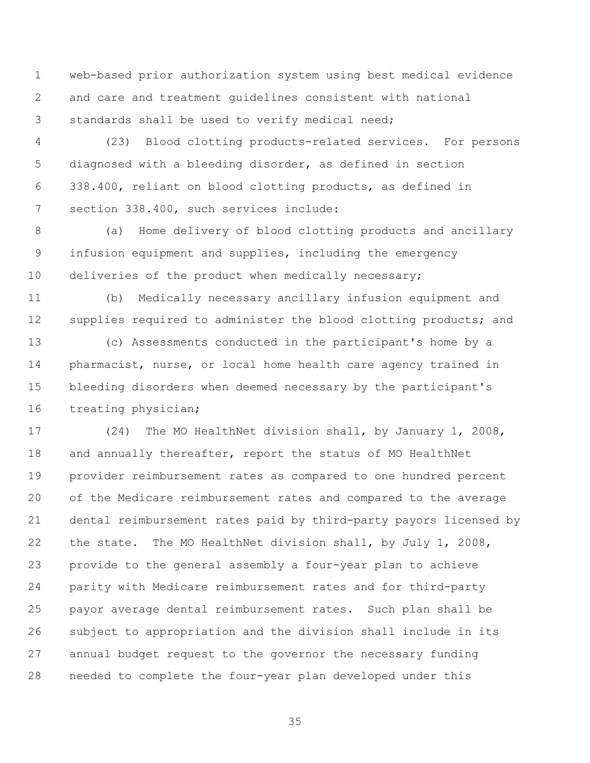web-based prior authorization system using best medical evidence and care and treatment guidelines consistent with national standards shall be used to verify medical need;

(23) Blood clotting products-related services. For persons diagnosed with a bleeding disorder, as defined in section 338.400, reliant on blood clotting products, as defined in section 338.400, such services include:

(a) Home delivery of blood clotting products and ancillary infusion equipment and supplies, including the emergency deliveries of the product when medically necessary;

(b) Medically necessary ancillary infusion equipment and supplies required to administer the blood clotting products; and

(c) Assessments conducted in the participant's home by a pharmacist, nurse, or local home health care agency trained in bleeding disorders when deemed necessary by the participant's treating physician;

(24) The MO HealthNet division shall, by January 1, 2008, and annually thereafter, report the status of MO HealthNet provider reimbursement rates as compared to one hundred percent of the Medicare reimbursement rates and compared to the average dental reimbursement rates paid by third-party payors licensed by the state. The MO HealthNet division shall, by July 1, 2008, provide to the general assembly a four-year plan to achieve parity with Medicare reimbursement rates and for third-party payor average dental reimbursement rates. Such plan shall be subject to appropriation and the division shall include in its annual budget request to the governor the necessary funding needed to complete the four-year plan developed under this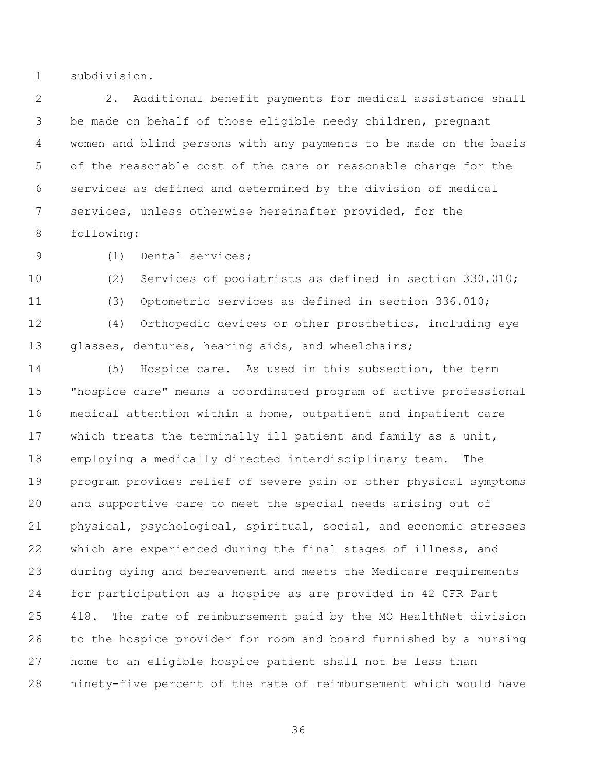subdivision.

2. Additional benefit payments for medical assistance shall be made on behalf of those eligible needy children, pregnant women and blind persons with any payments to be made on the basis of the reasonable cost of the care or reasonable charge for the services as defined and determined by the division of medical services, unless otherwise hereinafter provided, for the following:

(1) Dental services;

(2) Services of podiatrists as defined in section 330.010;

(3) Optometric services as defined in section 336.010;

(4) Orthopedic devices or other prosthetics, including eye glasses, dentures, hearing aids, and wheelchairs;

(5) Hospice care. As used in this subsection, the term "hospice care" means a coordinated program of active professional medical attention within a home, outpatient and inpatient care which treats the terminally ill patient and family as a unit, employing a medically directed interdisciplinary team. The program provides relief of severe pain or other physical symptoms and supportive care to meet the special needs arising out of physical, psychological, spiritual, social, and economic stresses which are experienced during the final stages of illness, and during dying and bereavement and meets the Medicare requirements for participation as a hospice as are provided in 42 CFR Part 418. The rate of reimbursement paid by the MO HealthNet division to the hospice provider for room and board furnished by a nursing home to an eligible hospice patient shall not be less than ninety-five percent of the rate of reimbursement which would have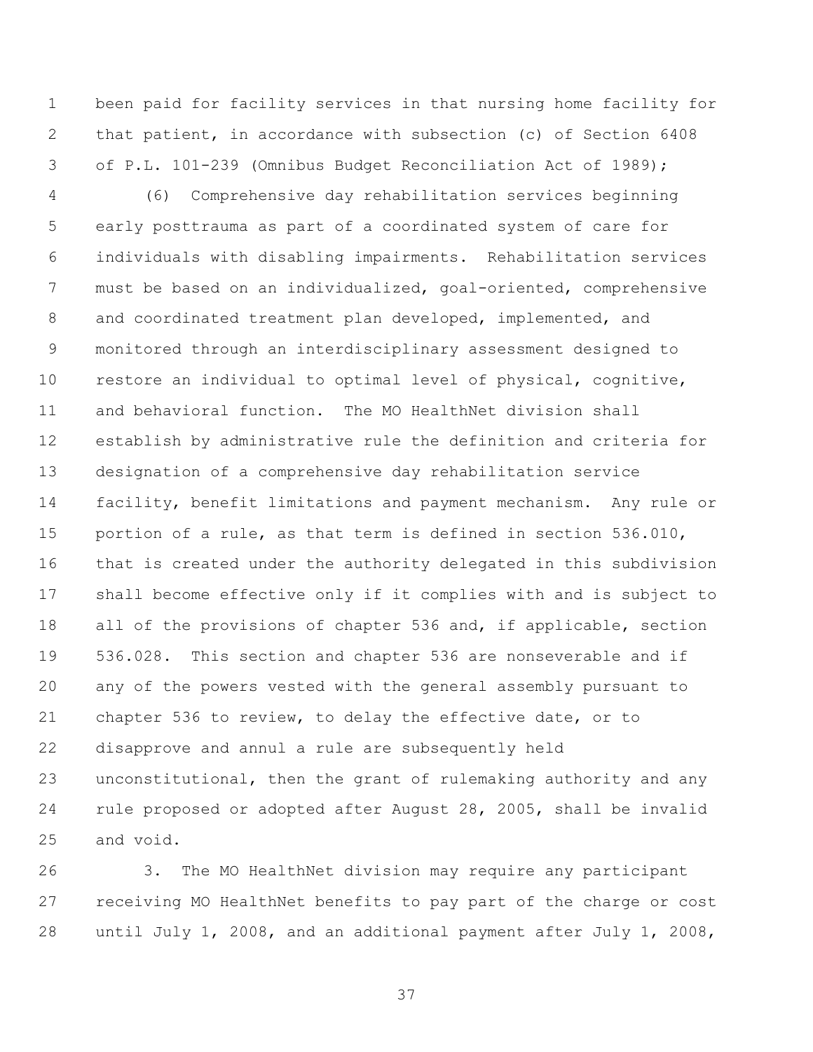been paid for facility services in that nursing home facility for that patient, in accordance with subsection (c) of Section 6408 of P.L. 101-239 (Omnibus Budget Reconciliation Act of 1989);

(6) Comprehensive day rehabilitation services beginning early posttrauma as part of a coordinated system of care for individuals with disabling impairments. Rehabilitation services must be based on an individualized, goal-oriented, comprehensive and coordinated treatment plan developed, implemented, and monitored through an interdisciplinary assessment designed to restore an individual to optimal level of physical, cognitive, and behavioral function. The MO HealthNet division shall establish by administrative rule the definition and criteria for designation of a comprehensive day rehabilitation service facility, benefit limitations and payment mechanism. Any rule or portion of a rule, as that term is defined in section 536.010, that is created under the authority delegated in this subdivision shall become effective only if it complies with and is subject to all of the provisions of chapter 536 and, if applicable, section 536.028. This section and chapter 536 are nonseverable and if any of the powers vested with the general assembly pursuant to chapter 536 to review, to delay the effective date, or to disapprove and annul a rule are subsequently held unconstitutional, then the grant of rulemaking authority and any rule proposed or adopted after August 28, 2005, shall be invalid and void.

3. The MO HealthNet division may require any participant receiving MO HealthNet benefits to pay part of the charge or cost until July 1, 2008, and an additional payment after July 1, 2008,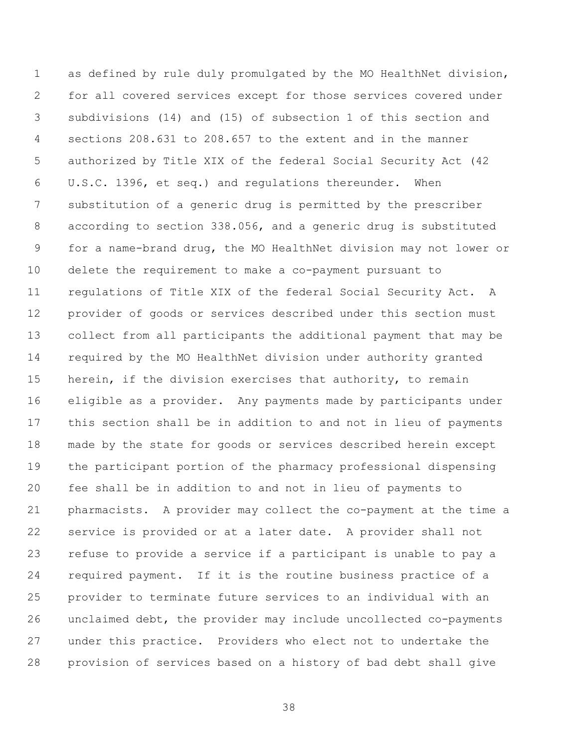as defined by rule duly promulgated by the MO HealthNet division, for all covered services except for those services covered under subdivisions (14) and (15) of subsection 1 of this section and sections 208.631 to 208.657 to the extent and in the manner authorized by Title XIX of the federal Social Security Act (42 U.S.C. 1396, et seq.) and regulations thereunder. When substitution of a generic drug is permitted by the prescriber according to section 338.056, and a generic drug is substituted for a name-brand drug, the MO HealthNet division may not lower or delete the requirement to make a co-payment pursuant to regulations of Title XIX of the federal Social Security Act. A provider of goods or services described under this section must collect from all participants the additional payment that may be required by the MO HealthNet division under authority granted herein, if the division exercises that authority, to remain eligible as a provider. Any payments made by participants under this section shall be in addition to and not in lieu of payments made by the state for goods or services described herein except the participant portion of the pharmacy professional dispensing fee shall be in addition to and not in lieu of payments to pharmacists. A provider may collect the co-payment at the time a service is provided or at a later date. A provider shall not refuse to provide a service if a participant is unable to pay a required payment. If it is the routine business practice of a provider to terminate future services to an individual with an unclaimed debt, the provider may include uncollected co-payments under this practice. Providers who elect not to undertake the provision of services based on a history of bad debt shall give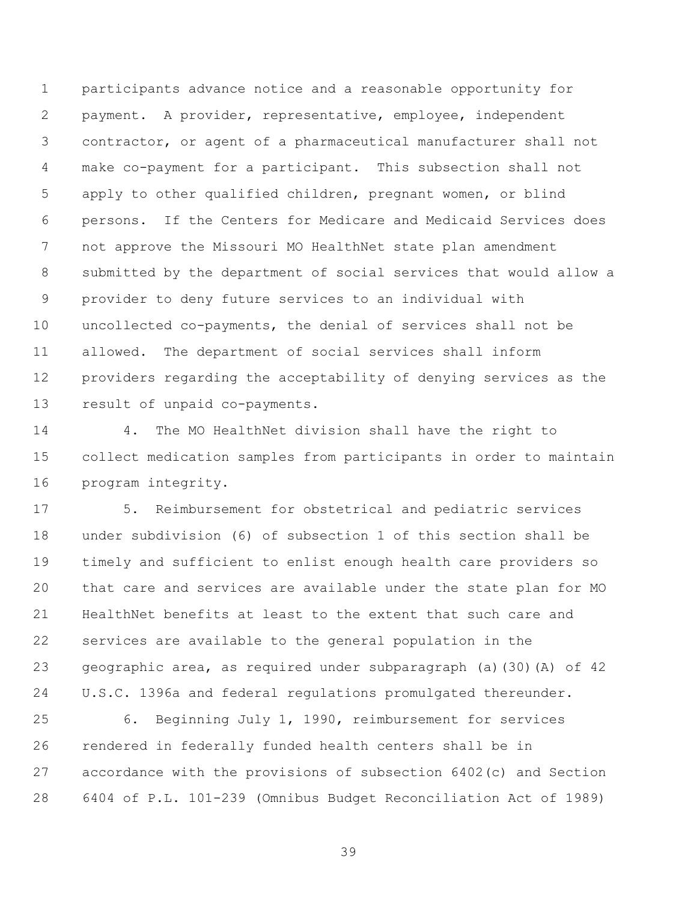participants advance notice and a reasonable opportunity for payment. A provider, representative, employee, independent contractor, or agent of a pharmaceutical manufacturer shall not make co-payment for a participant. This subsection shall not apply to other qualified children, pregnant women, or blind persons. If the Centers for Medicare and Medicaid Services does not approve the Missouri MO HealthNet state plan amendment submitted by the department of social services that would allow a provider to deny future services to an individual with uncollected co-payments, the denial of services shall not be allowed. The department of social services shall inform providers regarding the acceptability of denying services as the result of unpaid co-payments.

4. The MO HealthNet division shall have the right to collect medication samples from participants in order to maintain program integrity.

5. Reimbursement for obstetrical and pediatric services under subdivision (6) of subsection 1 of this section shall be timely and sufficient to enlist enough health care providers so that care and services are available under the state plan for MO HealthNet benefits at least to the extent that such care and services are available to the general population in the geographic area, as required under subparagraph (a)(30)(A) of 42 U.S.C. 1396a and federal regulations promulgated thereunder.

6. Beginning July 1, 1990, reimbursement for services rendered in federally funded health centers shall be in accordance with the provisions of subsection 6402(c) and Section 6404 of P.L. 101-239 (Omnibus Budget Reconciliation Act of 1989)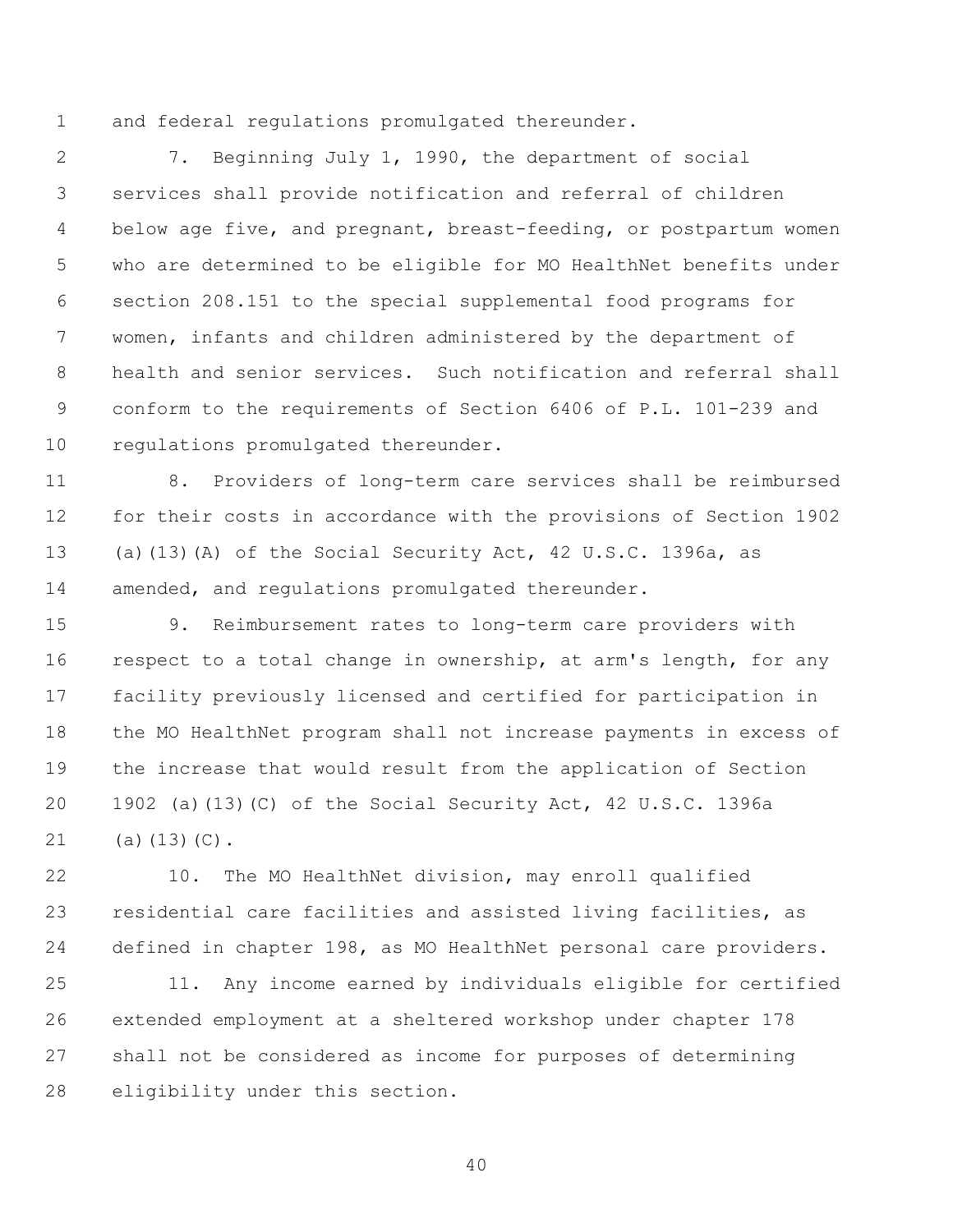and federal regulations promulgated thereunder.

7. Beginning July 1, 1990, the department of social services shall provide notification and referral of children below age five, and pregnant, breast-feeding, or postpartum women who are determined to be eligible for MO HealthNet benefits under section 208.151 to the special supplemental food programs for women, infants and children administered by the department of health and senior services. Such notification and referral shall conform to the requirements of Section 6406 of P.L. 101-239 and regulations promulgated thereunder.

8. Providers of long-term care services shall be reimbursed for their costs in accordance with the provisions of Section 1902 (a)(13)(A) of the Social Security Act, 42 U.S.C. 1396a, as amended, and regulations promulgated thereunder.

9. Reimbursement rates to long-term care providers with respect to a total change in ownership, at arm's length, for any facility previously licensed and certified for participation in the MO HealthNet program shall not increase payments in excess of the increase that would result from the application of Section 1902 (a)(13)(C) of the Social Security Act, 42 U.S.C. 1396a (a)(13)(C).

10. The MO HealthNet division, may enroll qualified residential care facilities and assisted living facilities, as defined in chapter 198, as MO HealthNet personal care providers.

11. Any income earned by individuals eligible for certified extended employment at a sheltered workshop under chapter 178 shall not be considered as income for purposes of determining eligibility under this section.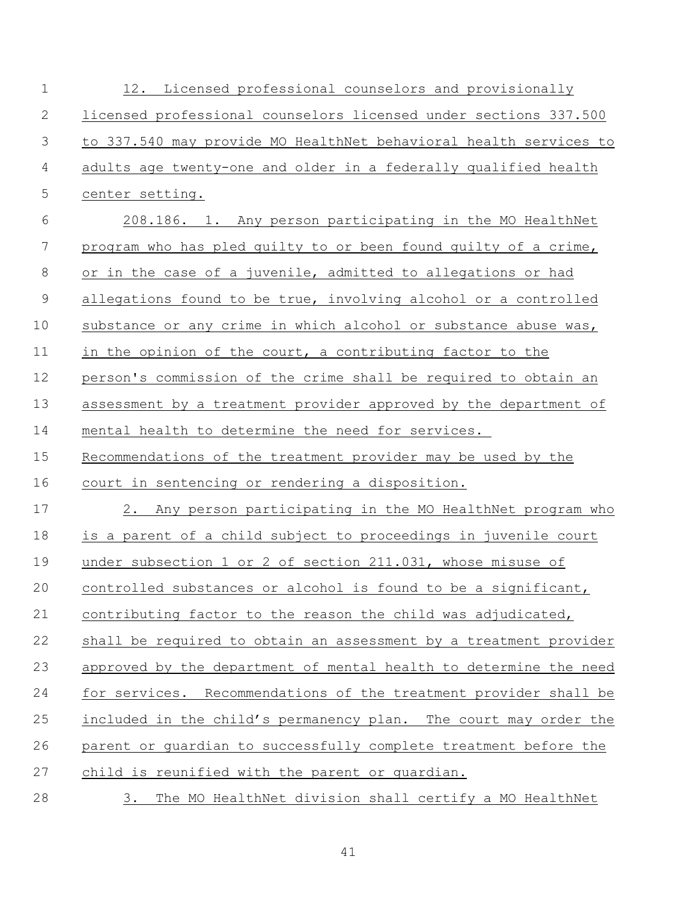12. Licensed professional counselors and provisionally licensed professional counselors licensed under sections 337.500 to 337.540 may provide MO HealthNet behavioral health services to adults age twenty-one and older in a federally qualified health center setting.

208.186. 1. Any person participating in the MO HealthNet program who has pled guilty to or been found guilty of a crime, or in the case of a juvenile, admitted to allegations or had allegations found to be true, involving alcohol or a controlled substance or any crime in which alcohol or substance abuse was, in the opinion of the court, a contributing factor to the person's commission of the crime shall be required to obtain an assessment by a treatment provider approved by the department of mental health to determine the need for services. Recommendations of the treatment provider may be used by the court in sentencing or rendering a disposition.

2. Any person participating in the MO HealthNet program who is a parent of a child subject to proceedings in juvenile court under subsection 1 or 2 of section 211.031, whose misuse of controlled substances or alcohol is found to be a significant, contributing factor to the reason the child was adjudicated, shall be required to obtain an assessment by a treatment provider approved by the department of mental health to determine the need for services. Recommendations of the treatment provider shall be included in the child's permanency plan. The court may order the parent or guardian to successfully complete treatment before the child is reunified with the parent or guardian.

3. The MO HealthNet division shall certify a MO HealthNet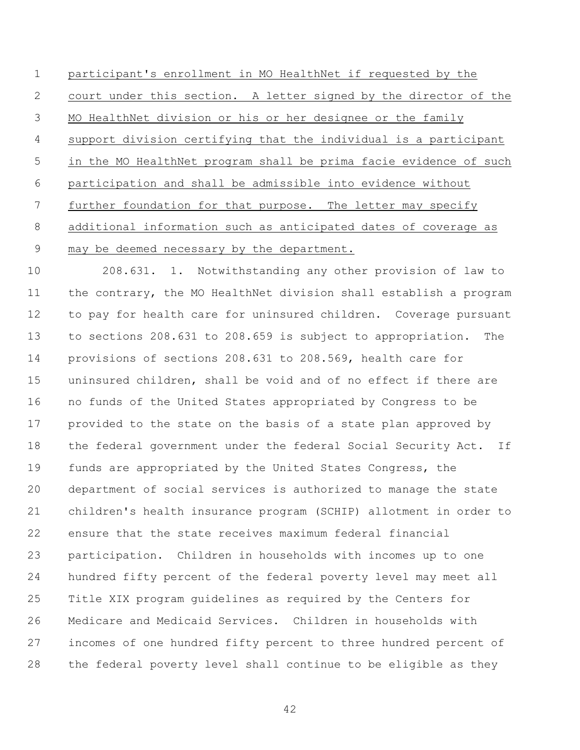participant's enrollment in MO HealthNet if requested by the court under this section. A letter signed by the director of the MO HealthNet division or his or her designee or the family support division certifying that the individual is a participant in the MO HealthNet program shall be prima facie evidence of such participation and shall be admissible into evidence without further foundation for that purpose. The letter may specify additional information such as anticipated dates of coverage as may be deemed necessary by the department.

208.631. 1. Notwithstanding any other provision of law to the contrary, the MO HealthNet division shall establish a program to pay for health care for uninsured children. Coverage pursuant to sections 208.631 to 208.659 is subject to appropriation. The provisions of sections 208.631 to 208.569, health care for uninsured children, shall be void and of no effect if there are no funds of the United States appropriated by Congress to be provided to the state on the basis of a state plan approved by the federal government under the federal Social Security Act. If funds are appropriated by the United States Congress, the department of social services is authorized to manage the state children's health insurance program (SCHIP) allotment in order to ensure that the state receives maximum federal financial participation. Children in households with incomes up to one hundred fifty percent of the federal poverty level may meet all Title XIX program guidelines as required by the Centers for Medicare and Medicaid Services. Children in households with incomes of one hundred fifty percent to three hundred percent of the federal poverty level shall continue to be eligible as they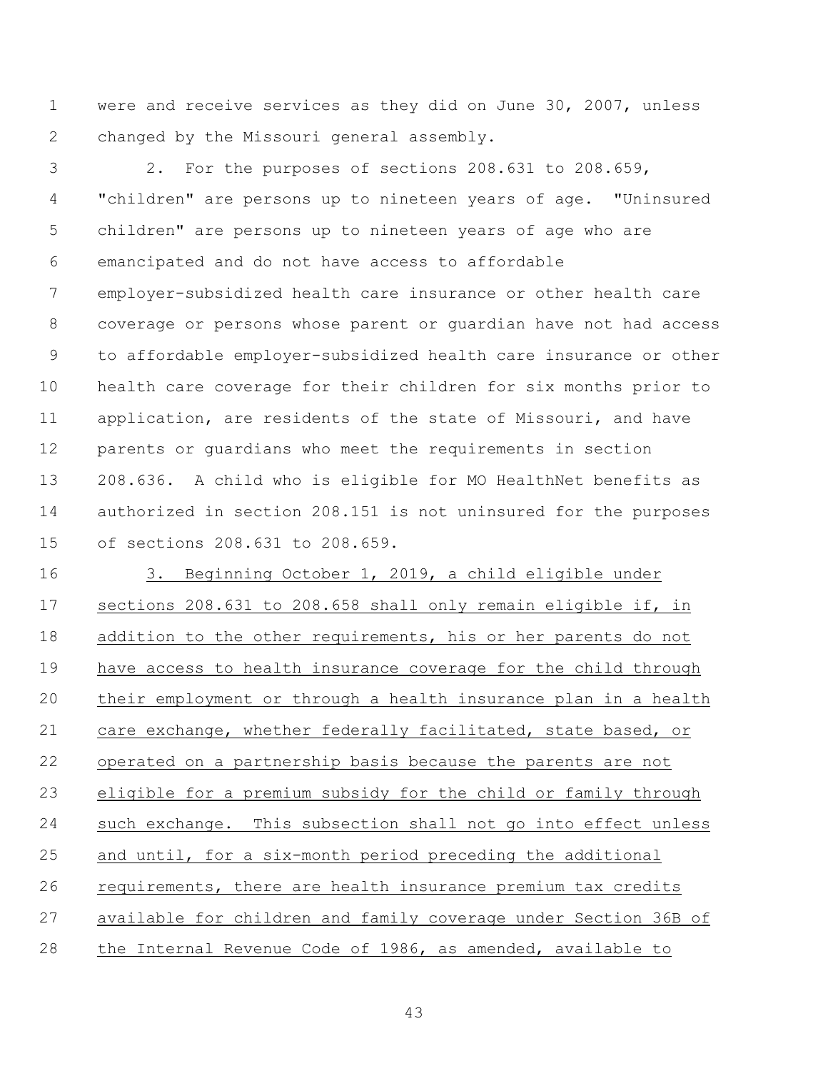were and receive services as they did on June 30, 2007, unless changed by the Missouri general assembly.

2. For the purposes of sections 208.631 to 208.659, "children" are persons up to nineteen years of age. "Uninsured children" are persons up to nineteen years of age who are emancipated and do not have access to affordable employer-subsidized health care insurance or other health care coverage or persons whose parent or guardian have not had access to affordable employer-subsidized health care insurance or other health care coverage for their children for six months prior to application, are residents of the state of Missouri, and have parents or guardians who meet the requirements in section 208.636. A child who is eligible for MO HealthNet benefits as authorized in section 208.151 is not uninsured for the purposes of sections 208.631 to 208.659.

3. Beginning October 1, 2019, a child eligible under sections 208.631 to 208.658 shall only remain eligible if, in addition to the other requirements, his or her parents do not have access to health insurance coverage for the child through their employment or through a health insurance plan in a health care exchange, whether federally facilitated, state based, or operated on a partnership basis because the parents are not eligible for a premium subsidy for the child or family through such exchange. This subsection shall not go into effect unless and until, for a six-month period preceding the additional requirements, there are health insurance premium tax credits available for children and family coverage under Section 36B of the Internal Revenue Code of 1986, as amended, available to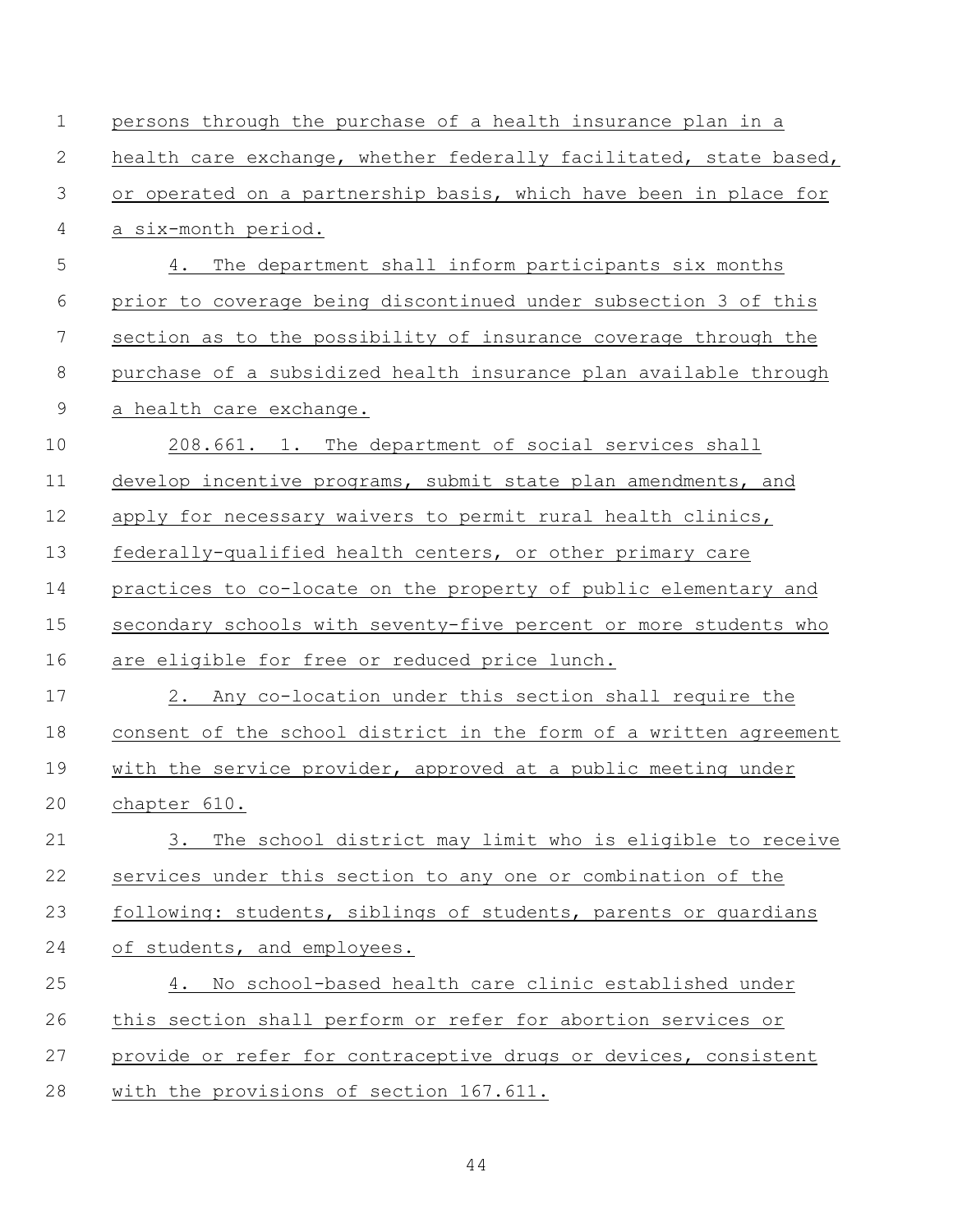persons through the purchase of a health insurance plan in a health care exchange, whether federally facilitated, state based, or operated on a partnership basis, which have been in place for a six-month period.

4. The department shall inform participants six months prior to coverage being discontinued under subsection 3 of this section as to the possibility of insurance coverage through the purchase of a subsidized health insurance plan available through a health care exchange.

208.661. 1. The department of social services shall develop incentive programs, submit state plan amendments, and apply for necessary waivers to permit rural health clinics, federally-qualified health centers, or other primary care practices to co-locate on the property of public elementary and secondary schools with seventy-five percent or more students who are eligible for free or reduced price lunch.

2. Any co-location under this section shall require the consent of the school district in the form of a written agreement with the service provider, approved at a public meeting under chapter 610.

3. The school district may limit who is eligible to receive services under this section to any one or combination of the following: students, siblings of students, parents or guardians of students, and employees.

4. No school-based health care clinic established under this section shall perform or refer for abortion services or provide or refer for contraceptive drugs or devices, consistent with the provisions of section 167.611.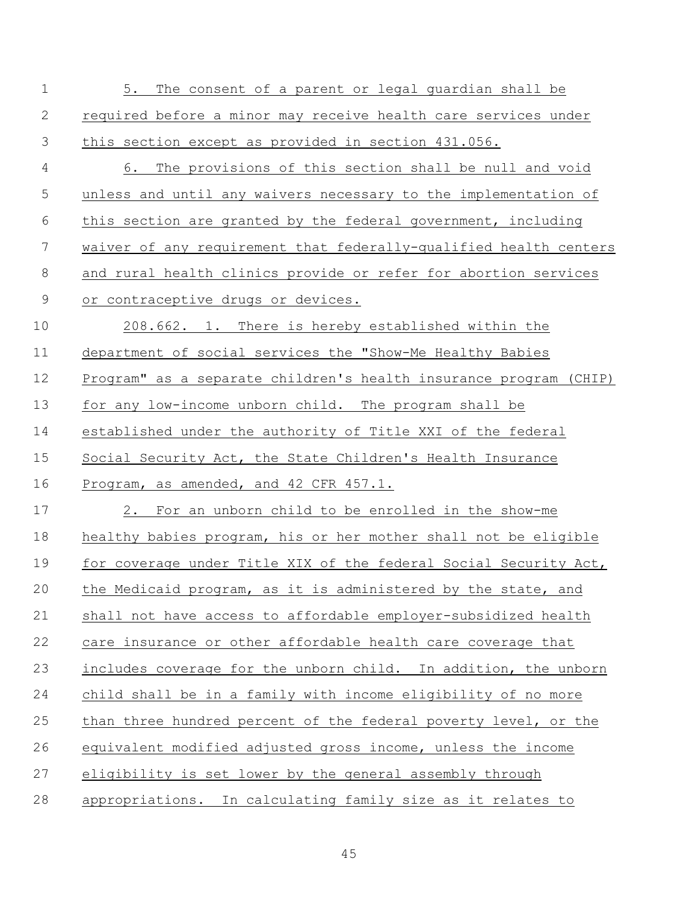5. The consent of a parent or legal guardian shall be required before a minor may receive health care services under this section except as provided in section 431.056.

6. The provisions of this section shall be null and void unless and until any waivers necessary to the implementation of this section are granted by the federal government, including waiver of any requirement that federally-qualified health centers and rural health clinics provide or refer for abortion services or contraceptive drugs or devices.

208.662. 1. There is hereby established within the department of social services the "Show-Me Healthy Babies Program" as a separate children's health insurance program (CHIP) for any low-income unborn child. The program shall be established under the authority of Title XXI of the federal Social Security Act, the State Children's Health Insurance Program, as amended, and 42 CFR 457.1.

2. For an unborn child to be enrolled in the show-me healthy babies program, his or her mother shall not be eligible for coverage under Title XIX of the federal Social Security Act, the Medicaid program, as it is administered by the state, and shall not have access to affordable employer-subsidized health care insurance or other affordable health care coverage that includes coverage for the unborn child. In addition, the unborn child shall be in a family with income eligibility of no more than three hundred percent of the federal poverty level, or the equivalent modified adjusted gross income, unless the income eligibility is set lower by the general assembly through appropriations. In calculating family size as it relates to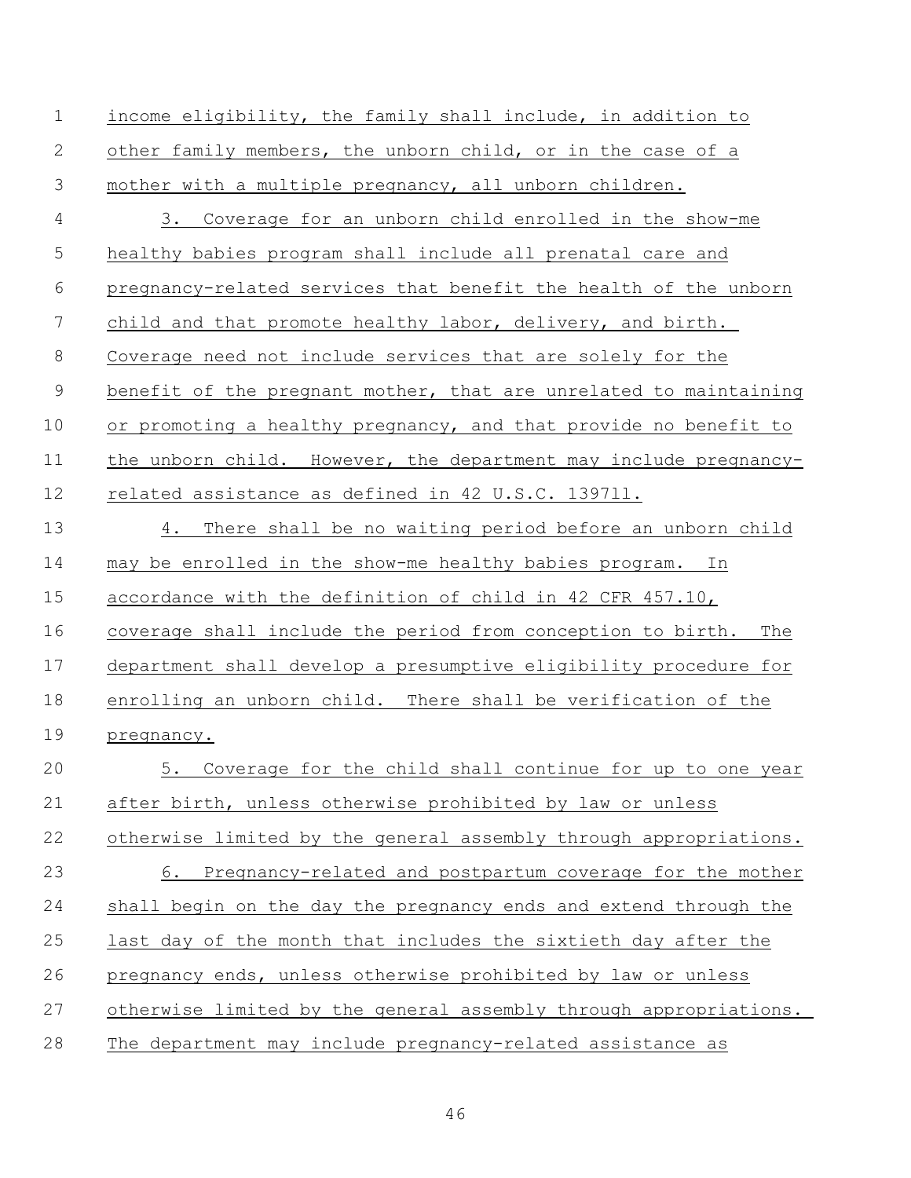income eligibility, the family shall include, in addition to other family members, the unborn child, or in the case of a mother with a multiple pregnancy, all unborn children.

3. Coverage for an unborn child enrolled in the show-me healthy babies program shall include all prenatal care and pregnancy-related services that benefit the health of the unborn child and that promote healthy labor, delivery, and birth. Coverage need not include services that are solely for the benefit of the pregnant mother, that are unrelated to maintaining or promoting a healthy pregnancy, and that provide no benefit to the unborn child. However, the department may include pregnancy-related assistance as defined in 42 U.S.C. 1397ll.

4. There shall be no waiting period before an unborn child may be enrolled in the show-me healthy babies program. In accordance with the definition of child in 42 CFR 457.10, coverage shall include the period from conception to birth. The department shall develop a presumptive eligibility procedure for enrolling an unborn child. There shall be verification of the pregnancy.

5. Coverage for the child shall continue for up to one year after birth, unless otherwise prohibited by law or unless otherwise limited by the general assembly through appropriations.

6. Pregnancy-related and postpartum coverage for the mother shall begin on the day the pregnancy ends and extend through the last day of the month that includes the sixtieth day after the pregnancy ends, unless otherwise prohibited by law or unless otherwise limited by the general assembly through appropriations. The department may include pregnancy-related assistance as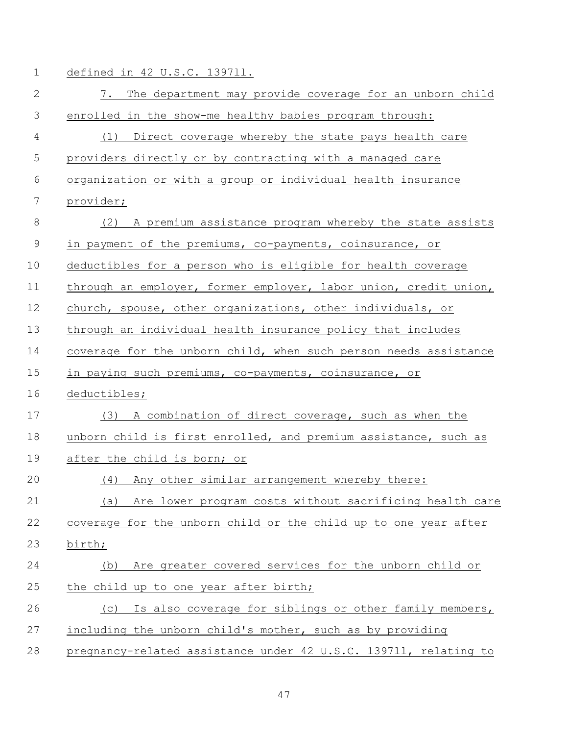defined in 42 U.S.C. 1397ll.

7. The department may provide coverage for an unborn child enrolled in the show-me healthy babies program through:

(1) Direct coverage whereby the state pays health care providers directly or by contracting with a managed care organization or with a group or individual health insurance provider;

(2) A premium assistance program whereby the state assists in payment of the premiums, co-payments, coinsurance, or deductibles for a person who is eligible for health coverage through an employer, former employer, labor union, credit union, church, spouse, other organizations, other individuals, or through an individual health insurance policy that includes coverage for the unborn child, when such person needs assistance in paying such premiums, co-payments, coinsurance, or deductibles;

(3) A combination of direct coverage, such as when the unborn child is first enrolled, and premium assistance, such as after the child is born; or

(4) Any other similar arrangement whereby there:

(a) Are lower program costs without sacrificing health care coverage for the unborn child or the child up to one year after birth;

(b) Are greater covered services for the unborn child or the child up to one year after birth;

(c) Is also coverage for siblings or other family members, including the unborn child's mother, such as by providing pregnancy-related assistance under 42 U.S.C. 1397ll, relating to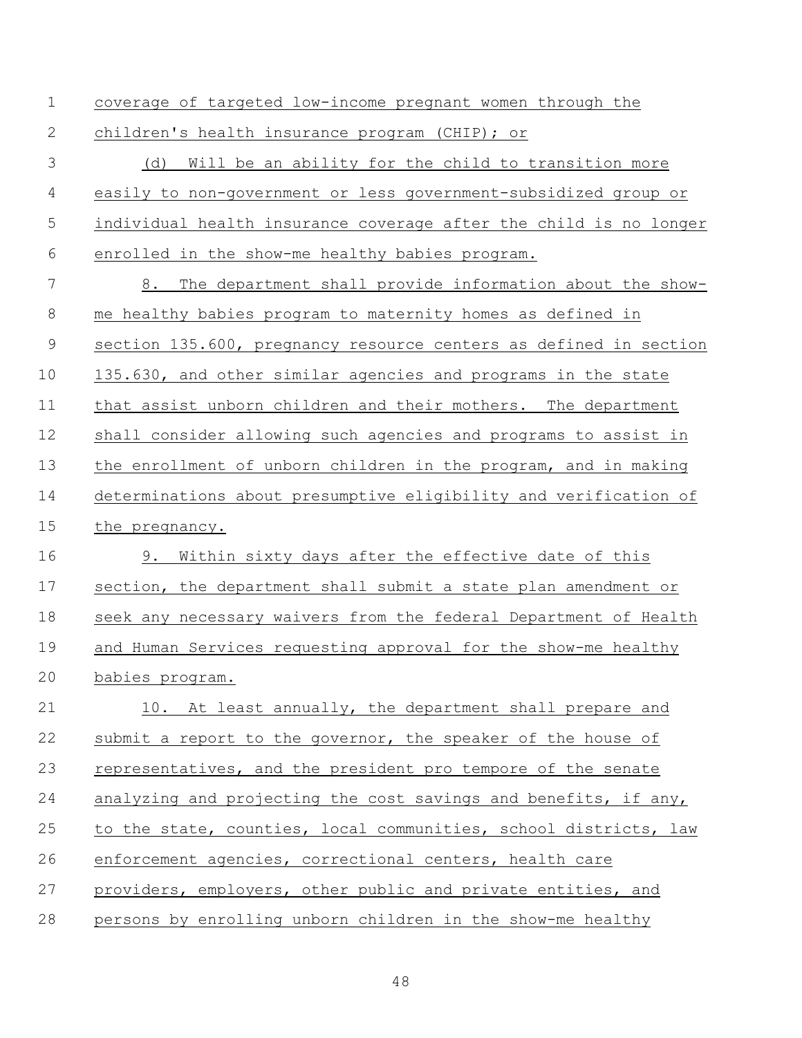coverage of targeted low-income pregnant women through the children's health insurance program (CHIP); or

(d) Will be an ability for the child to transition more easily to non-government or less government-subsidized group or individual health insurance coverage after the child is no longer enrolled in the show-me healthy babies program.

8. The department shall provide information about the show-me healthy babies program to maternity homes as defined in section 135.600, pregnancy resource centers as defined in section 135.630, and other similar agencies and programs in the state that assist unborn children and their mothers. The department shall consider allowing such agencies and programs to assist in the enrollment of unborn children in the program, and in making determinations about presumptive eligibility and verification of the pregnancy.

9. Within sixty days after the effective date of this section, the department shall submit a state plan amendment or seek any necessary waivers from the federal Department of Health and Human Services requesting approval for the show-me healthy babies program.

10. At least annually, the department shall prepare and submit a report to the governor, the speaker of the house of representatives, and the president pro tempore of the senate analyzing and projecting the cost savings and benefits, if any, to the state, counties, local communities, school districts, law enforcement agencies, correctional centers, health care providers, employers, other public and private entities, and persons by enrolling unborn children in the show-me healthy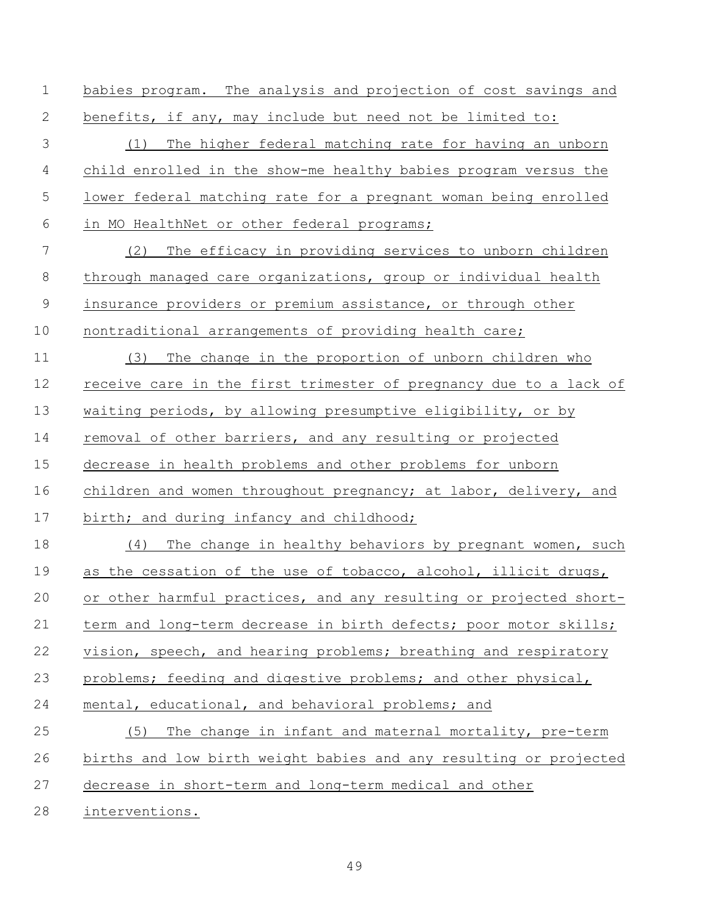babies program. The analysis and projection of cost savings and benefits, if any, may include but need not be limited to:

(1) The higher federal matching rate for having an unborn child enrolled in the show-me healthy babies program versus the lower federal matching rate for a pregnant woman being enrolled in MO HealthNet or other federal programs;

(2) The efficacy in providing services to unborn children through managed care organizations, group or individual health insurance providers or premium assistance, or through other nontraditional arrangements of providing health care;

(3) The change in the proportion of unborn children who receive care in the first trimester of pregnancy due to a lack of waiting periods, by allowing presumptive eligibility, or by removal of other barriers, and any resulting or projected decrease in health problems and other problems for unborn children and women throughout pregnancy; at labor, delivery, and birth; and during infancy and childhood;

(4) The change in healthy behaviors by pregnant women, such as the cessation of the use of tobacco, alcohol, illicit drugs, or other harmful practices, and any resulting or projected short-term and long-term decrease in birth defects; poor motor skills; vision, speech, and hearing problems; breathing and respiratory problems; feeding and digestive problems; and other physical, mental, educational, and behavioral problems; and

(5) The change in infant and maternal mortality, pre-term births and low birth weight babies and any resulting or projected decrease in short-term and long-term medical and other interventions.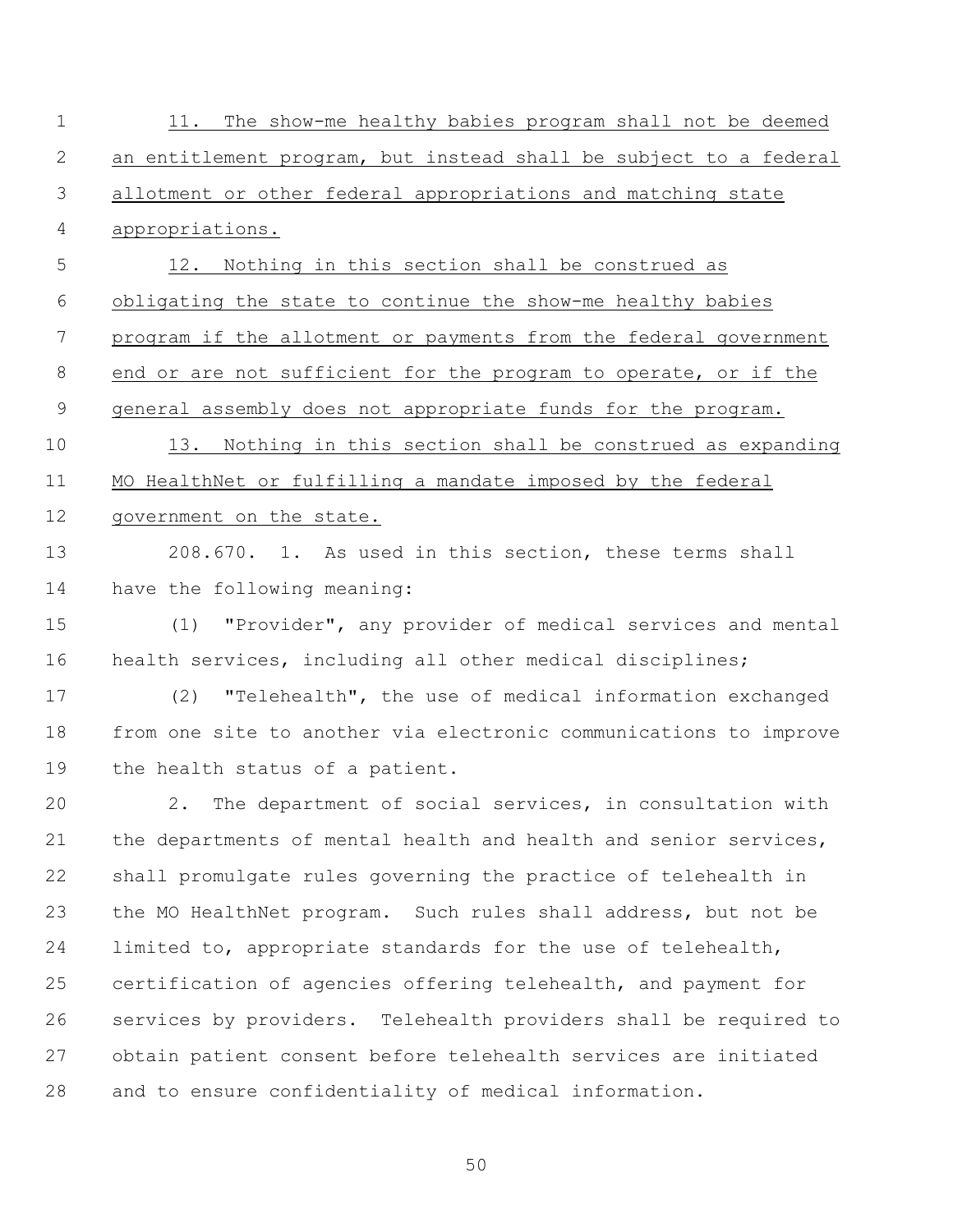11. The show-me healthy babies program shall not be deemed an entitlement program, but instead shall be subject to a federal allotment or other federal appropriations and matching state appropriations.

12. Nothing in this section shall be construed as obligating the state to continue the show-me healthy babies program if the allotment or payments from the federal government end or are not sufficient for the program to operate, or if the general assembly does not appropriate funds for the program.

13. Nothing in this section shall be construed as expanding MO HealthNet or fulfilling a mandate imposed by the federal government on the state.

208.670. 1. As used in this section, these terms shall have the following meaning:

(1) "Provider", any provider of medical services and mental health services, including all other medical disciplines;

(2) "Telehealth", the use of medical information exchanged from one site to another via electronic communications to improve the health status of a patient.

2. The department of social services, in consultation with the departments of mental health and health and senior services, shall promulgate rules governing the practice of telehealth in the MO HealthNet program. Such rules shall address, but not be limited to, appropriate standards for the use of telehealth, certification of agencies offering telehealth, and payment for services by providers. Telehealth providers shall be required to obtain patient consent before telehealth services are initiated and to ensure confidentiality of medical information.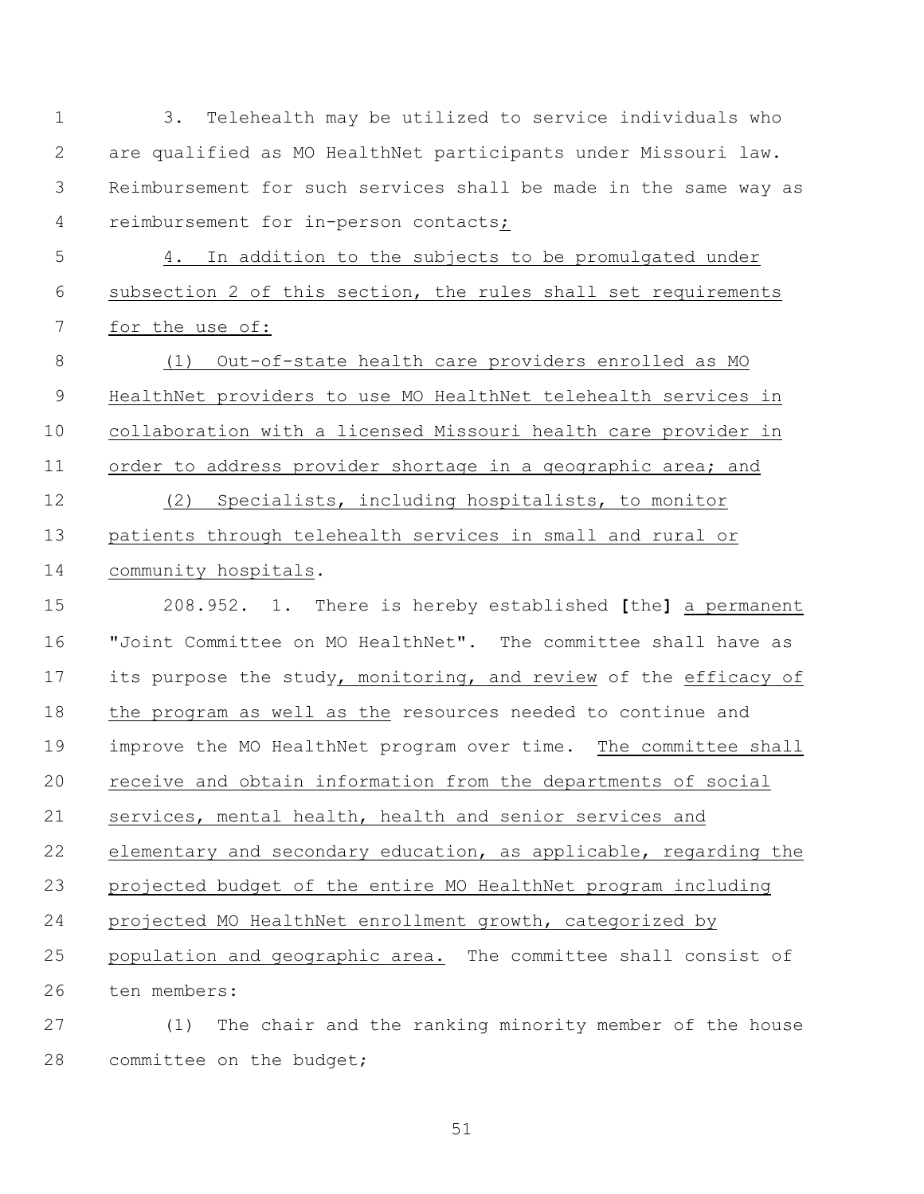3. Telehealth may be utilized to service individuals who are qualified as MO HealthNet participants under Missouri law. Reimbursement for such services shall be made in the same way as reimbursement for in-person contacts;

4. In addition to the subjects to be promulgated under subsection 2 of this section, the rules shall set requirements for the use of:

(1) Out-of-state health care providers enrolled as MO HealthNet providers to use MO HealthNet telehealth services in collaboration with a licensed Missouri health care provider in order to address provider shortage in a geographic area; and

(2) Specialists, including hospitalists, to monitor patients through telehealth services in small and rural or community hospitals.

208.952. 1. There is hereby established [the] a permanent "Joint Committee on MO HealthNet". The committee shall have as its purpose the study, monitoring, and review of the efficacy of the program as well as the resources needed to continue and improve the MO HealthNet program over time. The committee shall receive and obtain information from the departments of social services, mental health, health and senior services and elementary and secondary education, as applicable, regarding the projected budget of the entire MO HealthNet program including projected MO HealthNet enrollment growth, categorized by population and geographic area. The committee shall consist of ten members:

(1) The chair and the ranking minority member of the house committee on the budget;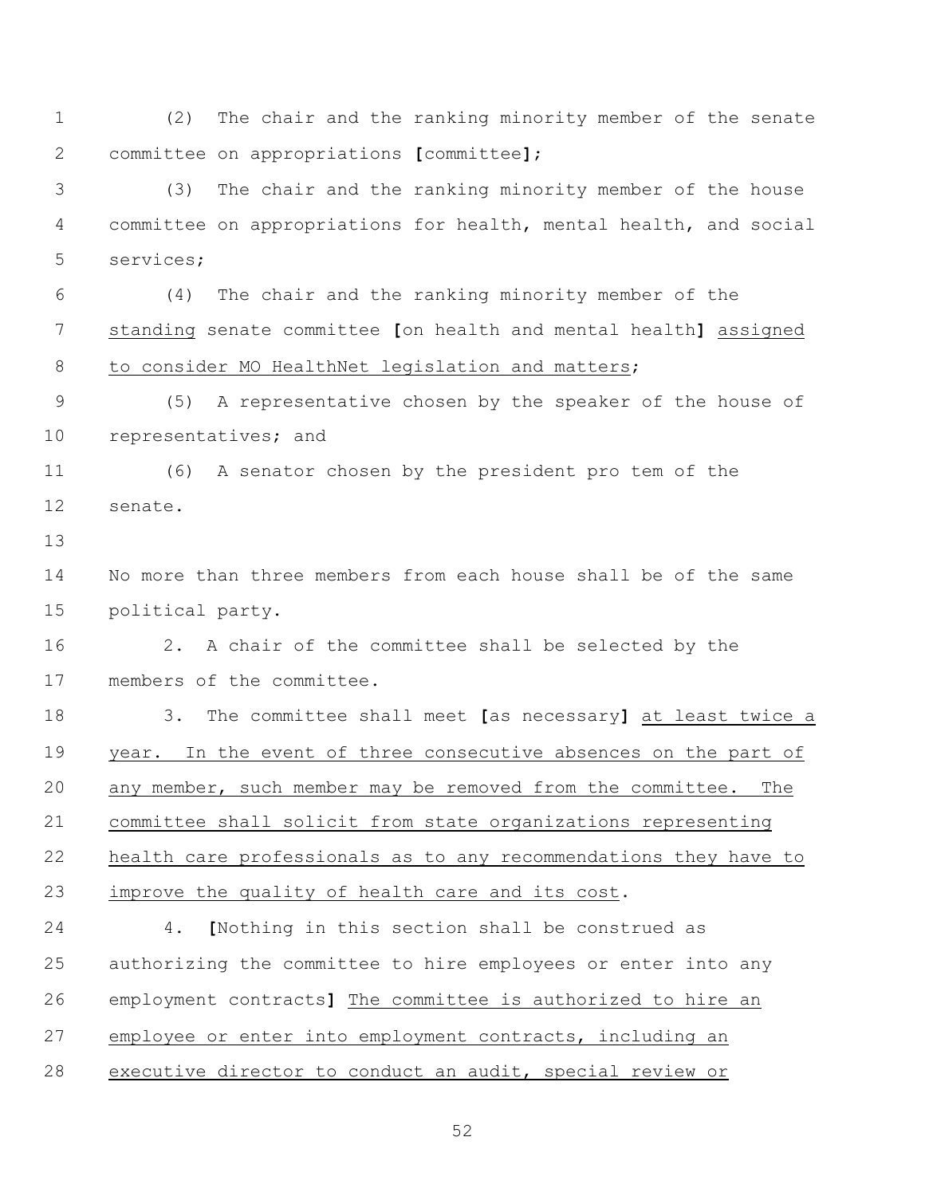(2) The chair and the ranking minority member of the senate committee on appropriations **[**committee**]**;

(3) The chair and the ranking minority member of the house committee on appropriations for health, mental health, and social services;

(4) The chair and the ranking minority member of the standing senate committee **[**on health and mental health**]** assigned to consider MO HealthNet legislation and matters;

(5) A representative chosen by the speaker of the house of representatives; and

(6) A senator chosen by the president pro tem of the senate.

No more than three members from each house shall be of the same political party.

2. A chair of the committee shall be selected by the members of the committee.

3. The committee shall meet **[**as necessary**]** at least twice a year. In the event of three consecutive absences on the part of any member, such member may be removed from the committee. The committee shall solicit from state organizations representing health care professionals as to any recommendations they have to improve the quality of health care and its cost.

4. **[**Nothing in this section shall be construed as authorizing the committee to hire employees or enter into any employment contracts**]** The committee is authorized to hire an employee or enter into employment contracts, including an executive director to conduct an audit, special review or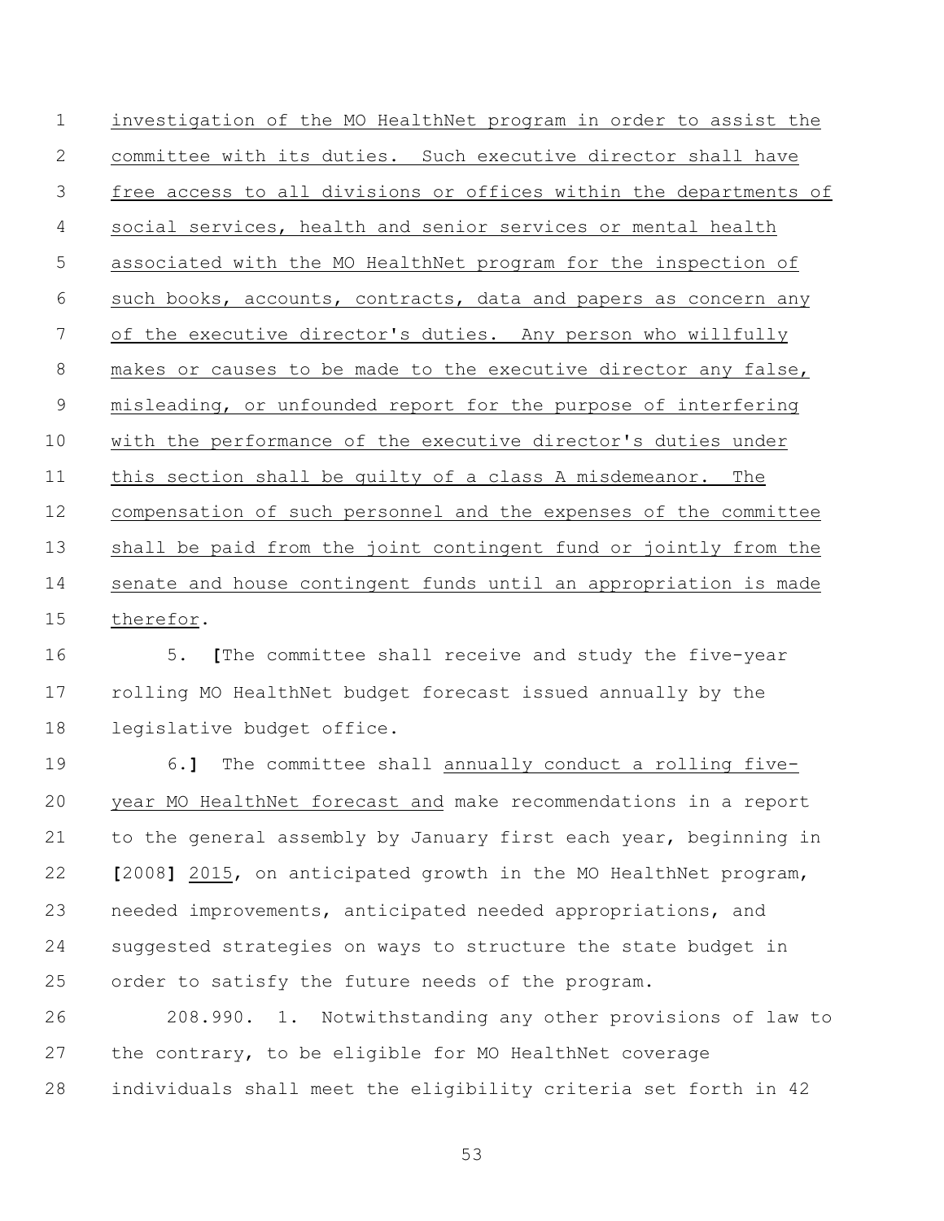investigation of the MO HealthNet program in order to assist the committee with its duties. Such executive director shall have free access to all divisions or offices within the departments of social services, health and senior services or mental health associated with the MO HealthNet program for the inspection of such books, accounts, contracts, data and papers as concern any of the executive director's duties. Any person who willfully makes or causes to be made to the executive director any false, misleading, or unfounded report for the purpose of interfering with the performance of the executive director's duties under this section shall be guilty of a class A misdemeanor. The compensation of such personnel and the expenses of the committee shall be paid from the joint contingent fund or jointly from the senate and house contingent funds until an appropriation is made therefor.

5. **[**The committee shall receive and study the five-year rolling MO HealthNet budget forecast issued annually by the legislative budget office.

6.**]** The committee shall annually conduct a rolling five-year MO HealthNet forecast and make recommendations in a report to the general assembly by January first each year, beginning in **[**2008**]** 2015, on anticipated growth in the MO HealthNet program, needed improvements, anticipated needed appropriations, and suggested strategies on ways to structure the state budget in order to satisfy the future needs of the program.

208.990. 1. Notwithstanding any other provisions of law to the contrary, to be eligible for MO HealthNet coverage individuals shall meet the eligibility criteria set forth in 42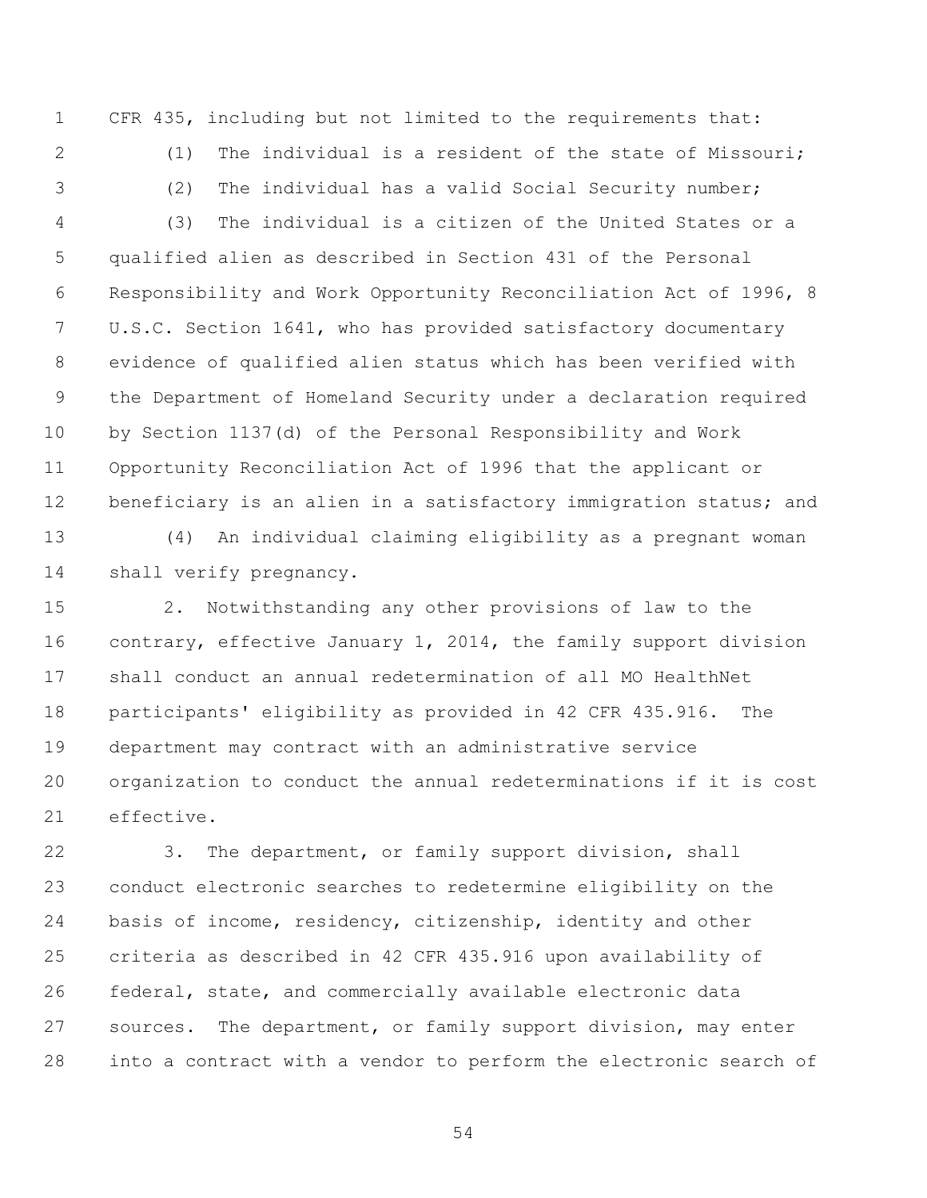CFR 435, including but not limited to the requirements that:

(1) The individual is a resident of the state of Missouri;

(2) The individual has a valid Social Security number;

(3) The individual is a citizen of the United States or a qualified alien as described in Section 431 of the Personal Responsibility and Work Opportunity Reconciliation Act of 1996, 8 U.S.C. Section 1641, who has provided satisfactory documentary evidence of qualified alien status which has been verified with the Department of Homeland Security under a declaration required by Section 1137(d) of the Personal Responsibility and Work Opportunity Reconciliation Act of 1996 that the applicant or beneficiary is an alien in a satisfactory immigration status; and

(4) An individual claiming eligibility as a pregnant woman shall verify pregnancy.

2. Notwithstanding any other provisions of law to the contrary, effective January 1, 2014, the family support division shall conduct an annual redetermination of all MO HealthNet participants' eligibility as provided in 42 CFR 435.916. The department may contract with an administrative service organization to conduct the annual redeterminations if it is cost effective.

3. The department, or family support division, shall conduct electronic searches to redetermine eligibility on the basis of income, residency, citizenship, identity and other criteria as described in 42 CFR 435.916 upon availability of federal, state, and commercially available electronic data sources. The department, or family support division, may enter into a contract with a vendor to perform the electronic search of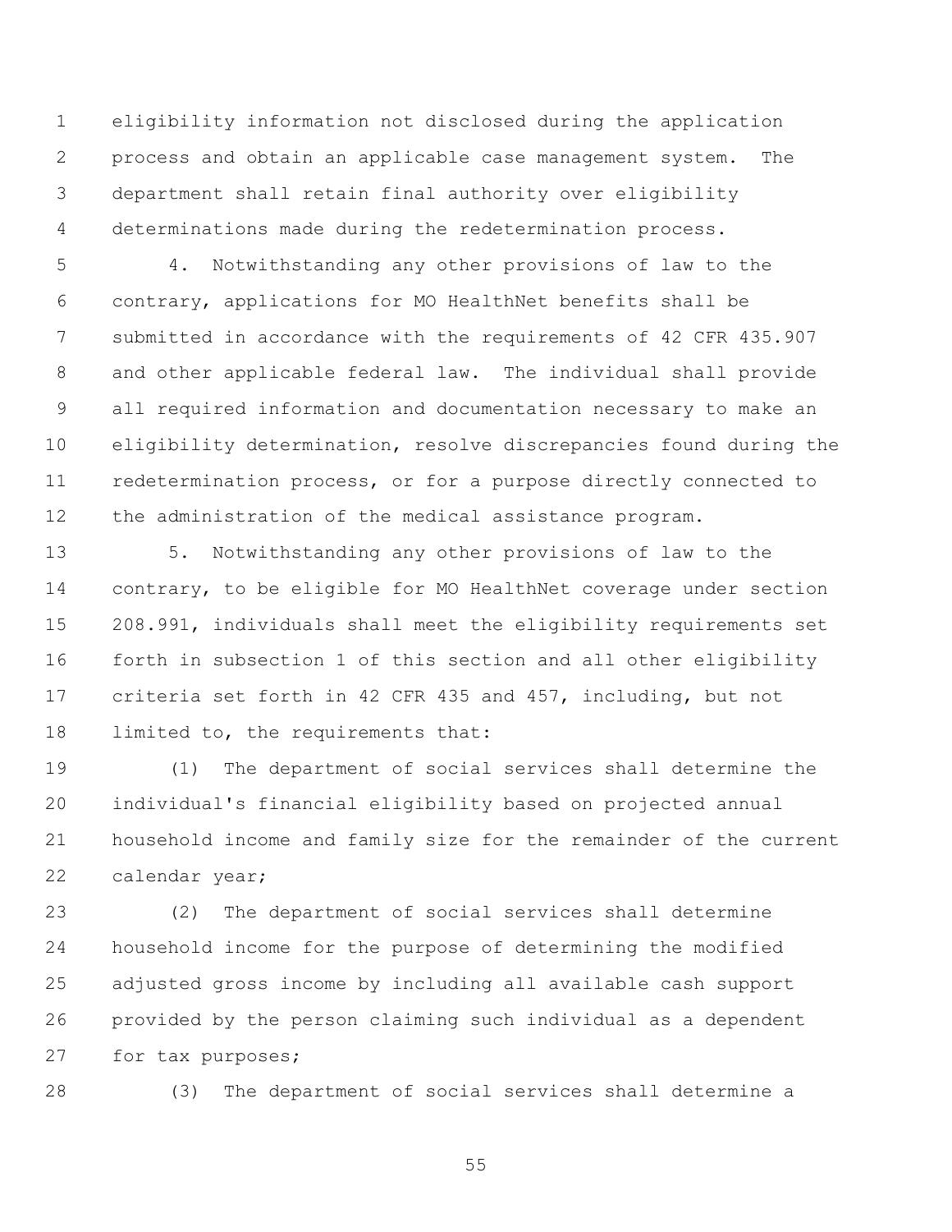eligibility information not disclosed during the application process and obtain an applicable case management system. The department shall retain final authority over eligibility determinations made during the redetermination process.

4. Notwithstanding any other provisions of law to the contrary, applications for MO HealthNet benefits shall be submitted in accordance with the requirements of 42 CFR 435.907 and other applicable federal law. The individual shall provide all required information and documentation necessary to make an eligibility determination, resolve discrepancies found during the redetermination process, or for a purpose directly connected to the administration of the medical assistance program.

5. Notwithstanding any other provisions of law to the contrary, to be eligible for MO HealthNet coverage under section 208.991, individuals shall meet the eligibility requirements set forth in subsection 1 of this section and all other eligibility criteria set forth in 42 CFR 435 and 457, including, but not limited to, the requirements that:

(1) The department of social services shall determine the individual's financial eligibility based on projected annual household income and family size for the remainder of the current calendar year;

(2) The department of social services shall determine household income for the purpose of determining the modified adjusted gross income by including all available cash support provided by the person claiming such individual as a dependent for tax purposes;

(3) The department of social services shall determine a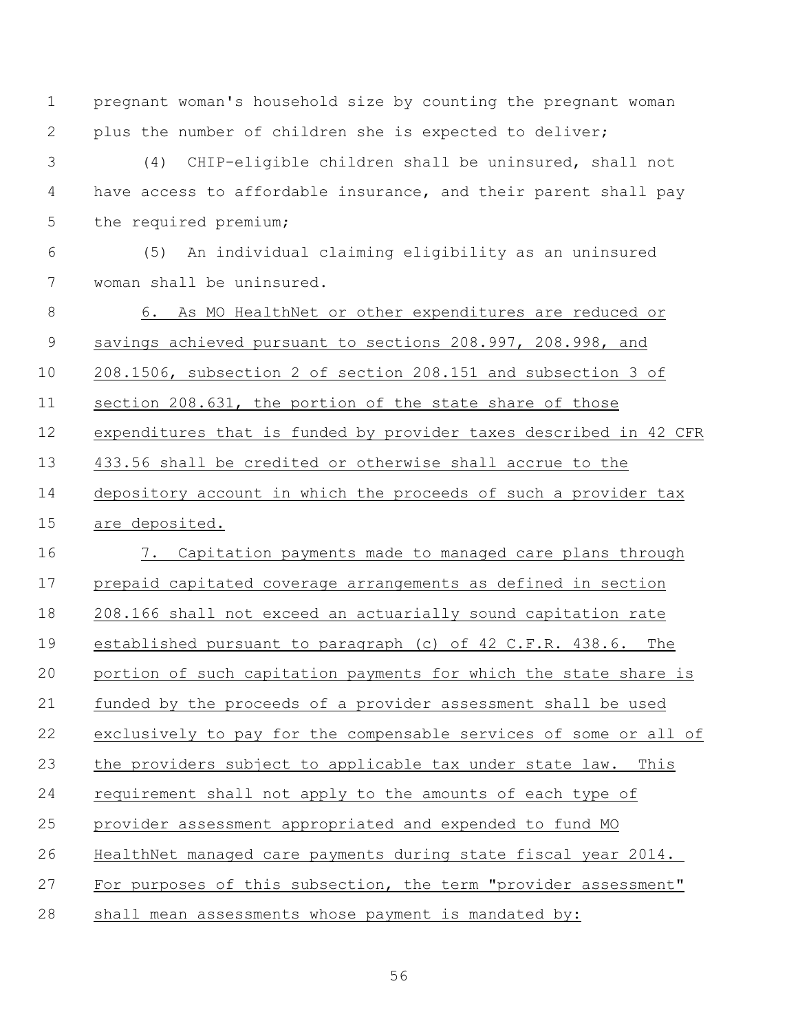pregnant woman's household size by counting the pregnant woman plus the number of children she is expected to deliver;

(4) CHIP-eligible children shall be uninsured, shall not have access to affordable insurance, and their parent shall pay the required premium;

(5) An individual claiming eligibility as an uninsured woman shall be uninsured.

6. As MO HealthNet or other expenditures are reduced or savings achieved pursuant to sections 208.997, 208.998, and 208.1506, subsection 2 of section 208.151 and subsection 3 of section 208.631, the portion of the state share of those expenditures that is funded by provider taxes described in 42 CFR 433.56 shall be credited or otherwise shall accrue to the depository account in which the proceeds of such a provider tax are deposited.

7. Capitation payments made to managed care plans through prepaid capitated coverage arrangements as defined in section 208.166 shall not exceed an actuarially sound capitation rate established pursuant to paragraph (c) of 42 C.F.R. 438.6. The portion of such capitation payments for which the state share is funded by the proceeds of a provider assessment shall be used exclusively to pay for the compensable services of some or all of the providers subject to applicable tax under state law. This requirement shall not apply to the amounts of each type of provider assessment appropriated and expended to fund MO HealthNet managed care payments during state fiscal year 2014. For purposes of this subsection, the term "provider assessment" shall mean assessments whose payment is mandated by: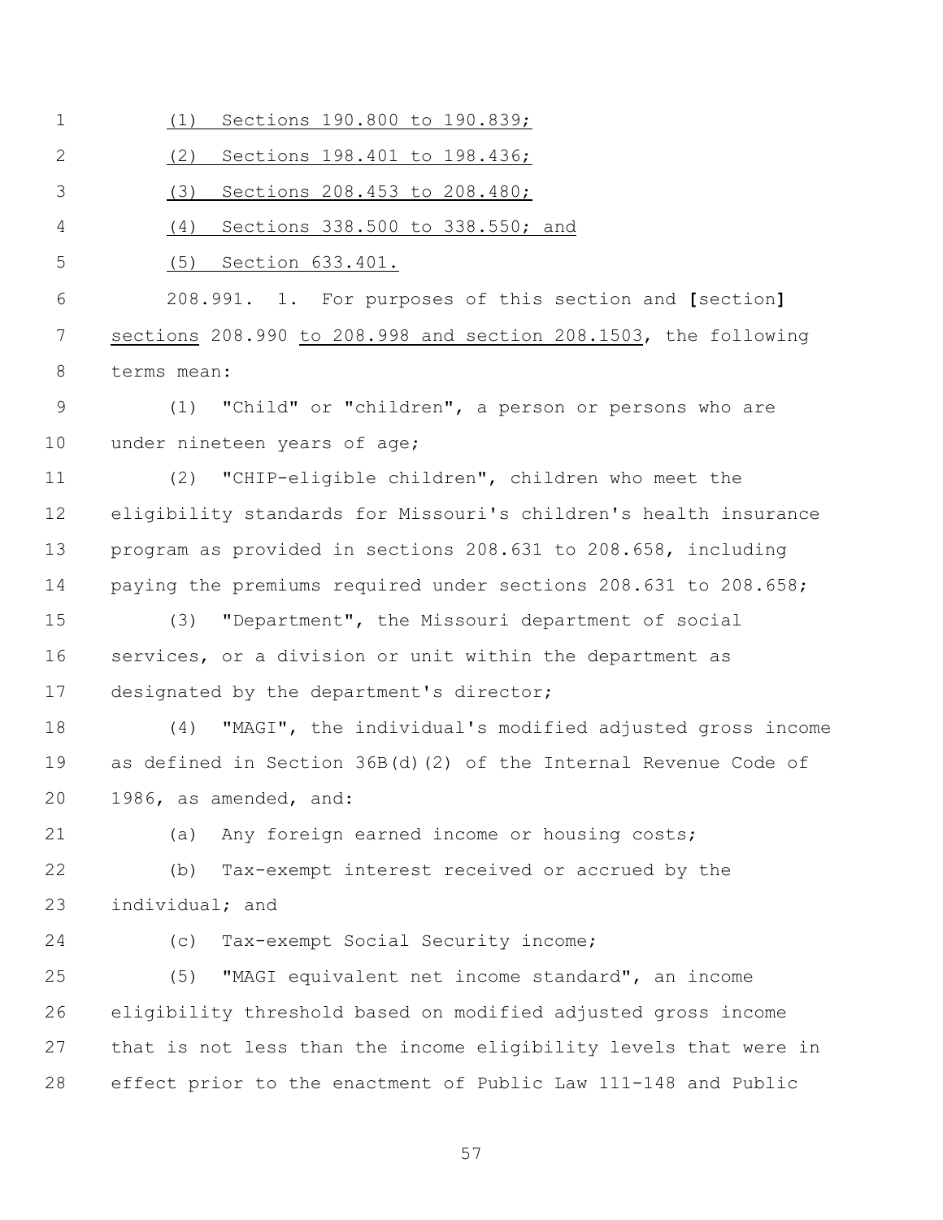(1) Sections 190.800 to 190.839;

(2) Sections 198.401 to 198.436;

(3) Sections 208.453 to 208.480;

(4) Sections 338.500 to 338.550; and

(5) Section 633.401.

208.991. 1. For purposes of this section and [section] sections 208.990 to 208.998 and section 208.1503, the following terms mean:

(1) "Child" or "children", a person or persons who are under nineteen years of age;

(2) "CHIP-eligible children", children who meet the eligibility standards for Missouri's children's health insurance program as provided in sections 208.631 to 208.658, including paying the premiums required under sections 208.631 to 208.658;

(3) "Department", the Missouri department of social services, or a division or unit within the department as designated by the department's director;

(4) "MAGI", the individual's modified adjusted gross income as defined in Section 36B(d)(2) of the Internal Revenue Code of 1986, as amended, and:

(a) Any foreign earned income or housing costs;

(b) Tax-exempt interest received or accrued by the individual; and

(c) Tax-exempt Social Security income;

(5) "MAGI equivalent net income standard", an income eligibility threshold based on modified adjusted gross income that is not less than the income eligibility levels that were in effect prior to the enactment of Public Law 111-148 and Public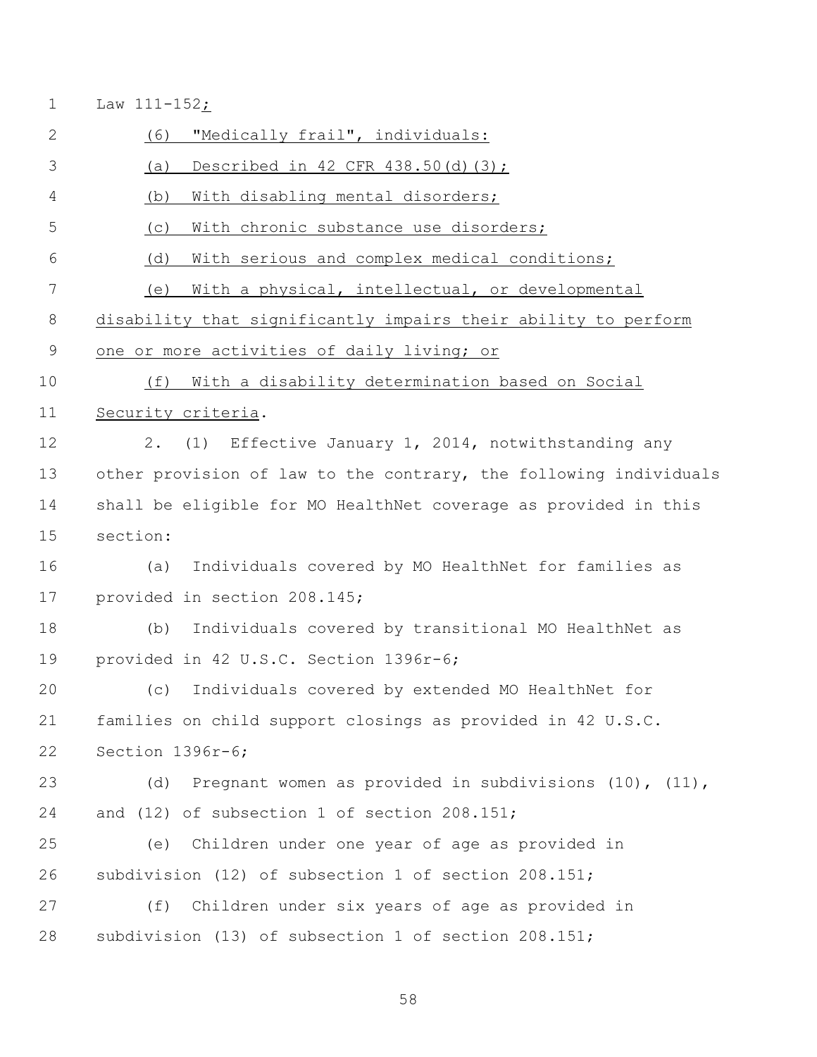Law 111-152;

(6) "Medically frail", individuals:

(a) Described in 42 CFR 438.50(d)(3);

(b) With disabling mental disorders;

(c) With chronic substance use disorders;

(d) With serious and complex medical conditions;

(e) With a physical, intellectual, or developmental disability that significantly impairs their ability to perform one or more activities of daily living; or

(f) With a disability determination based on Social Security criteria.

2. (1) Effective January 1, 2014, notwithstanding any other provision of law to the contrary, the following individuals shall be eligible for MO HealthNet coverage as provided in this section:

(a) Individuals covered by MO HealthNet for families as provided in section 208.145;

(b) Individuals covered by transitional MO HealthNet as provided in 42 U.S.C. Section 1396r-6;

(c) Individuals covered by extended MO HealthNet for families on child support closings as provided in 42 U.S.C. Section 1396r-6;

(d) Pregnant women as provided in subdivisions (10), (11), and (12) of subsection 1 of section 208.151;

(e) Children under one year of age as provided in subdivision (12) of subsection 1 of section 208.151;

(f) Children under six years of age as provided in subdivision (13) of subsection 1 of section 208.151;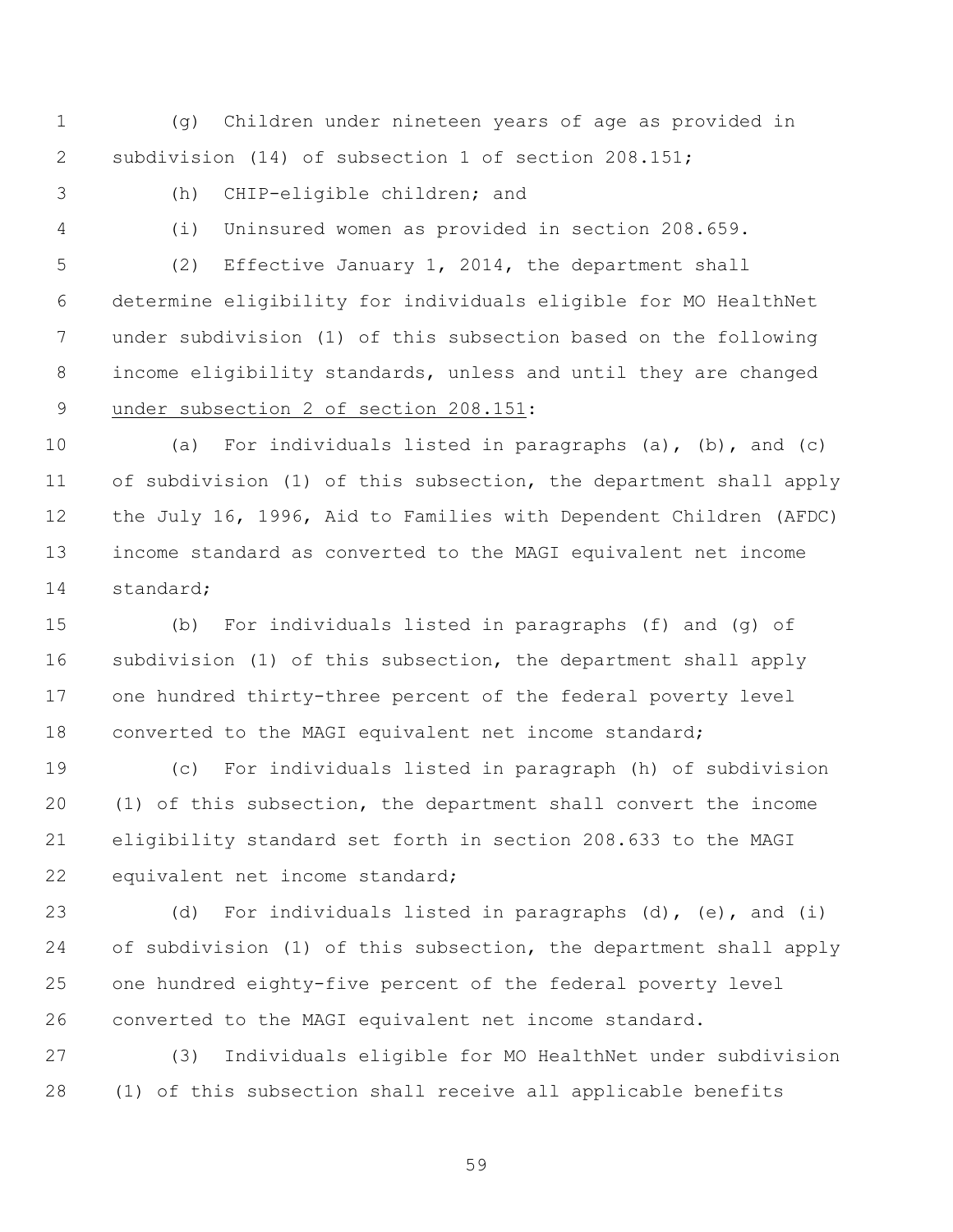(g) Children under nineteen years of age as provided in subdivision (14) of subsection 1 of section 208.151;

(h) CHIP-eligible children; and

(i) Uninsured women as provided in section 208.659.

(2) Effective January 1, 2014, the department shall determine eligibility for individuals eligible for MO HealthNet under subdivision (1) of this subsection based on the following income eligibility standards, unless and until they are changed <u>under subsection 2 of section 208.151</u>:

(a) For individuals listed in paragraphs (a), (b), and (c) of subdivision (1) of this subsection, the department shall apply the July 16, 1996, Aid to Families with Dependent Children (AFDC) income standard as converted to the MAGI equivalent net income standard;

(b) For individuals listed in paragraphs (f) and (g) of subdivision (1) of this subsection, the department shall apply one hundred thirty-three percent of the federal poverty level converted to the MAGI equivalent net income standard;

(c) For individuals listed in paragraph (h) of subdivision (1) of this subsection, the department shall convert the income eligibility standard set forth in section 208.633 to the MAGI equivalent net income standard;

(d) For individuals listed in paragraphs (d), (e), and (i) of subdivision (1) of this subsection, the department shall apply one hundred eighty-five percent of the federal poverty level converted to the MAGI equivalent net income standard.

(3) Individuals eligible for MO HealthNet under subdivision (1) of this subsection shall receive all applicable benefits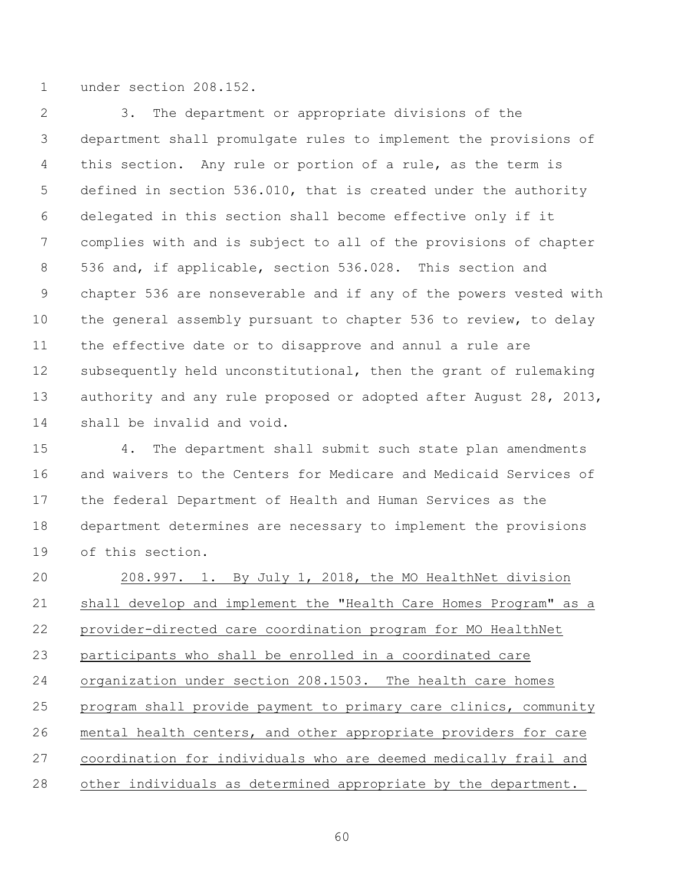under section 208.152.

3. The department or appropriate divisions of the department shall promulgate rules to implement the provisions of this section. Any rule or portion of a rule, as the term is defined in section 536.010, that is created under the authority delegated in this section shall become effective only if it complies with and is subject to all of the provisions of chapter 536 and, if applicable, section 536.028. This section and chapter 536 are nonseverable and if any of the powers vested with the general assembly pursuant to chapter 536 to review, to delay the effective date or to disapprove and annul a rule are subsequently held unconstitutional, then the grant of rulemaking authority and any rule proposed or adopted after August 28, 2013, shall be invalid and void.

4. The department shall submit such state plan amendments and waivers to the Centers for Medicare and Medicaid Services of the federal Department of Health and Human Services as the department determines are necessary to implement the provisions of this section.

208.997. 1. By July 1, 2018, the MO HealthNet division shall develop and implement the "Health Care Homes Program" as a provider-directed care coordination program for MO HealthNet participants who shall be enrolled in a coordinated care organization under section 208.1503. The health care homes program shall provide payment to primary care clinics, community mental health centers, and other appropriate providers for care coordination for individuals who are deemed medically frail and other individuals as determined appropriate by the department.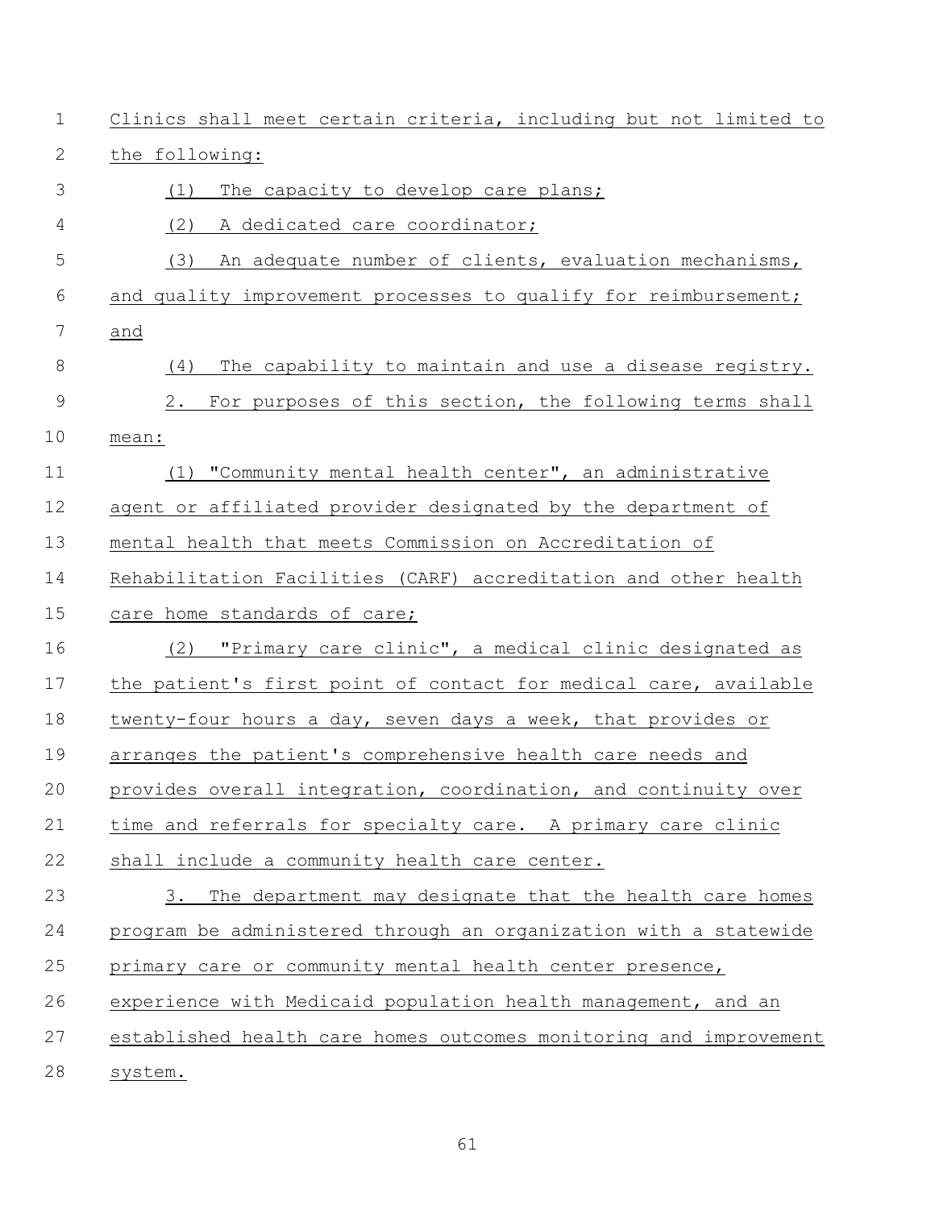Clinics shall meet certain criteria, including but not limited to the following:

(1) The capacity to develop care plans;

(2) A dedicated care coordinator;

(3) An adequate number of clients, evaluation mechanisms, and quality improvement processes to qualify for reimbursement; and

(4) The capability to maintain and use a disease registry.

2. For purposes of this section, the following terms shall mean:

(1) "Community mental health center", an administrative agent or affiliated provider designated by the department of mental health that meets Commission on Accreditation of Rehabilitation Facilities (CARF) accreditation and other health care home standards of care;

(2) "Primary care clinic", a medical clinic designated as the patient's first point of contact for medical care, available twenty-four hours a day, seven days a week, that provides or arranges the patient's comprehensive health care needs and provides overall integration, coordination, and continuity over time and referrals for specialty care. A primary care clinic shall include a community health care center.

3. The department may designate that the health care homes program be administered through an organization with a statewide primary care or community mental health center presence, experience with Medicaid population health management, and an established health care homes outcomes monitoring and improvement system.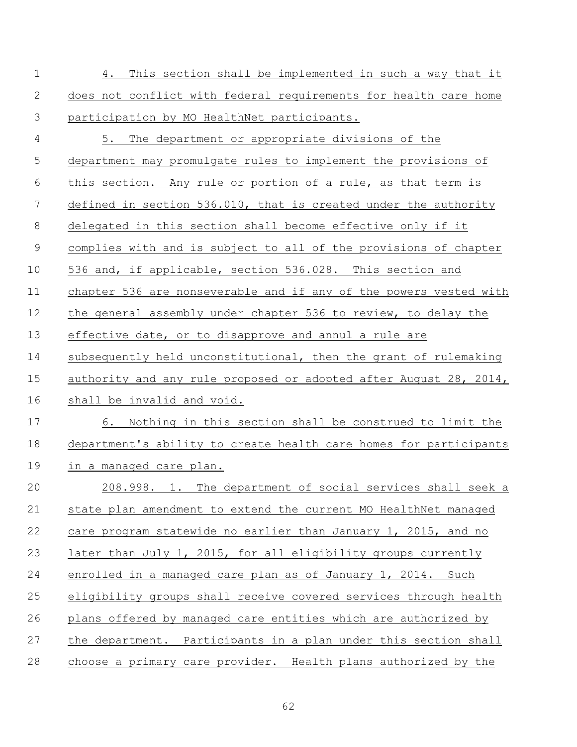4. This section shall be implemented in such a way that it does not conflict with federal requirements for health care home participation by MO HealthNet participants.

5. The department or appropriate divisions of the department may promulgate rules to implement the provisions of this section. Any rule or portion of a rule, as that term is defined in section 536.010, that is created under the authority delegated in this section shall become effective only if it complies with and is subject to all of the provisions of chapter 536 and, if applicable, section 536.028. This section and chapter 536 are nonseverable and if any of the powers vested with the general assembly under chapter 536 to review, to delay the effective date, or to disapprove and annul a rule are subsequently held unconstitutional, then the grant of rulemaking authority and any rule proposed or adopted after August 28, 2014, shall be invalid and void.

6. Nothing in this section shall be construed to limit the department's ability to create health care homes for participants in a managed care plan.

208.998. 1. The department of social services shall seek a state plan amendment to extend the current MO HealthNet managed care program statewide no earlier than January 1, 2015, and no later than July 1, 2015, for all eligibility groups currently enrolled in a managed care plan as of January 1, 2014. Such eligibility groups shall receive covered services through health plans offered by managed care entities which are authorized by the department. Participants in a plan under this section shall choose a primary care provider. Health plans authorized by the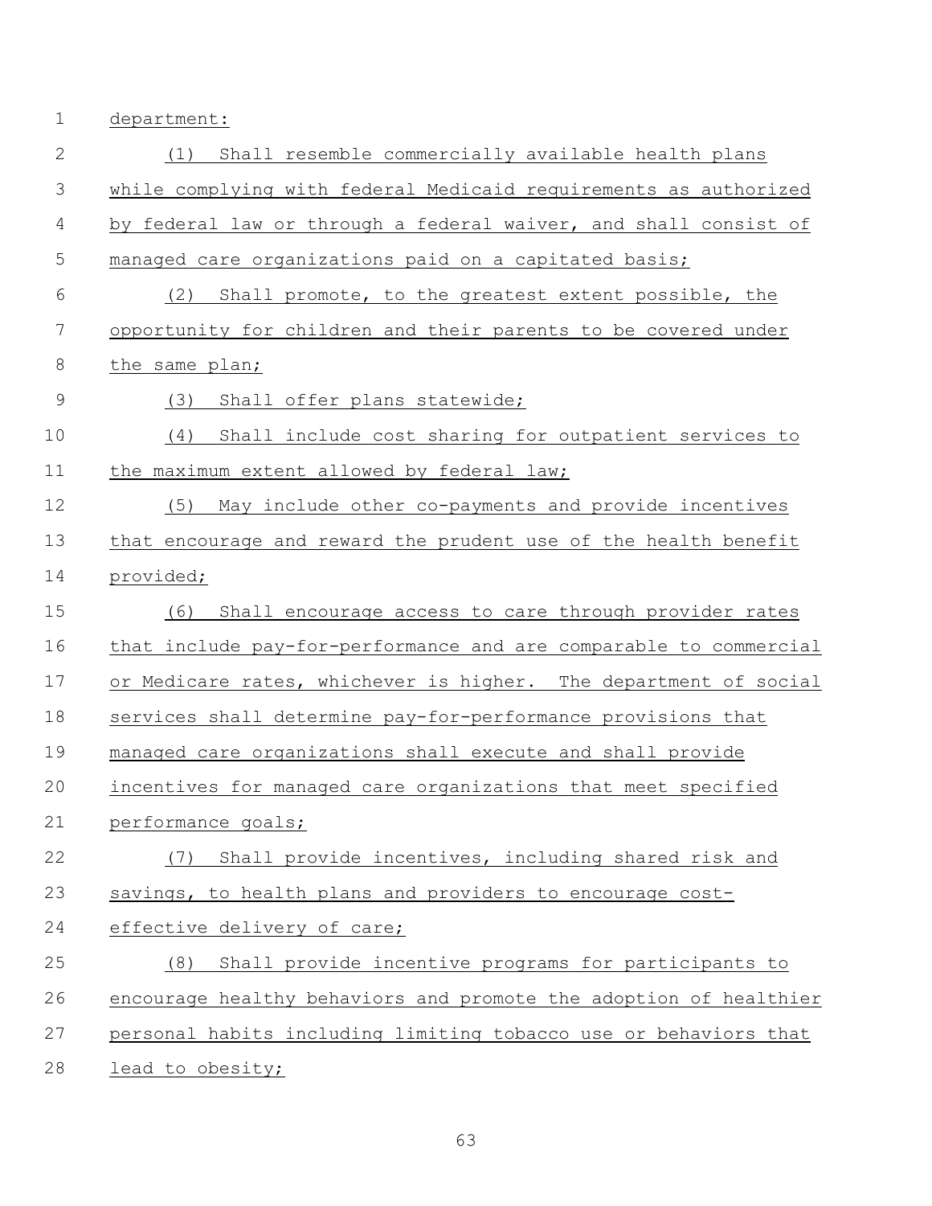department:

(1) Shall resemble commercially available health plans while complying with federal Medicaid requirements as authorized by federal law or through a federal waiver, and shall consist of managed care organizations paid on a capitated basis;

(2) Shall promote, to the greatest extent possible, the opportunity for children and their parents to be covered under the same plan;

(3) Shall offer plans statewide;

(4) Shall include cost sharing for outpatient services to the maximum extent allowed by federal law;

(5) May include other co-payments and provide incentives that encourage and reward the prudent use of the health benefit provided;

(6) Shall encourage access to care through provider rates that include pay-for-performance and are comparable to commercial or Medicare rates, whichever is higher. The department of social services shall determine pay-for-performance provisions that managed care organizations shall execute and shall provide incentives for managed care organizations that meet specified performance goals;

(7) Shall provide incentives, including shared risk and savings, to health plans and providers to encourage cost-effective delivery of care;

(8) Shall provide incentive programs for participants to encourage healthy behaviors and promote the adoption of healthier personal habits including limiting tobacco use or behaviors that lead to obesity;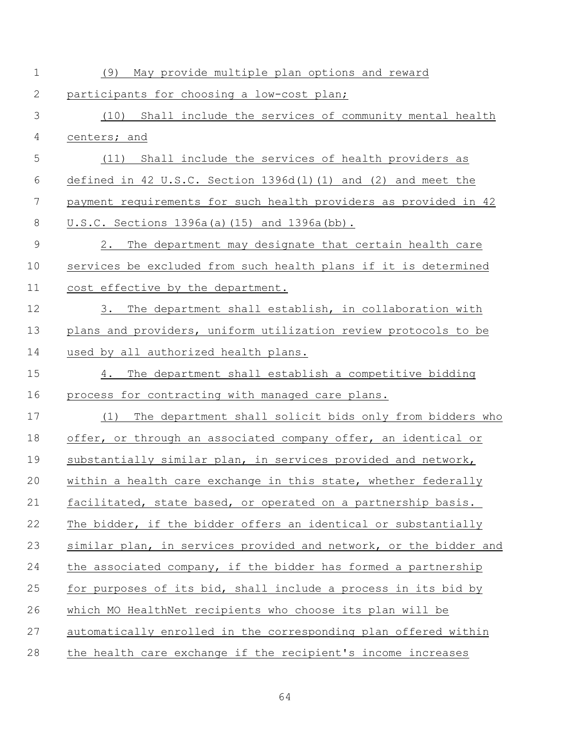(9) May provide multiple plan options and reward participants for choosing a low-cost plan;

(10) Shall include the services of community mental health centers; and

(11) Shall include the services of health providers as defined in 42 U.S.C. Section 1396d(l)(1) and (2) and meet the payment requirements for such health providers as provided in 42 U.S.C. Sections 1396a(a)(15) and 1396a(bb).

2. The department may designate that certain health care services be excluded from such health plans if it is determined cost effective by the department.

3. The department shall establish, in collaboration with plans and providers, uniform utilization review protocols to be used by all authorized health plans.

4. The department shall establish a competitive bidding process for contracting with managed care plans.

(1) The department shall solicit bids only from bidders who offer, or through an associated company offer, an identical or substantially similar plan, in services provided and network, within a health care exchange in this state, whether federally facilitated, state based, or operated on a partnership basis. The bidder, if the bidder offers an identical or substantially similar plan, in services provided and network, or the bidder and the associated company, if the bidder has formed a partnership for purposes of its bid, shall include a process in its bid by which MO HealthNet recipients who choose its plan will be automatically enrolled in the corresponding plan offered within the health care exchange if the recipient's income increases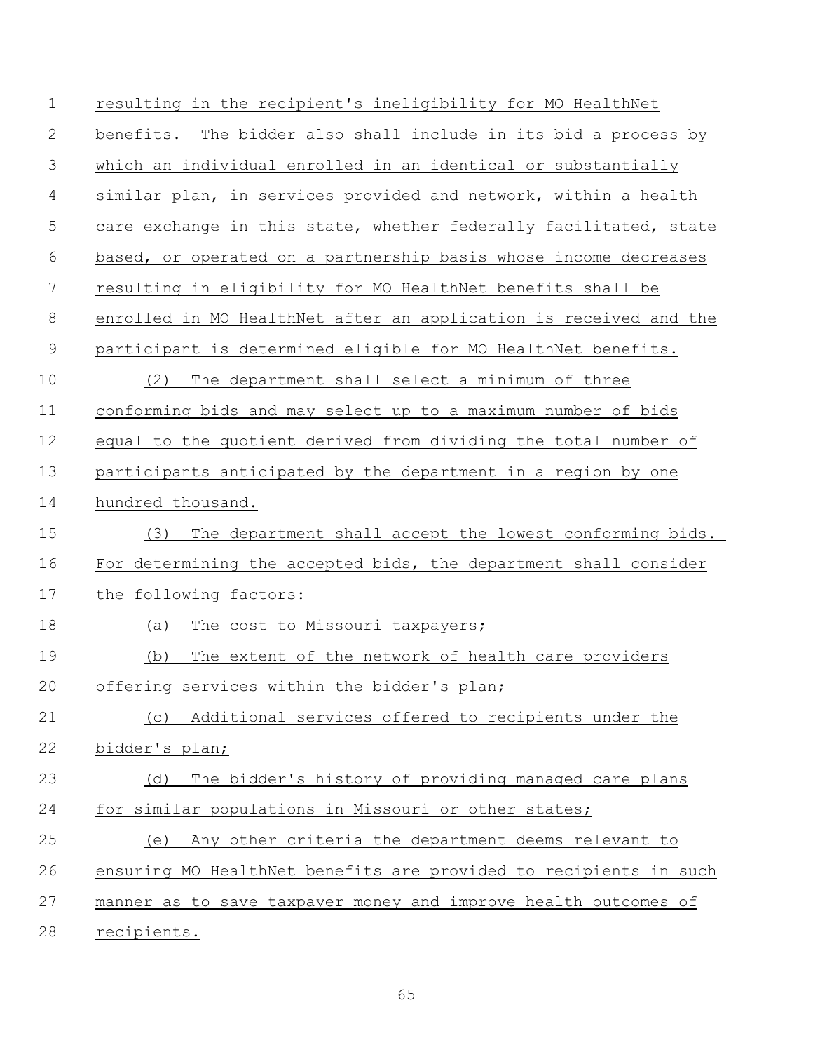resulting in the recipient's ineligibility for MO HealthNet benefits. The bidder also shall include in its bid a process by which an individual enrolled in an identical or substantially similar plan, in services provided and network, within a health care exchange in this state, whether federally facilitated, state based, or operated on a partnership basis whose income decreases resulting in eligibility for MO HealthNet benefits shall be enrolled in MO HealthNet after an application is received and the participant is determined eligible for MO HealthNet benefits.

(2) The department shall select a minimum of three conforming bids and may select up to a maximum number of bids equal to the quotient derived from dividing the total number of participants anticipated by the department in a region by one hundred thousand.

(3) The department shall accept the lowest conforming bids. For determining the accepted bids, the department shall consider the following factors:

(a) The cost to Missouri taxpayers;

(b) The extent of the network of health care providers offering services within the bidder's plan;

(c) Additional services offered to recipients under the bidder's plan;

(d) The bidder's history of providing managed care plans for similar populations in Missouri or other states;

(e) Any other criteria the department deems relevant to ensuring MO HealthNet benefits are provided to recipients in such manner as to save taxpayer money and improve health outcomes of recipients.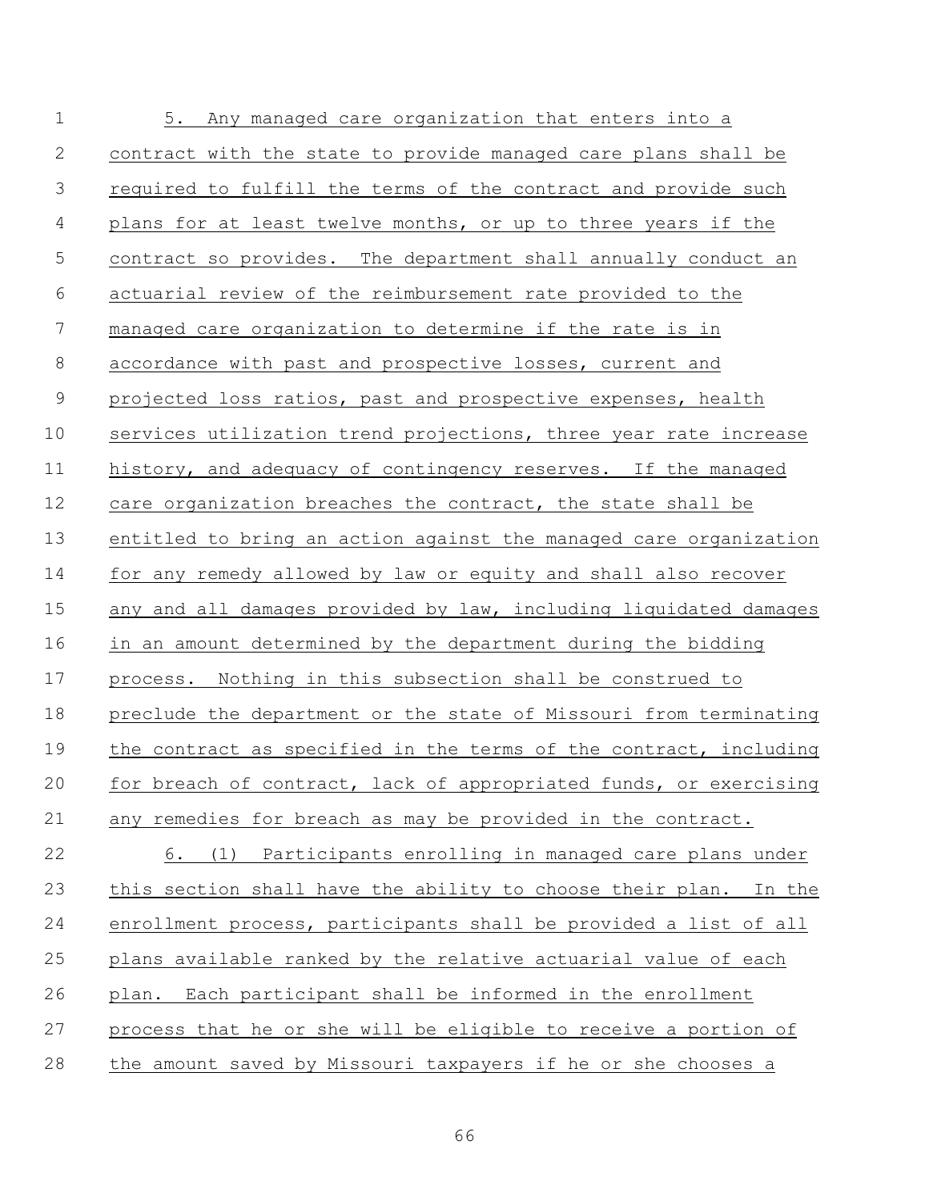5. Any managed care organization that enters into a contract with the state to provide managed care plans shall be required to fulfill the terms of the contract and provide such plans for at least twelve months, or up to three years if the contract so provides. The department shall annually conduct an actuarial review of the reimbursement rate provided to the managed care organization to determine if the rate is in accordance with past and prospective losses, current and projected loss ratios, past and prospective expenses, health services utilization trend projections, three year rate increase history, and adequacy of contingency reserves. If the managed care organization breaches the contract, the state shall be entitled to bring an action against the managed care organization for any remedy allowed by law or equity and shall also recover any and all damages provided by law, including liquidated damages in an amount determined by the department during the bidding process. Nothing in this subsection shall be construed to preclude the department or the state of Missouri from terminating the contract as specified in the terms of the contract, including for breach of contract, lack of appropriated funds, or exercising any remedies for breach as may be provided in the contract.

6. (1) Participants enrolling in managed care plans under this section shall have the ability to choose their plan. In the enrollment process, participants shall be provided a list of all plans available ranked by the relative actuarial value of each plan. Each participant shall be informed in the enrollment process that he or she will be eligible to receive a portion of the amount saved by Missouri taxpayers if he or she chooses a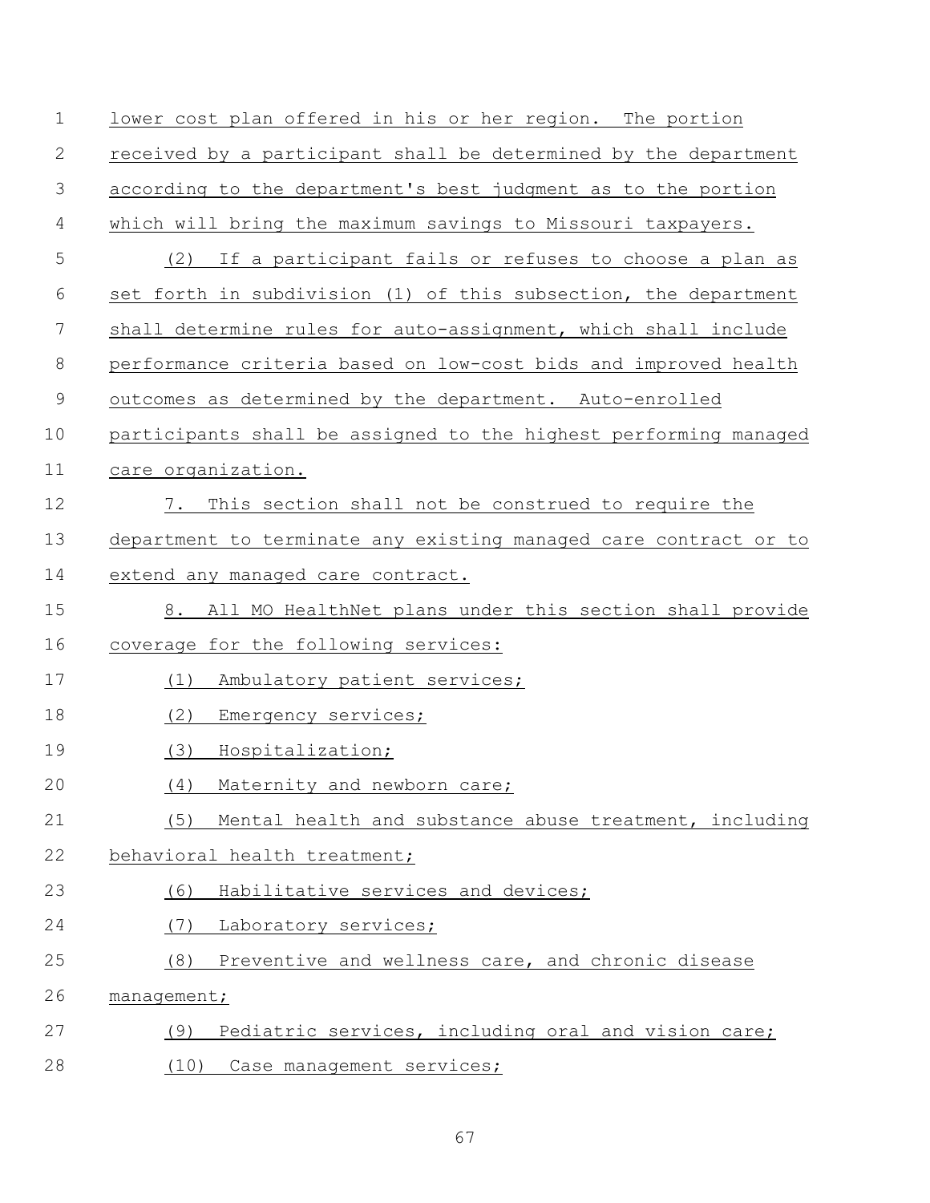lower cost plan offered in his or her region. The portion received by a participant shall be determined by the department according to the department's best judgment as to the portion which will bring the maximum savings to Missouri taxpayers.

(2) If a participant fails or refuses to choose a plan as set forth in subdivision (1) of this subsection, the department shall determine rules for auto-assignment, which shall include performance criteria based on low-cost bids and improved health outcomes as determined by the department. Auto-enrolled participants shall be assigned to the highest performing managed care organization.

7. This section shall not be construed to require the department to terminate any existing managed care contract or to extend any managed care contract.

8. All MO HealthNet plans under this section shall provide coverage for the following services:

(1) Ambulatory patient services;

(2) Emergency services;

(3) Hospitalization;

(4) Maternity and newborn care;

(5) Mental health and substance abuse treatment, including behavioral health treatment;

(6) Habilitative services and devices;

(7) Laboratory services;

(8) Preventive and wellness care, and chronic disease management;

(9) Pediatric services, including oral and vision care;

(10) Case management services;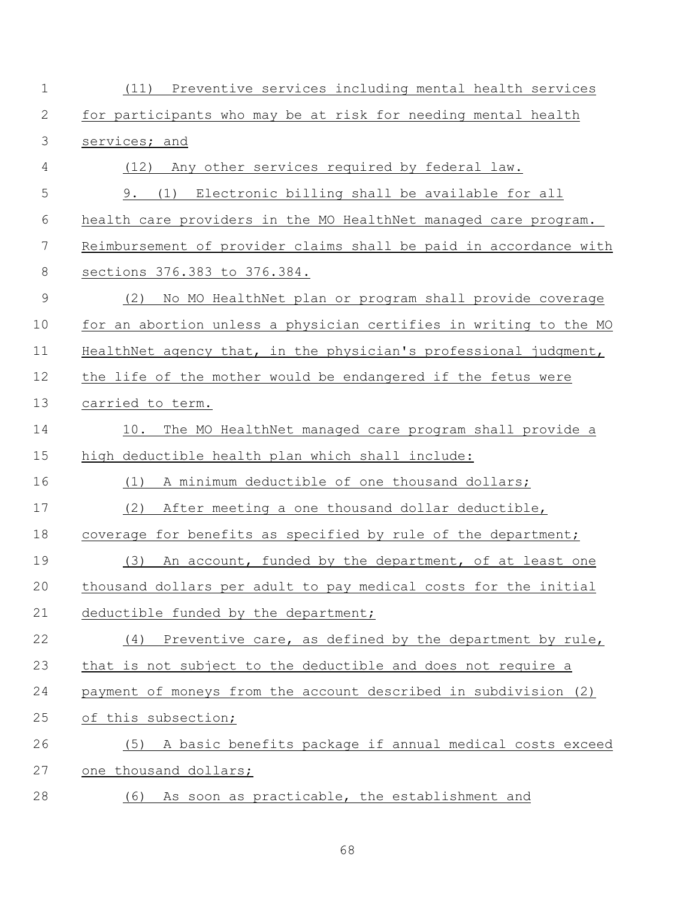(11) Preventive services including mental health services for participants who may be at risk for needing mental health services; and

(12) Any other services required by federal law.

9. (1) Electronic billing shall be available for all health care providers in the MO HealthNet managed care program. Reimbursement of provider claims shall be paid in accordance with sections 376.383 to 376.384.

(2) No MO HealthNet plan or program shall provide coverage for an abortion unless a physician certifies in writing to the MO HealthNet agency that, in the physician's professional judgment, the life of the mother would be endangered if the fetus were carried to term.

10. The MO HealthNet managed care program shall provide a high deductible health plan which shall include:

(1) A minimum deductible of one thousand dollars;

(2) After meeting a one thousand dollar deductible, coverage for benefits as specified by rule of the department;

(3) An account, funded by the department, of at least one thousand dollars per adult to pay medical costs for the initial deductible funded by the department;

(4) Preventive care, as defined by the department by rule, that is not subject to the deductible and does not require a payment of moneys from the account described in subdivision (2) of this subsection;

(5) A basic benefits package if annual medical costs exceed one thousand dollars;

(6) As soon as practicable, the establishment and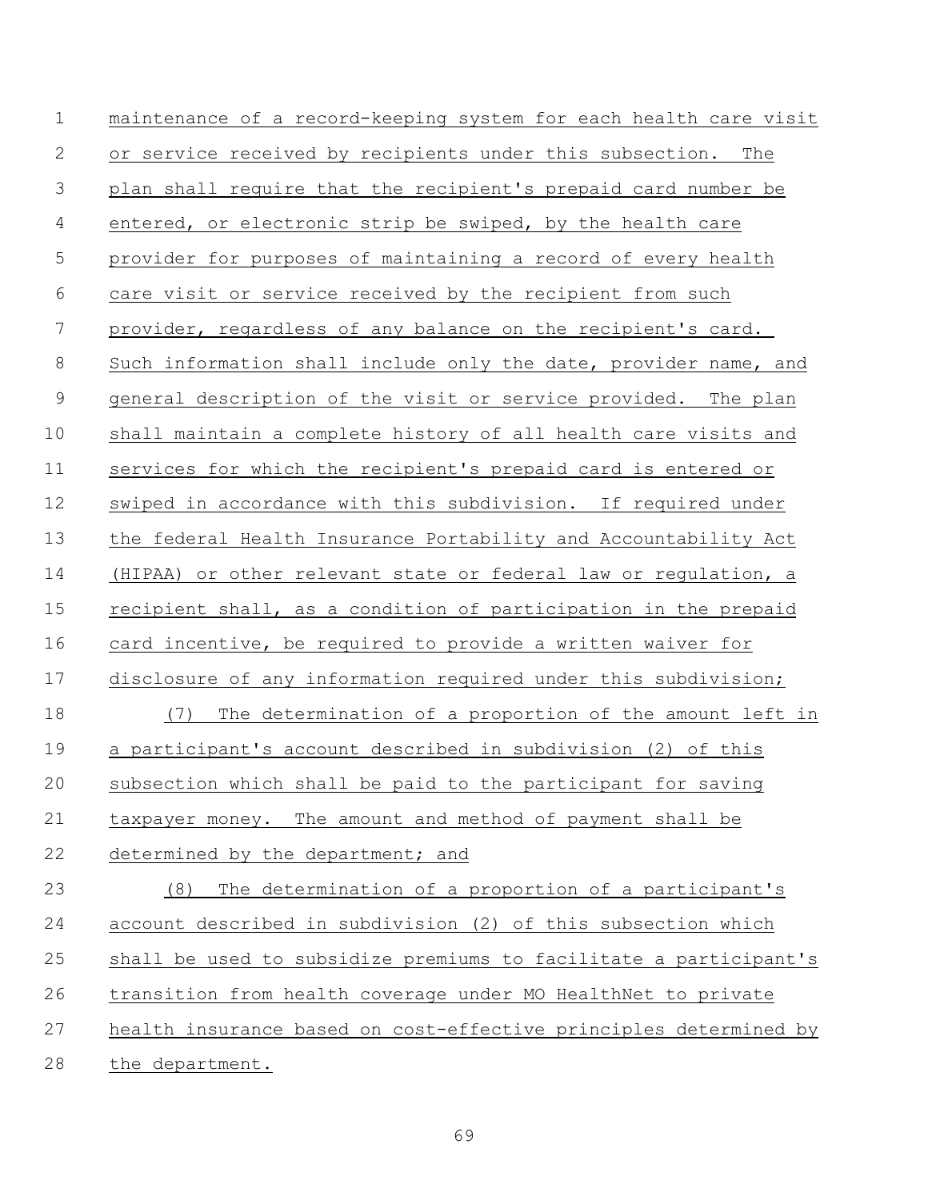maintenance of a record-keeping system for each health care visit or service received by recipients under this subsection. The plan shall require that the recipient's prepaid card number be entered, or electronic strip be swiped, by the health care provider for purposes of maintaining a record of every health care visit or service received by the recipient from such provider, regardless of any balance on the recipient's card. Such information shall include only the date, provider name, and general description of the visit or service provided. The plan shall maintain a complete history of all health care visits and services for which the recipient's prepaid card is entered or swiped in accordance with this subdivision. If required under the federal Health Insurance Portability and Accountability Act (HIPAA) or other relevant state or federal law or regulation, a recipient shall, as a condition of participation in the prepaid card incentive, be required to provide a written waiver for disclosure of any information required under this subdivision;

(7) The determination of a proportion of the amount left in a participant's account described in subdivision (2) of this subsection which shall be paid to the participant for saving taxpayer money. The amount and method of payment shall be determined by the department; and

(8) The determination of a proportion of a participant's account described in subdivision (2) of this subsection which shall be used to subsidize premiums to facilitate a participant's transition from health coverage under MO HealthNet to private health insurance based on cost-effective principles determined by the department.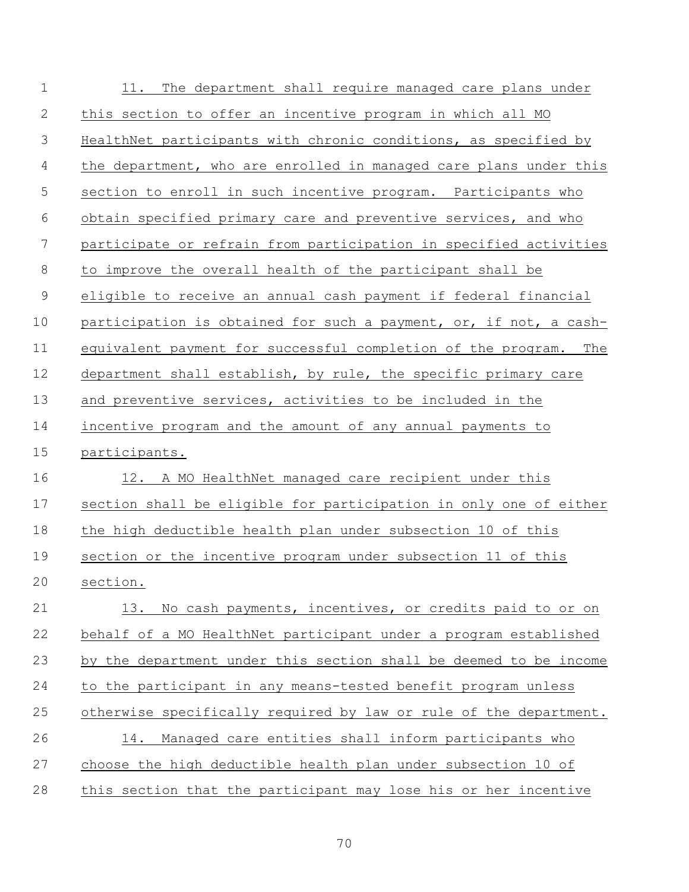11. The department shall require managed care plans under this section to offer an incentive program in which all MO HealthNet participants with chronic conditions, as specified by the department, who are enrolled in managed care plans under this section to enroll in such incentive program. Participants who obtain specified primary care and preventive services, and who participate or refrain from participation in specified activities to improve the overall health of the participant shall be eligible to receive an annual cash payment if federal financial participation is obtained for such a payment, or, if not, a cash-equivalent payment for successful completion of the program. The department shall establish, by rule, the specific primary care and preventive services, activities to be included in the incentive program and the amount of any annual payments to participants.

12. A MO HealthNet managed care recipient under this section shall be eligible for participation in only one of either the high deductible health plan under subsection 10 of this section or the incentive program under subsection 11 of this section.

13. No cash payments, incentives, or credits paid to or on behalf of a MO HealthNet participant under a program established by the department under this section shall be deemed to be income to the participant in any means-tested benefit program unless otherwise specifically required by law or rule of the department.

14. Managed care entities shall inform participants who choose the high deductible health plan under subsection 10 of this section that the participant may lose his or her incentive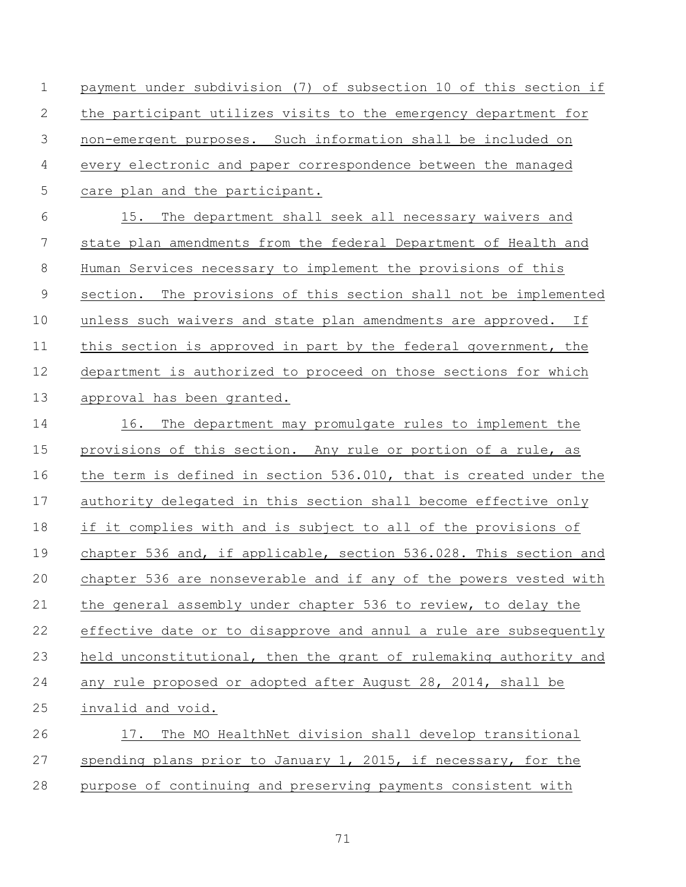payment under subdivision (7) of subsection 10 of this section if the participant utilizes visits to the emergency department for non-emergent purposes. Such information shall be included on every electronic and paper correspondence between the managed care plan and the participant.

15. The department shall seek all necessary waivers and state plan amendments from the federal Department of Health and Human Services necessary to implement the provisions of this section. The provisions of this section shall not be implemented unless such waivers and state plan amendments are approved. If this section is approved in part by the federal government, the department is authorized to proceed on those sections for which approval has been granted.

16. The department may promulgate rules to implement the provisions of this section. Any rule or portion of a rule, as the term is defined in section 536.010, that is created under the authority delegated in this section shall become effective only if it complies with and is subject to all of the provisions of chapter 536 and, if applicable, section 536.028. This section and chapter 536 are nonseverable and if any of the powers vested with the general assembly under chapter 536 to review, to delay the effective date or to disapprove and annul a rule are subsequently held unconstitutional, then the grant of rulemaking authority and any rule proposed or adopted after August 28, 2014, shall be invalid and void.

17. The MO HealthNet division shall develop transitional spending plans prior to January 1, 2015, if necessary, for the purpose of continuing and preserving payments consistent with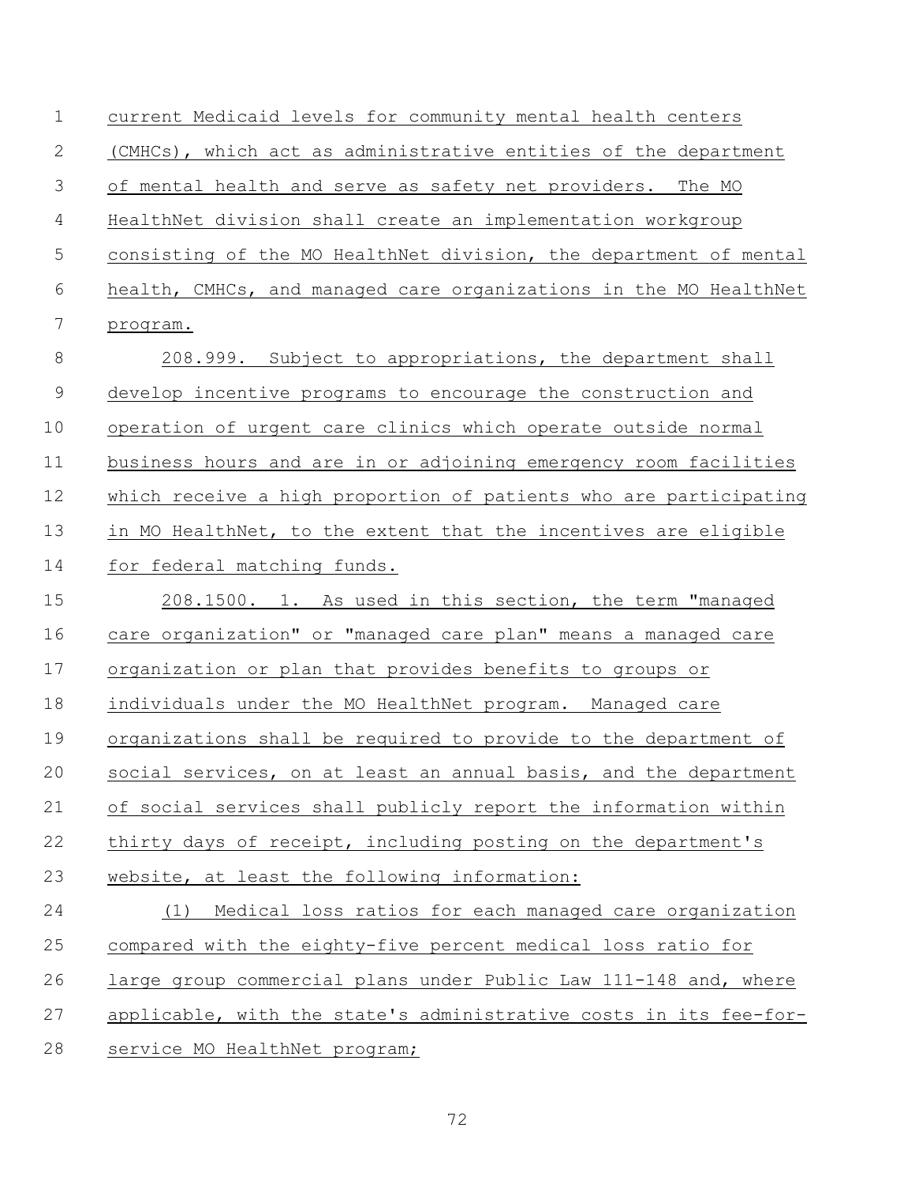current Medicaid levels for community mental health centers (CMHCs), which act as administrative entities of the department of mental health and serve as safety net providers. The MO HealthNet division shall create an implementation workgroup consisting of the MO HealthNet division, the department of mental health, CMHCs, and managed care organizations in the MO HealthNet program.

208.999. Subject to appropriations, the department shall develop incentive programs to encourage the construction and operation of urgent care clinics which operate outside normal business hours and are in or adjoining emergency room facilities which receive a high proportion of patients who are participating in MO HealthNet, to the extent that the incentives are eligible for federal matching funds.

208.1500. 1. As used in this section, the term "managed care organization" or "managed care plan" means a managed care organization or plan that provides benefits to groups or individuals under the MO HealthNet program. Managed care organizations shall be required to provide to the department of social services, on at least an annual basis, and the department of social services shall publicly report the information within thirty days of receipt, including posting on the department's website, at least the following information:

(1) Medical loss ratios for each managed care organization compared with the eighty-five percent medical loss ratio for large group commercial plans under Public Law 111-148 and, where applicable, with the state's administrative costs in its fee-for-service MO HealthNet program;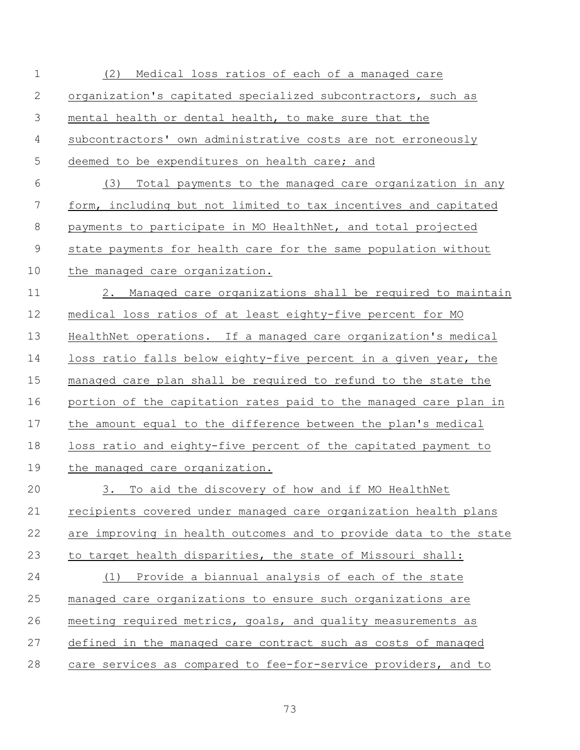(2) Medical loss ratios of each of a managed care organization's capitated specialized subcontractors, such as mental health or dental health, to make sure that the subcontractors' own administrative costs are not erroneously deemed to be expenditures on health care; and

(3) Total payments to the managed care organization in any form, including but not limited to tax incentives and capitated payments to participate in MO HealthNet, and total projected state payments for health care for the same population without the managed care organization.

2. Managed care organizations shall be required to maintain medical loss ratios of at least eighty-five percent for MO HealthNet operations. If a managed care organization's medical loss ratio falls below eighty-five percent in a given year, the managed care plan shall be required to refund to the state the portion of the capitation rates paid to the managed care plan in the amount equal to the difference between the plan's medical loss ratio and eighty-five percent of the capitated payment to the managed care organization.

3. To aid the discovery of how and if MO HealthNet recipients covered under managed care organization health plans are improving in health outcomes and to provide data to the state to target health disparities, the state of Missouri shall:

(1) Provide a biannual analysis of each of the state managed care organizations to ensure such organizations are meeting required metrics, goals, and quality measurements as defined in the managed care contract such as costs of managed care services as compared to fee-for-service providers, and to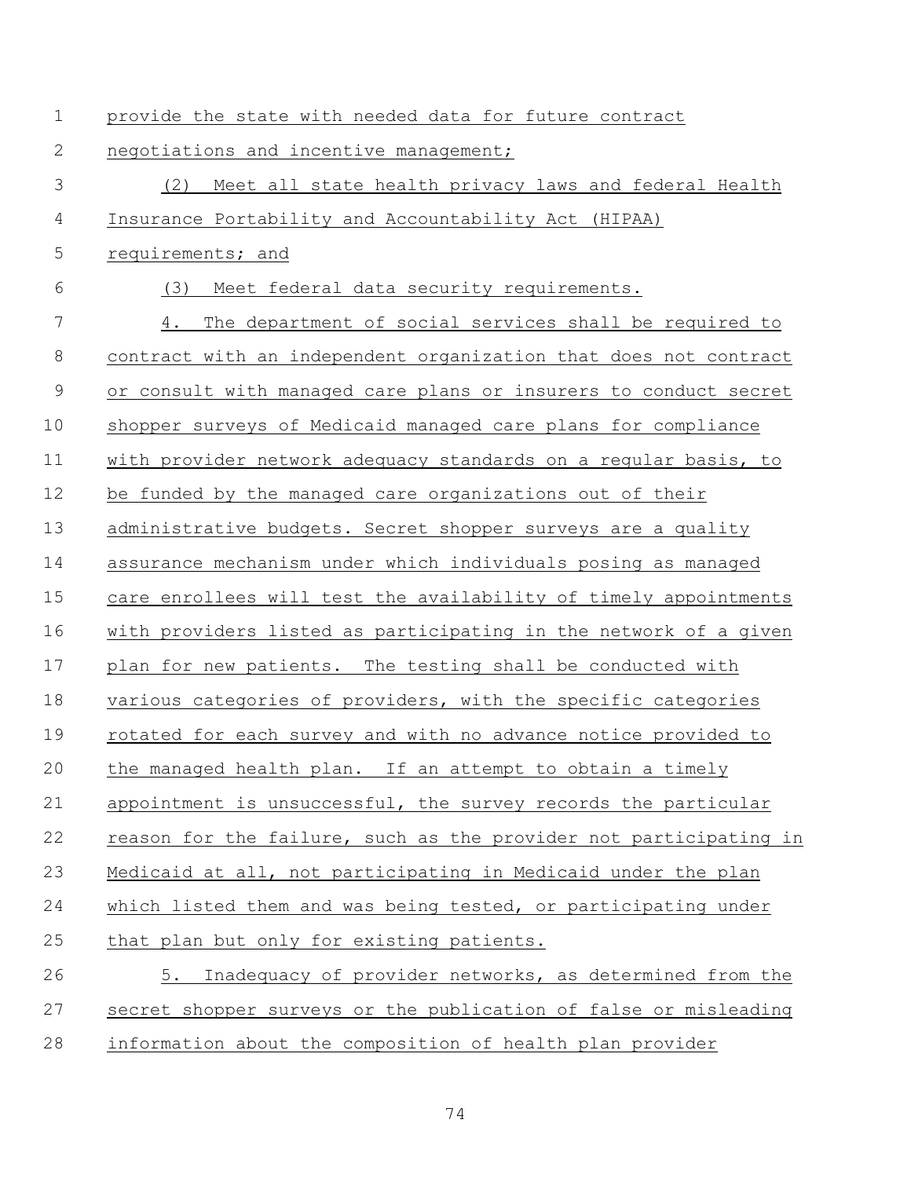provide the state with needed data for future contract negotiations and incentive management;

(2) Meet all state health privacy laws and federal Health Insurance Portability and Accountability Act (HIPAA) requirements; and

(3) Meet federal data security requirements.

4. The department of social services shall be required to contract with an independent organization that does not contract or consult with managed care plans or insurers to conduct secret shopper surveys of Medicaid managed care plans for compliance with provider network adequacy standards on a regular basis, to be funded by the managed care organizations out of their administrative budgets. Secret shopper surveys are a quality assurance mechanism under which individuals posing as managed care enrollees will test the availability of timely appointments with providers listed as participating in the network of a given plan for new patients. The testing shall be conducted with various categories of providers, with the specific categories rotated for each survey and with no advance notice provided to the managed health plan. If an attempt to obtain a timely appointment is unsuccessful, the survey records the particular reason for the failure, such as the provider not participating in Medicaid at all, not participating in Medicaid under the plan which listed them and was being tested, or participating under that plan but only for existing patients.

5. Inadequacy of provider networks, as determined from the secret shopper surveys or the publication of false or misleading information about the composition of health plan provider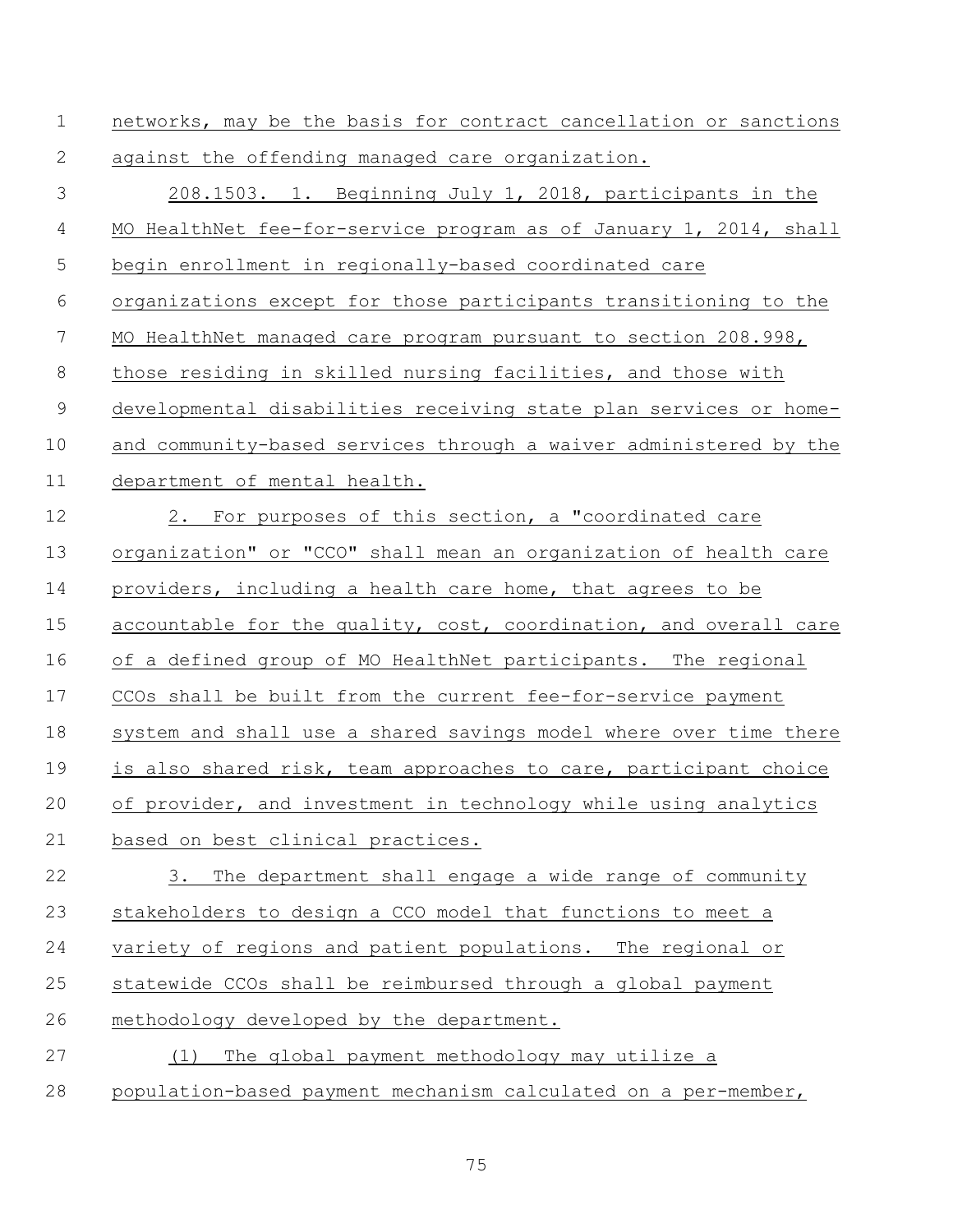networks, may be the basis for contract cancellation or sanctions against the offending managed care organization.

208.1503. 1. Beginning July 1, 2018, participants in the MO HealthNet fee-for-service program as of January 1, 2014, shall begin enrollment in regionally-based coordinated care organizations except for those participants transitioning to the MO HealthNet managed care program pursuant to section 208.998, those residing in skilled nursing facilities, and those with developmental disabilities receiving state plan services or home- and community-based services through a waiver administered by the department of mental health.

2. For purposes of this section, a "coordinated care organization" or "CCO" shall mean an organization of health care providers, including a health care home, that agrees to be accountable for the quality, cost, coordination, and overall care of a defined group of MO HealthNet participants. The regional CCOs shall be built from the current fee-for-service payment system and shall use a shared savings model where over time there is also shared risk, team approaches to care, participant choice of provider, and investment in technology while using analytics based on best clinical practices.

3. The department shall engage a wide range of community stakeholders to design a CCO model that functions to meet a variety of regions and patient populations. The regional or statewide CCOs shall be reimbursed through a global payment methodology developed by the department.

(1) The global payment methodology may utilize a population-based payment mechanism calculated on a per-member,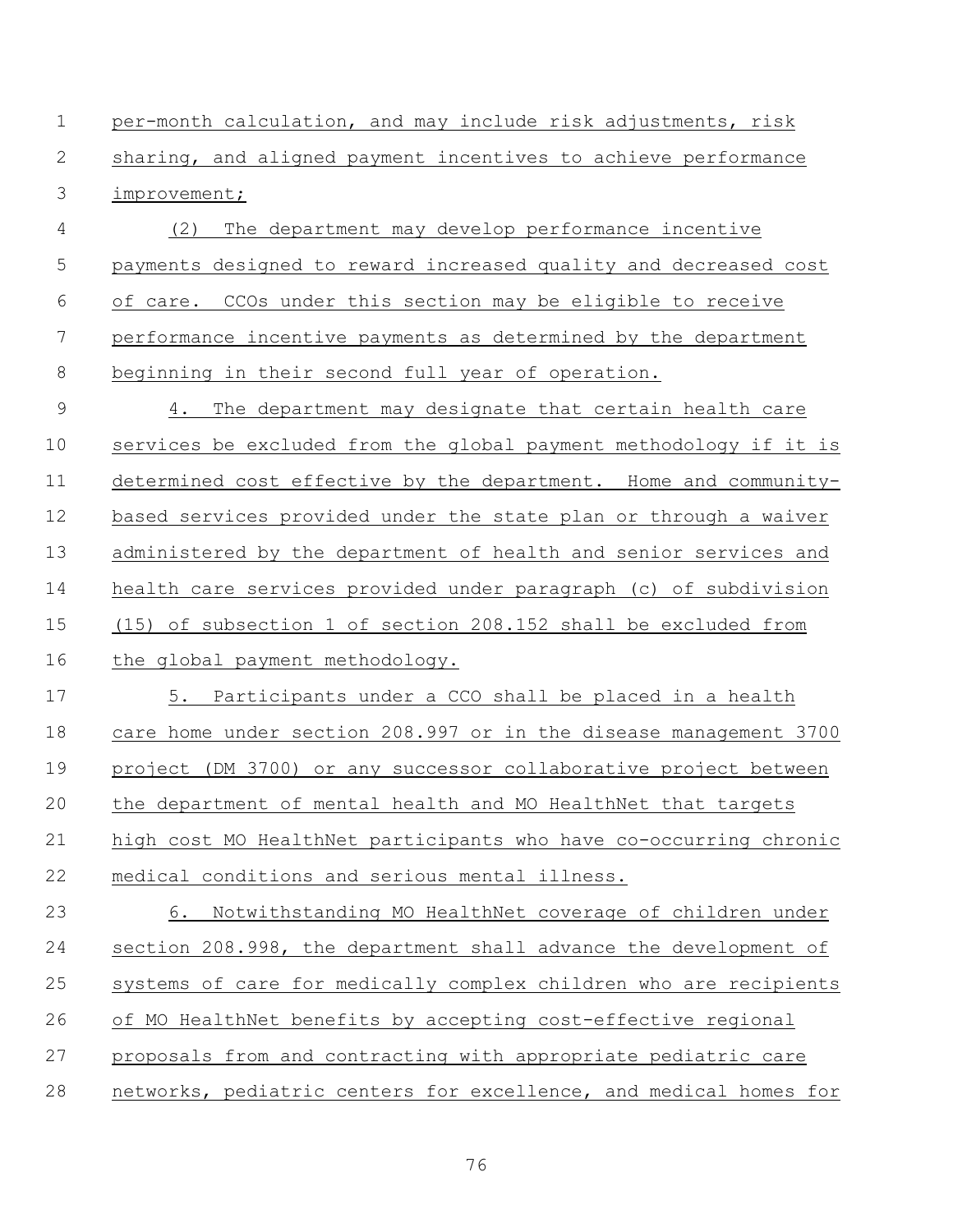per-month calculation, and may include risk adjustments, risk sharing, and aligned payment incentives to achieve performance improvement;

(2) The department may develop performance incentive payments designed to reward increased quality and decreased cost of care. CCOs under this section may be eligible to receive performance incentive payments as determined by the department beginning in their second full year of operation.

4. The department may designate that certain health care services be excluded from the global payment methodology if it is determined cost effective by the department. Home and community-based services provided under the state plan or through a waiver administered by the department of health and senior services and health care services provided under paragraph (c) of subdivision (15) of subsection 1 of section 208.152 shall be excluded from the global payment methodology.

5. Participants under a CCO shall be placed in a health care home under section 208.997 or in the disease management 3700 project (DM 3700) or any successor collaborative project between the department of mental health and MO HealthNet that targets high cost MO HealthNet participants who have co-occurring chronic medical conditions and serious mental illness.

6. Notwithstanding MO HealthNet coverage of children under section 208.998, the department shall advance the development of systems of care for medically complex children who are recipients of MO HealthNet benefits by accepting cost-effective regional proposals from and contracting with appropriate pediatric care networks, pediatric centers for excellence, and medical homes for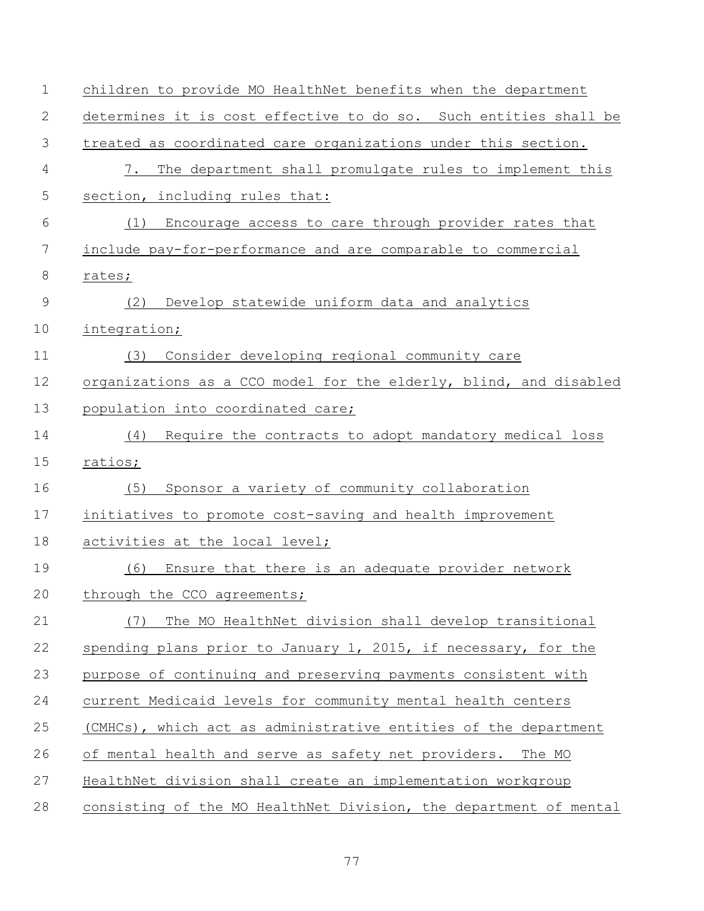children to provide MO HealthNet benefits when the department determines it is cost effective to do so. Such entities shall be treated as coordinated care organizations under this section.

7. The department shall promulgate rules to implement this section, including rules that:

(1) Encourage access to care through provider rates that include pay-for-performance and are comparable to commercial rates;

(2) Develop statewide uniform data and analytics integration;

(3) Consider developing regional community care organizations as a CCO model for the elderly, blind, and disabled population into coordinated care;

(4) Require the contracts to adopt mandatory medical loss ratios;

(5) Sponsor a variety of community collaboration initiatives to promote cost-saving and health improvement activities at the local level;

(6) Ensure that there is an adequate provider network through the CCO agreements;

(7) The MO HealthNet division shall develop transitional spending plans prior to January 1, 2015, if necessary, for the purpose of continuing and preserving payments consistent with current Medicaid levels for community mental health centers (CMHCs), which act as administrative entities of the department of mental health and serve as safety net providers. The MO HealthNet division shall create an implementation workgroup consisting of the MO HealthNet Division, the department of mental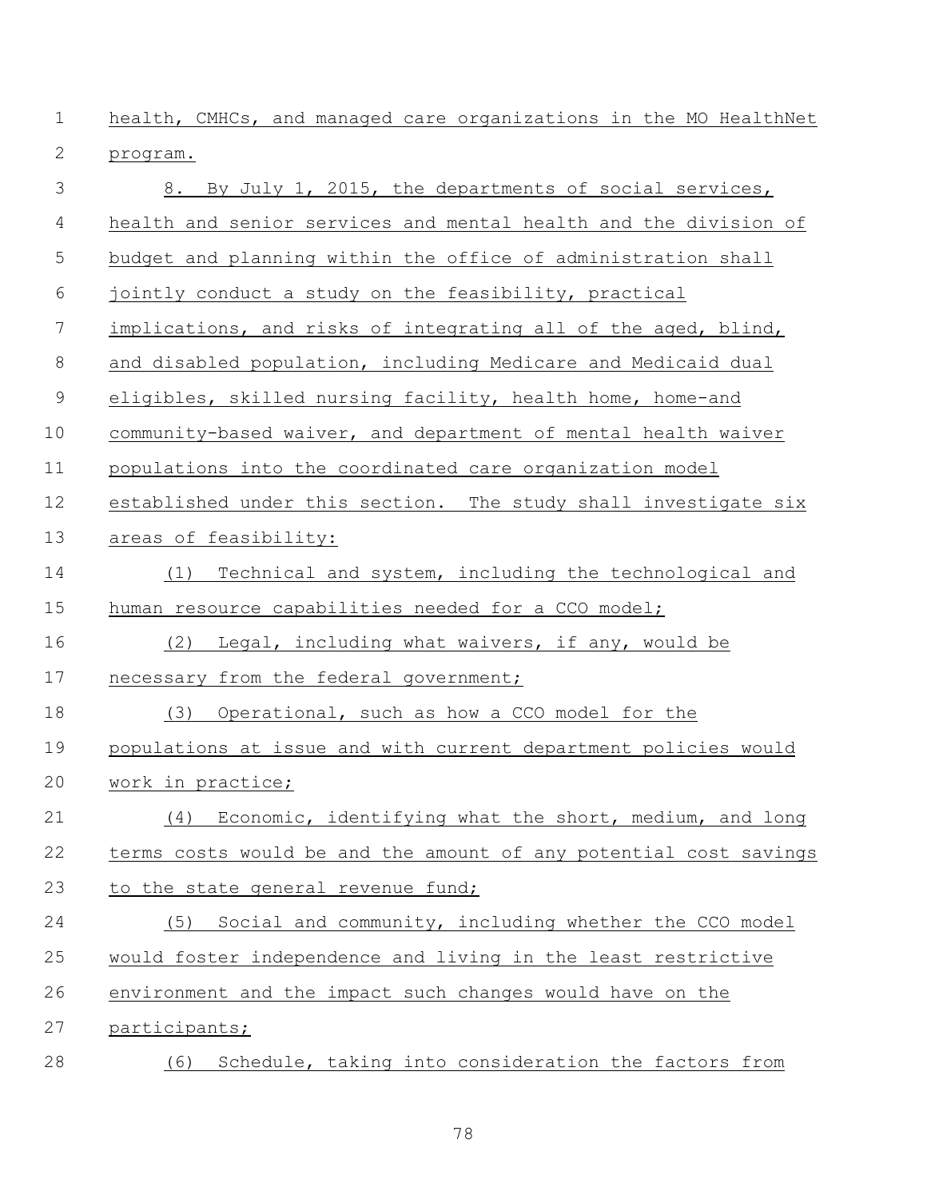health, CMHCs, and managed care organizations in the MO HealthNet program.

8. By July 1, 2015, the departments of social services, health and senior services and mental health and the division of budget and planning within the office of administration shall jointly conduct a study on the feasibility, practical implications, and risks of integrating all of the aged, blind, and disabled population, including Medicare and Medicaid dual eligibles, skilled nursing facility, health home, home-and community-based waiver, and department of mental health waiver populations into the coordinated care organization model established under this section. The study shall investigate six areas of feasibility:

(1) Technical and system, including the technological and human resource capabilities needed for a CCO model;

(2) Legal, including what waivers, if any, would be necessary from the federal government;

(3) Operational, such as how a CCO model for the populations at issue and with current department policies would work in practice;

(4) Economic, identifying what the short, medium, and long terms costs would be and the amount of any potential cost savings to the state general revenue fund;

(5) Social and community, including whether the CCO model would foster independence and living in the least restrictive environment and the impact such changes would have on the participants;

(6) Schedule, taking into consideration the factors from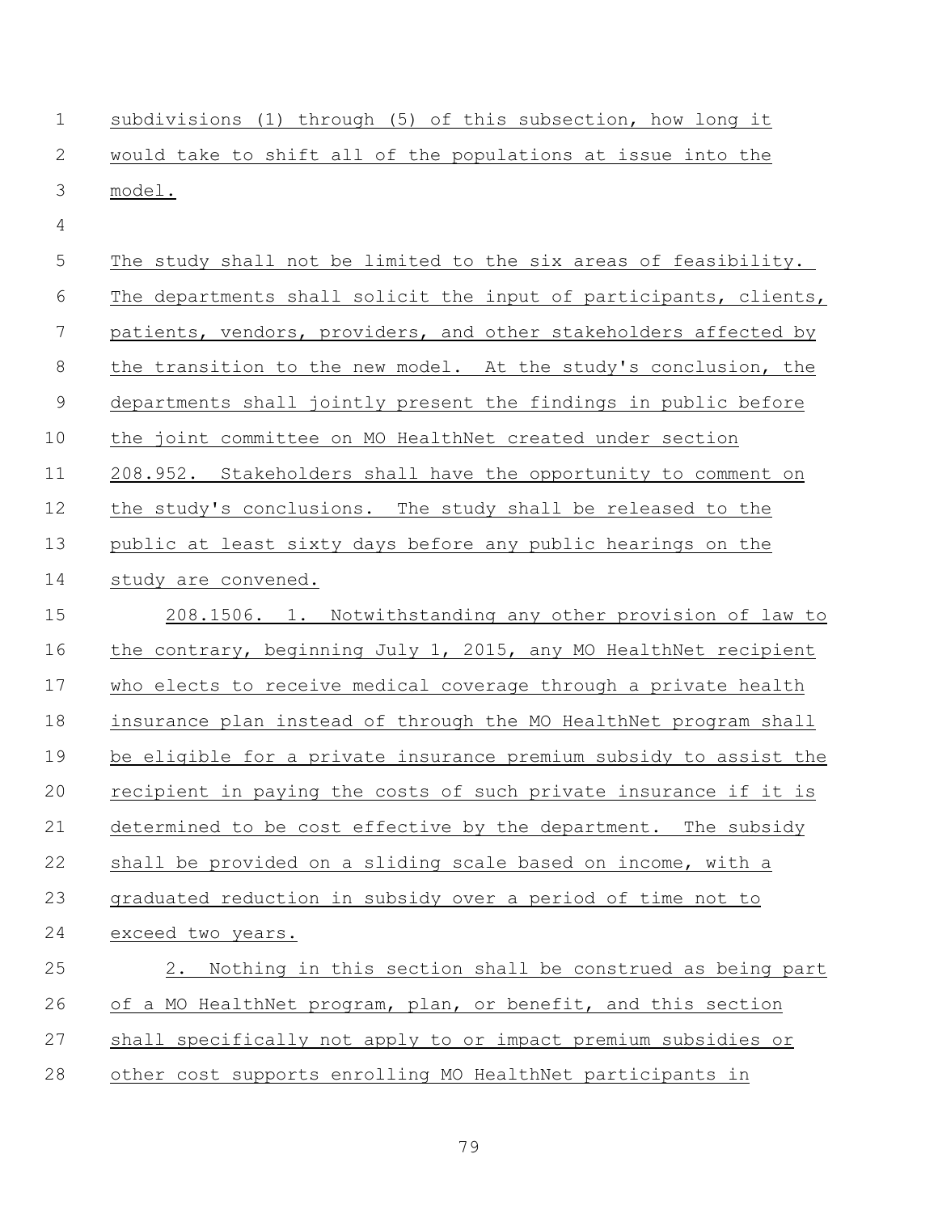subdivisions (1) through (5) of this subsection, how long it would take to shift all of the populations at issue into the model.

The study shall not be limited to the six areas of feasibility. The departments shall solicit the input of participants, clients, patients, vendors, providers, and other stakeholders affected by the transition to the new model. At the study's conclusion, the departments shall jointly present the findings in public before the joint committee on MO HealthNet created under section 208.952. Stakeholders shall have the opportunity to comment on the study's conclusions. The study shall be released to the public at least sixty days before any public hearings on the study are convened.

208.1506. 1. Notwithstanding any other provision of law to the contrary, beginning July 1, 2015, any MO HealthNet recipient who elects to receive medical coverage through a private health insurance plan instead of through the MO HealthNet program shall be eligible for a private insurance premium subsidy to assist the recipient in paying the costs of such private insurance if it is determined to be cost effective by the department. The subsidy shall be provided on a sliding scale based on income, with a graduated reduction in subsidy over a period of time not to exceed two years.

2. Nothing in this section shall be construed as being part of a MO HealthNet program, plan, or benefit, and this section shall specifically not apply to or impact premium subsidies or other cost supports enrolling MO HealthNet participants in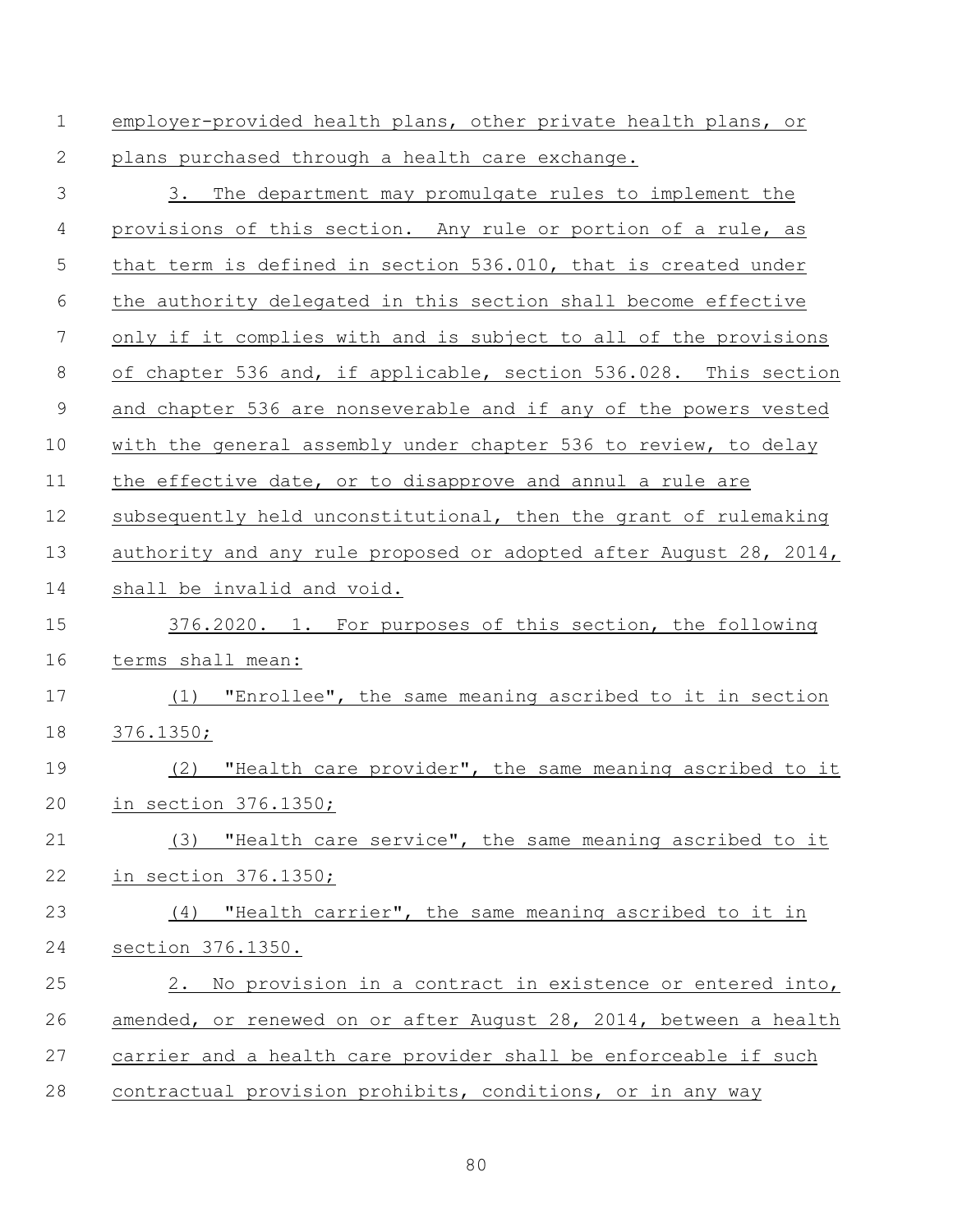employer-provided health plans, other private health plans, or plans purchased through a health care exchange.

3. The department may promulgate rules to implement the provisions of this section. Any rule or portion of a rule, as that term is defined in section 536.010, that is created under the authority delegated in this section shall become effective only if it complies with and is subject to all of the provisions of chapter 536 and, if applicable, section 536.028. This section and chapter 536 are nonseverable and if any of the powers vested with the general assembly under chapter 536 to review, to delay the effective date, or to disapprove and annul a rule are subsequently held unconstitutional, then the grant of rulemaking authority and any rule proposed or adopted after August 28, 2014, shall be invalid and void.

376.2020. 1. For purposes of this section, the following terms shall mean:

(1) "Enrollee", the same meaning ascribed to it in section 376.1350;

(2) "Health care provider", the same meaning ascribed to it in section 376.1350;

(3) "Health care service", the same meaning ascribed to it in section 376.1350;

(4) "Health carrier", the same meaning ascribed to it in section 376.1350.

2. No provision in a contract in existence or entered into, amended, or renewed on or after August 28, 2014, between a health carrier and a health care provider shall be enforceable if such contractual provision prohibits, conditions, or in any way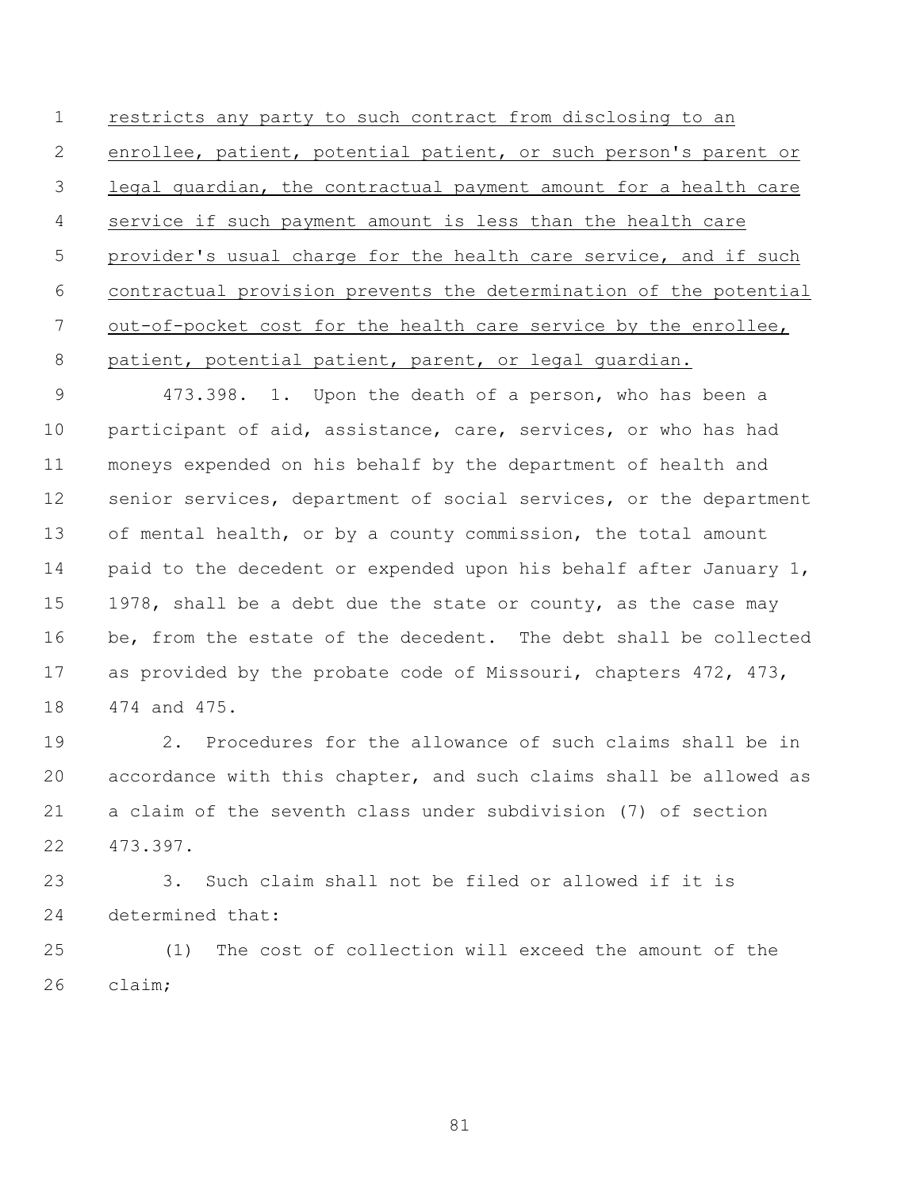restricts any party to such contract from disclosing to an enrollee, patient, potential patient, or such person's parent or legal guardian, the contractual payment amount for a health care service if such payment amount is less than the health care provider's usual charge for the health care service, and if such contractual provision prevents the determination of the potential out-of-pocket cost for the health care service by the enrollee, patient, potential patient, parent, or legal guardian.

473.398. 1. Upon the death of a person, who has been a participant of aid, assistance, care, services, or who has had moneys expended on his behalf by the department of health and senior services, department of social services, or the department of mental health, or by a county commission, the total amount paid to the decedent or expended upon his behalf after January 1, 1978, shall be a debt due the state or county, as the case may be, from the estate of the decedent. The debt shall be collected as provided by the probate code of Missouri, chapters 472, 473, 474 and 475.

2. Procedures for the allowance of such claims shall be in accordance with this chapter, and such claims shall be allowed as a claim of the seventh class under subdivision (7) of section 473.397.

3. Such claim shall not be filed or allowed if it is determined that:

(1) The cost of collection will exceed the amount of the claim;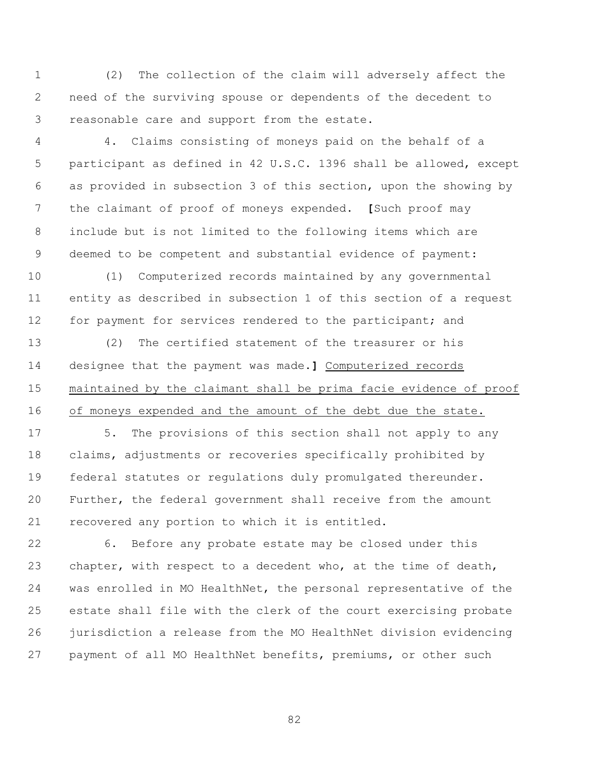(2) The collection of the claim will adversely affect the need of the surviving spouse or dependents of the decedent to reasonable care and support from the estate.

4. Claims consisting of moneys paid on the behalf of a participant as defined in 42 U.S.C. 1396 shall be allowed, except as provided in subsection 3 of this section, upon the showing by the claimant of proof of moneys expended. **[**Such proof may include but is not limited to the following items which are deemed to be competent and substantial evidence of payment:

(1) Computerized records maintained by any governmental entity as described in subsection 1 of this section of a request for payment for services rendered to the participant; and

(2) The certified statement of the treasurer or his designee that the payment was made.**]** <u>Computerized records maintained by the claimant shall be prima facie evidence of proof of moneys expended and the amount of the debt due the state.</u>

5. The provisions of this section shall not apply to any claims, adjustments or recoveries specifically prohibited by federal statutes or regulations duly promulgated thereunder. Further, the federal government shall receive from the amount recovered any portion to which it is entitled.

6. Before any probate estate may be closed under this chapter, with respect to a decedent who, at the time of death, was enrolled in MO HealthNet, the personal representative of the estate shall file with the clerk of the court exercising probate jurisdiction a release from the MO HealthNet division evidencing payment of all MO HealthNet benefits, premiums, or other such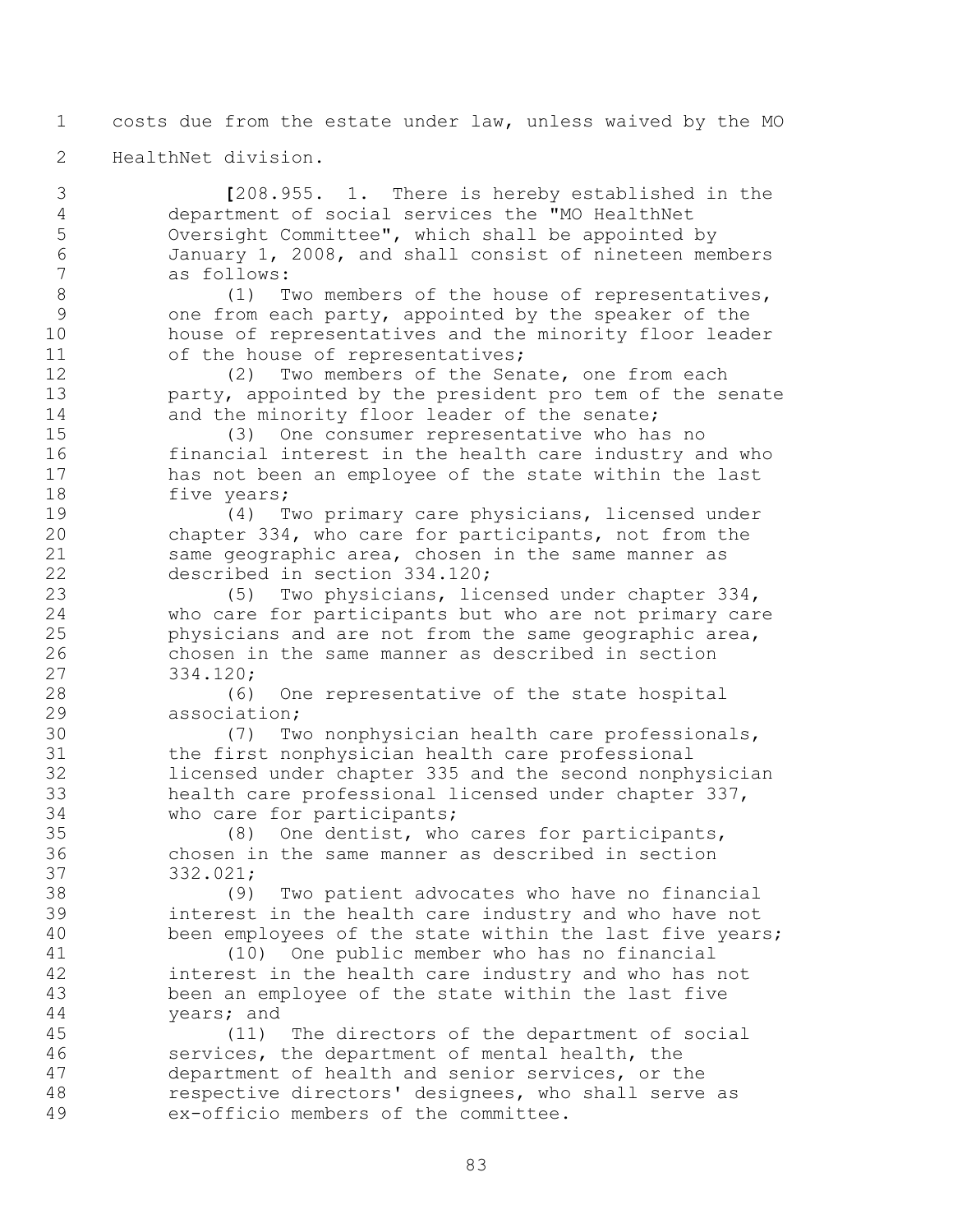costs due from the estate under law, unless waived by the MO HealthNet division.

[208.955. 1. There is hereby established in the department of social services the "MO HealthNet Oversight Committee", which shall be appointed by January 1, 2008, and shall consist of nineteen members as follows:

(1) Two members of the house of representatives, one from each party, appointed by the speaker of the house of representatives and the minority floor leader of the house of representatives;

(2) Two members of the Senate, one from each party, appointed by the president pro tem of the senate and the minority floor leader of the senate;

(3) One consumer representative who has no financial interest in the health care industry and who has not been an employee of the state within the last five years;

(4) Two primary care physicians, licensed under chapter 334, who care for participants, not from the same geographic area, chosen in the same manner as described in section 334.120;

(5) Two physicians, licensed under chapter 334, who care for participants but who are not primary care physicians and are not from the same geographic area, chosen in the same manner as described in section 334.120;

(6) One representative of the state hospital association;

(7) Two nonphysician health care professionals, the first nonphysician health care professional licensed under chapter 335 and the second nonphysician health care professional licensed under chapter 337, who care for participants;

(8) One dentist, who cares for participants, chosen in the same manner as described in section 332.021;

(9) Two patient advocates who have no financial interest in the health care industry and who have not been employees of the state within the last five years;

(10) One public member who has no financial interest in the health care industry and who has not been an employee of the state within the last five years; and

(11) The directors of the department of social services, the department of mental health, the department of health and senior services, or the respective directors' designees, who shall serve as ex-officio members of the committee.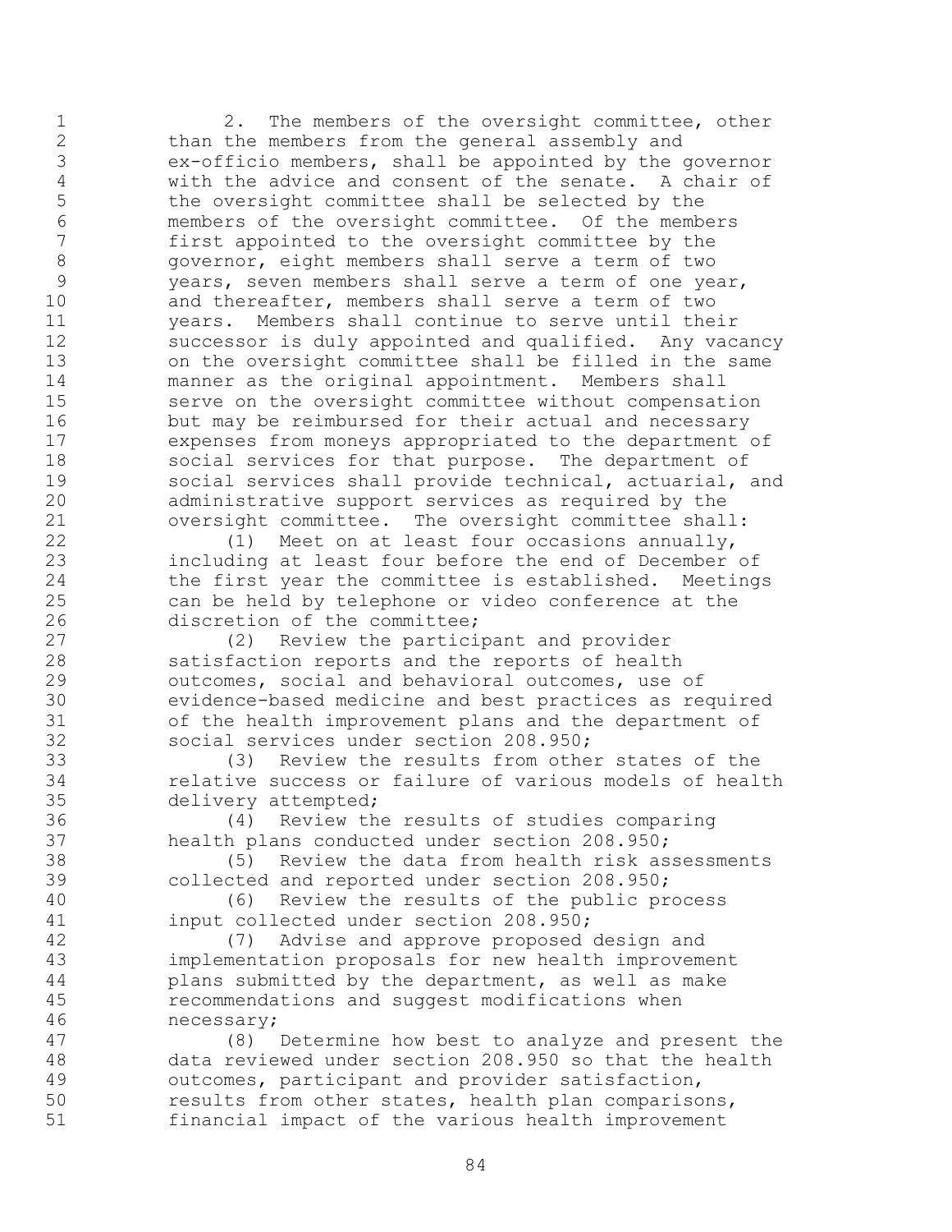2. The members of the oversight committee, other than the members from the general assembly and ex-officio members, shall be appointed by the governor with the advice and consent of the senate. A chair of the oversight committee shall be selected by the members of the oversight committee. Of the members first appointed to the oversight committee by the governor, eight members shall serve a term of two years, seven members shall serve a term of one year, and thereafter, members shall serve a term of two years. Members shall continue to serve until their successor is duly appointed and qualified. Any vacancy on the oversight committee shall be filled in the same manner as the original appointment. Members shall serve on the oversight committee without compensation but may be reimbursed for their actual and necessary expenses from moneys appropriated to the department of social services for that purpose. The department of social services shall provide technical, actuarial, and administrative support services as required by the oversight committee. The oversight committee shall:

(1) Meet on at least four occasions annually, including at least four before the end of December of the first year the committee is established. Meetings can be held by telephone or video conference at the discretion of the committee;

(2) Review the participant and provider satisfaction reports and the reports of health outcomes, social and behavioral outcomes, use of evidence-based medicine and best practices as required of the health improvement plans and the department of social services under section 208.950;

(3) Review the results from other states of the relative success or failure of various models of health delivery attempted;

(4) Review the results of studies comparing health plans conducted under section 208.950;

(5) Review the data from health risk assessments collected and reported under section 208.950;

(6) Review the results of the public process input collected under section 208.950;

(7) Advise and approve proposed design and implementation proposals for new health improvement plans submitted by the department, as well as make recommendations and suggest modifications when necessary;

(8) Determine how best to analyze and present the data reviewed under section 208.950 so that the health outcomes, participant and provider satisfaction, results from other states, health plan comparisons, financial impact of the various health improvement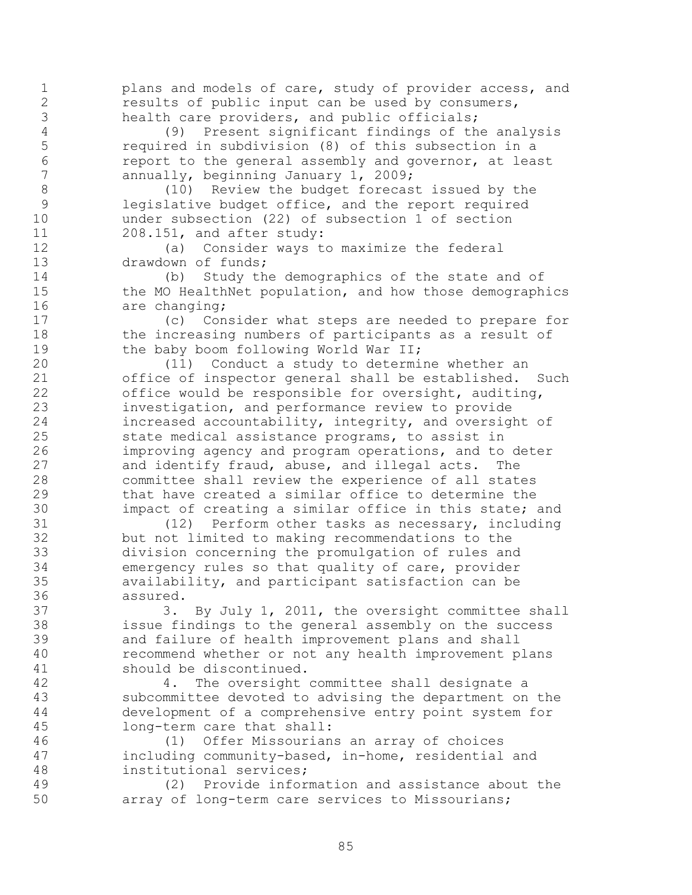plans and models of care, study of provider access, and results of public input can be used by consumers, health care providers, and public officials;

(9) Present significant findings of the analysis required in subdivision (8) of this subsection in a report to the general assembly and governor, at least annually, beginning January 1, 2009;

(10) Review the budget forecast issued by the legislative budget office, and the report required under subsection (22) of subsection 1 of section 208.151, and after study:

(a) Consider ways to maximize the federal drawdown of funds;

(b) Study the demographics of the state and of the MO HealthNet population, and how those demographics are changing;

(c) Consider what steps are needed to prepare for the increasing numbers of participants as a result of the baby boom following World War II;

(11) Conduct a study to determine whether an office of inspector general shall be established. Such office would be responsible for oversight, auditing, investigation, and performance review to provide increased accountability, integrity, and oversight of state medical assistance programs, to assist in improving agency and program operations, and to deter and identify fraud, abuse, and illegal acts. The committee shall review the experience of all states that have created a similar office to determine the impact of creating a similar office in this state; and

(12) Perform other tasks as necessary, including but not limited to making recommendations to the division concerning the promulgation of rules and emergency rules so that quality of care, provider availability, and participant satisfaction can be assured.

3. By July 1, 2011, the oversight committee shall issue findings to the general assembly on the success and failure of health improvement plans and shall recommend whether or not any health improvement plans should be discontinued.

4. The oversight committee shall designate a subcommittee devoted to advising the department on the development of a comprehensive entry point system for long-term care that shall:

(1) Offer Missourians an array of choices including community-based, in-home, residential and institutional services;

(2) Provide information and assistance about the array of long-term care services to Missourians;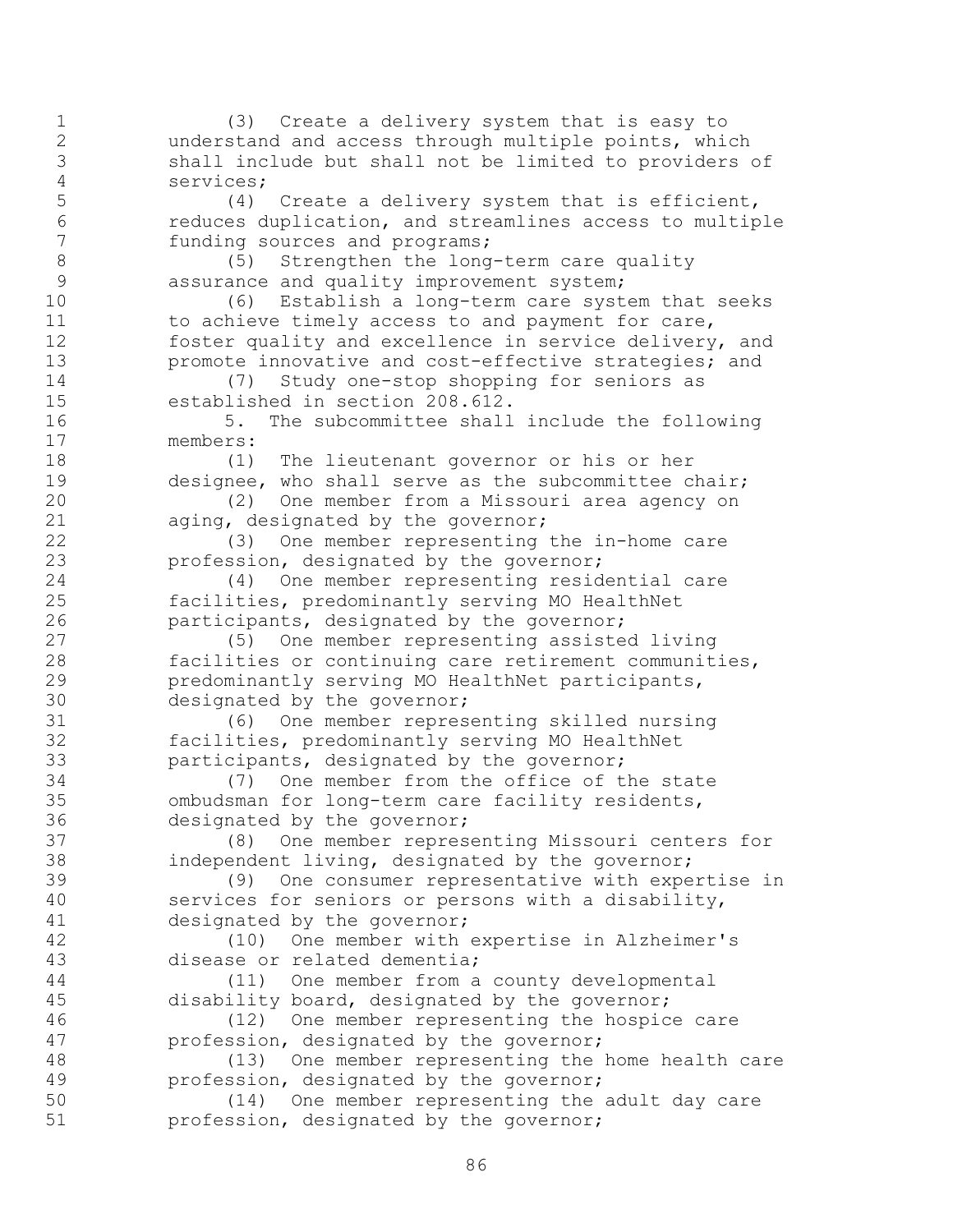(3) Create a delivery system that is easy to understand and access through multiple points, which shall include but shall not be limited to providers of services;

(4) Create a delivery system that is efficient, reduces duplication, and streamlines access to multiple funding sources and programs;

(5) Strengthen the long-term care quality assurance and quality improvement system;

(6) Establish a long-term care system that seeks to achieve timely access to and payment for care, foster quality and excellence in service delivery, and promote innovative and cost-effective strategies; and

(7) Study one-stop shopping for seniors as established in section 208.612.

5. The subcommittee shall include the following members:

(1) The lieutenant governor or his or her designee, who shall serve as the subcommittee chair;

(2) One member from a Missouri area agency on aging, designated by the governor;

(3) One member representing the in-home care profession, designated by the governor;

(4) One member representing residential care facilities, predominantly serving MO HealthNet participants, designated by the governor;

(5) One member representing assisted living facilities or continuing care retirement communities, predominantly serving MO HealthNet participants, designated by the governor;

(6) One member representing skilled nursing facilities, predominantly serving MO HealthNet participants, designated by the governor;

(7) One member from the office of the state ombudsman for long-term care facility residents, designated by the governor;

(8) One member representing Missouri centers for independent living, designated by the governor;

(9) One consumer representative with expertise in services for seniors or persons with a disability, designated by the governor;

(10) One member with expertise in Alzheimer's disease or related dementia;

(11) One member from a county developmental disability board, designated by the governor;

(12) One member representing the hospice care profession, designated by the governor;

(13) One member representing the home health care profession, designated by the governor;

(14) One member representing the adult day care profession, designated by the governor;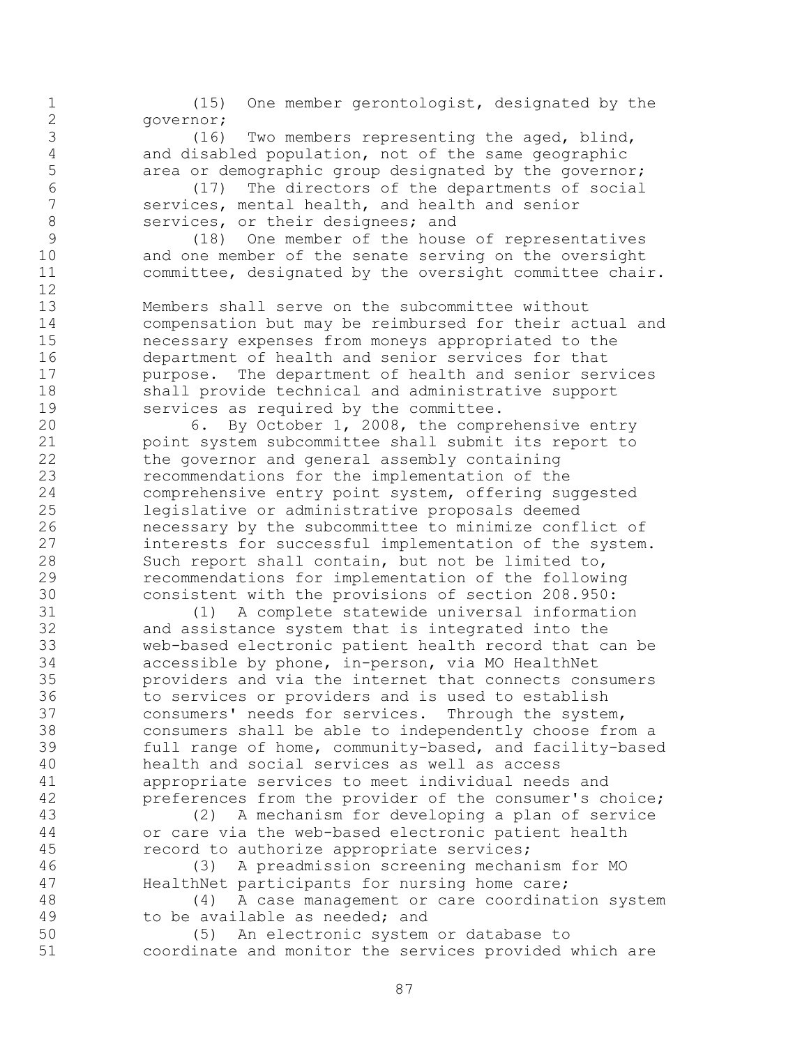(15) One member gerontologist, designated by the governor;

(16) Two members representing the aged, blind, and disabled population, not of the same geographic area or demographic group designated by the governor;

(17) The directors of the departments of social services, mental health, and health and senior services, or their designees; and

(18) One member of the house of representatives and one member of the senate serving on the oversight committee, designated by the oversight committee chair.

Members shall serve on the subcommittee without compensation but may be reimbursed for their actual and necessary expenses from moneys appropriated to the department of health and senior services for that purpose. The department of health and senior services shall provide technical and administrative support services as required by the committee.

6. By October 1, 2008, the comprehensive entry point system subcommittee shall submit its report to the governor and general assembly containing recommendations for the implementation of the comprehensive entry point system, offering suggested legislative or administrative proposals deemed necessary by the subcommittee to minimize conflict of interests for successful implementation of the system. Such report shall contain, but not be limited to, recommendations for implementation of the following consistent with the provisions of section 208.950:

(1) A complete statewide universal information and assistance system that is integrated into the web-based electronic patient health record that can be accessible by phone, in-person, via MO HealthNet providers and via the internet that connects consumers to services or providers and is used to establish consumers' needs for services. Through the system, consumers shall be able to independently choose from a full range of home, community-based, and facility-based health and social services as well as access appropriate services to meet individual needs and preferences from the provider of the consumer's choice;

(2) A mechanism for developing a plan of service or care via the web-based electronic patient health record to authorize appropriate services;

(3) A preadmission screening mechanism for MO HealthNet participants for nursing home care;

(4) A case management or care coordination system to be available as needed; and

(5) An electronic system or database to coordinate and monitor the services provided which are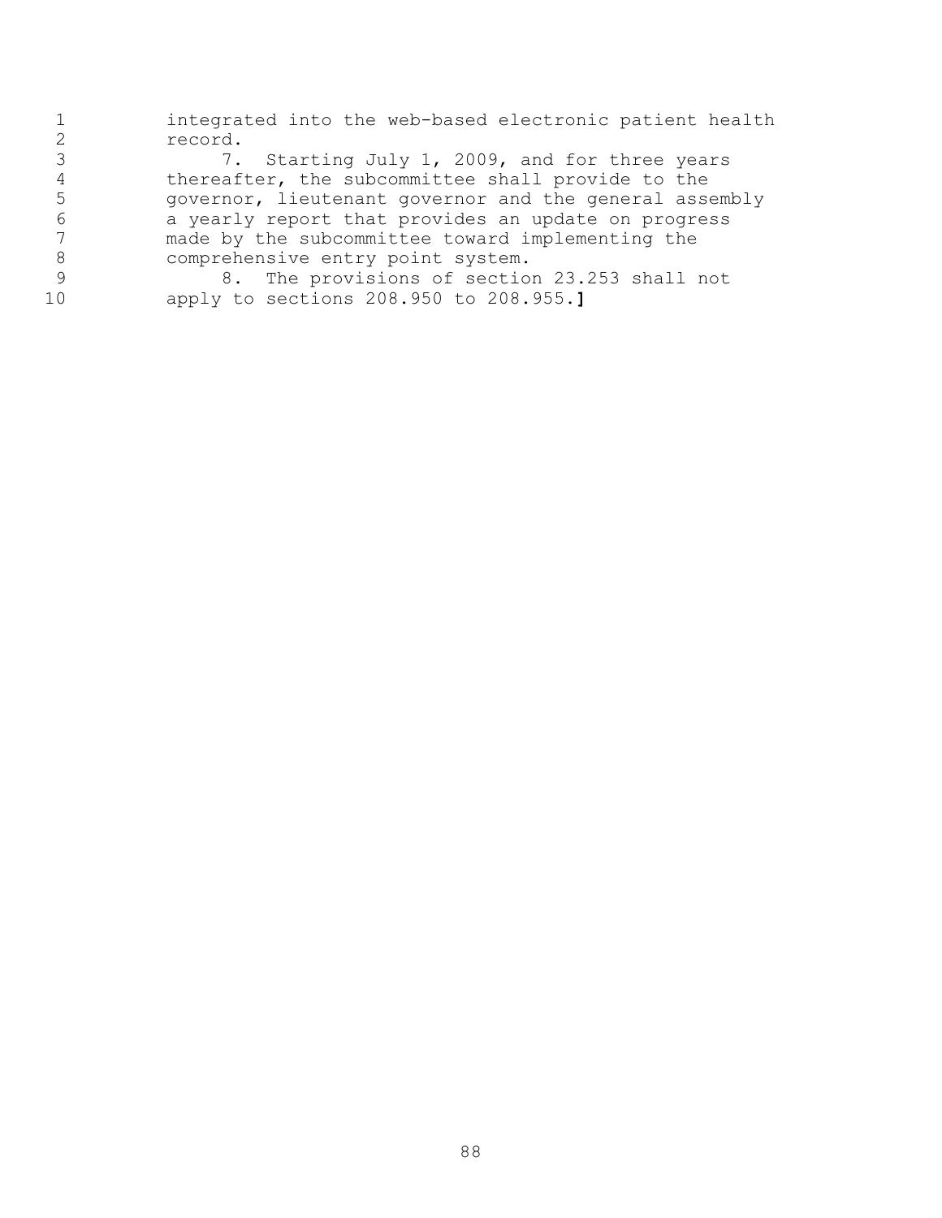integrated into the web-based electronic patient health record.

7. Starting July 1, 2009, and for three years thereafter, the subcommittee shall provide to the governor, lieutenant governor and the general assembly a yearly report that provides an update on progress made by the subcommittee toward implementing the comprehensive entry point system.

8. The provisions of section 23.253 shall not apply to sections 208.950 to 208.955.**]**